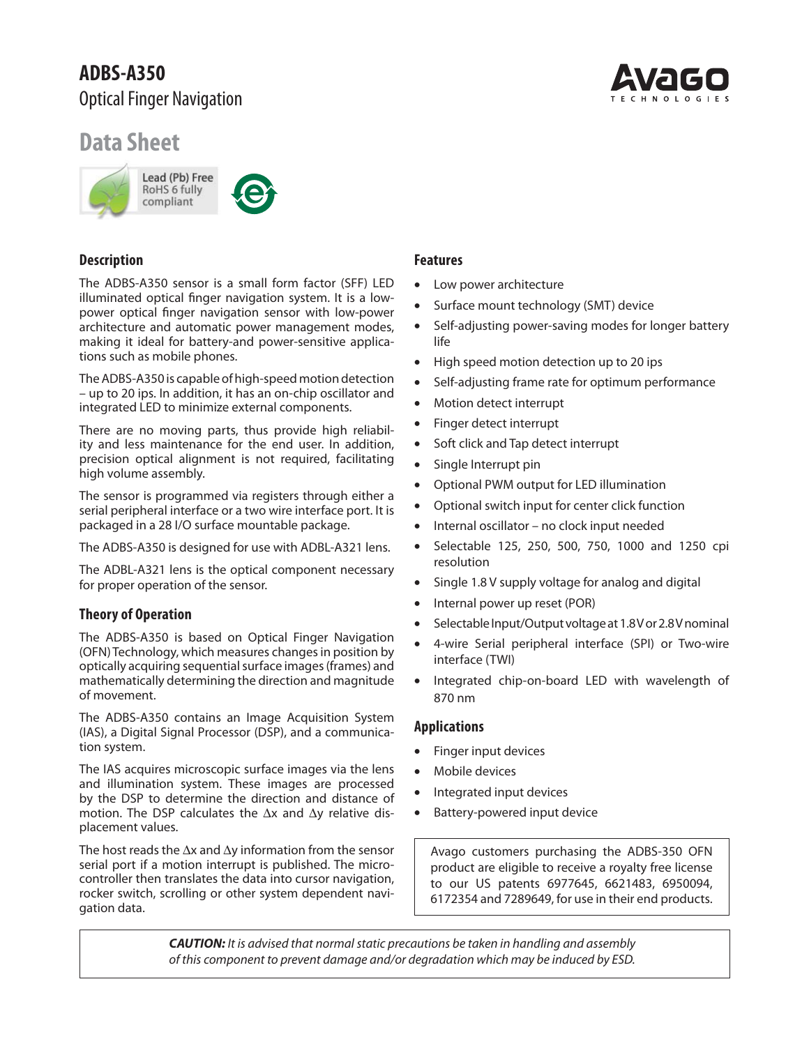# ADBS-A350

Optical Finger Navigation

## Data Sheet

Lead (Pb) Free
RoHS 6 fully compliant

### Description

The ADBS-A350 sensor is a small form factor (SFF) LED illuminated optical finger navigation system. It is a low-power optical finger navigation sensor with low-power architecture and automatic power management modes, making it ideal for battery-and power-sensitive applications such as mobile phones.

The ADBS-A350 is capable of high-speed motion detection – up to 20 ips. In addition, it has an on-chip oscillator and integrated LED to minimize external components.

There are no moving parts, thus provide high reliability and less maintenance for the end user. In addition, precision optical alignment is not required, facilitating high volume assembly.

The sensor is programmed via registers through either a serial peripheral interface or a two wire interface port. It is packaged in a 28 I/O surface mountable package.

The ADBS-A350 is designed for use with ADBL-A321 lens.

The ADBL-A321 lens is the optical component necessary for proper operation of the sensor.

### Theory of Operation

The ADBS-A350 is based on Optical Finger Navigation (OFN) Technology, which measures changes in position by optically acquiring sequential surface images (frames) and mathematically determining the direction and magnitude of movement.

The ADBS-A350 contains an Image Acquisition System (IAS), a Digital Signal Processor (DSP), and a communication system.

The IAS acquires microscopic surface images via the lens and illumination system. These images are processed by the DSP to determine the direction and distance of motion. The DSP calculates the $\Delta x$ and $\Delta y$ relative displacement values.

The host reads the $\Delta x$ and $\Delta y$ information from the sensor serial port if a motion interrupt is published. The microcontroller then translates the data into cursor navigation, rocker switch, scrolling or other system dependent navigation data.

### Features

- Low power architecture
- Surface mount technology (SMT) device
- Self-adjusting power-saving modes for longer battery life
- High speed motion detection up to 20 ips
- Self-adjusting frame rate for optimum performance
- Motion detect interrupt
- Finger detect interrupt
- Soft click and Tap detect interrupt
- Single Interrupt pin
- Optional PWM output for LED illumination
- Optional switch input for center click function
- Internal oscillator – no clock input needed
- Selectable 125, 250, 500, 750, 1000 and 1250 cpi resolution
- Single 1.8 V supply voltage for analog and digital
- Internal power up reset (POR)
- Selectable Input/Output voltage at 1.8 V or 2.8 V nominal
- 4-wire Serial peripheral interface (SPI) or Two-wire interface (TWI)
- Integrated chip-on-board LED with wavelength of 870 nm

### Applications

- Finger input devices
- Mobile devices
- Integrated input devices
- Battery-powered input device

Avago customers purchasing the ADBS-350 OFN product are eligible to receive a royalty free license to our US patents 6977645, 6621483, 6950094, 6172354 and 7289649, for use in their end products.

***CAUTION:*** *It is advised that normal static precautions be taken in handling and assembly of this component to prevent damage and/or degradation which may be induced by ESD.*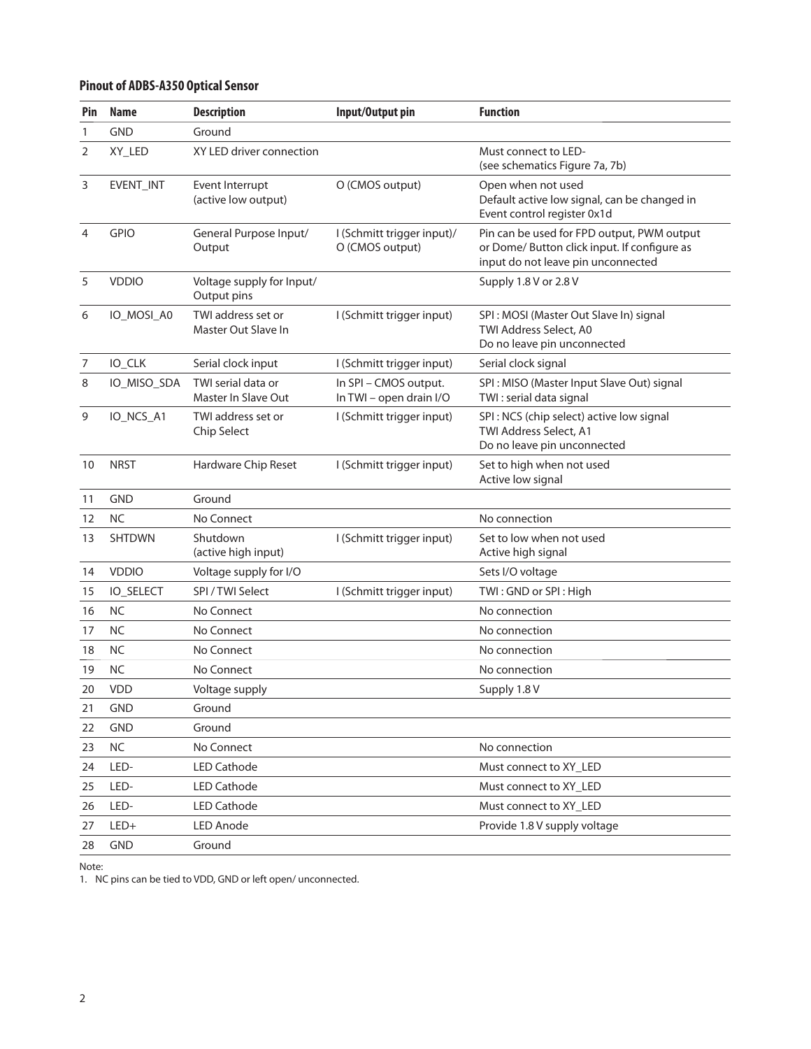### Pinout of ADBS-A350 Optical Sensor

| Pin | Name | Description | Input/Output pin | Function |
|---|---|---|---|---|
| 1 | GND | Ground | | |
| 2 | XY_LED | XY LED driver connection | | Must connect to LED-<br>(see schematics Figure 7a, 7b) |
| 3 | EVENT_INT | Event Interrupt<br>(active low output) | O (CMOS output) | Open when not used<br>Default active low signal, can be changed in Event control register 0x1d |
| 4 | GPIO | General Purpose Input/ Output | I (Schmitt trigger input)/<br>O (CMOS output) | Pin can be used for FPD output, PWM output or Dome/ Button click input. If configure as input do not leave pin unconnected |
| 5 | VDDIO | Voltage supply for Input/ Output pins | | Supply 1.8 V or 2.8 V |
| 6 | IO_MOSI_A0 | TWI address set or Master Out Slave In | I (Schmitt trigger input) | SPI : MOSI (Master Out Slave In) signal<br>TWI Address Select, A0<br>Do no leave pin unconnected |
| 7 | IO_CLK | Serial clock input | I (Schmitt trigger input) | Serial clock signal |
| 8 | IO_MISO_SDA | TWI serial data or Master In Slave Out | In SPI – CMOS output.<br>In TWI – open drain I/O | SPI : MISO (Master Input Slave Out) signal<br>TWI : serial data signal |
| 9 | IO_NCS_A1 | TWI address set or Chip Select | I (Schmitt trigger input) | SPI : NCS (chip select) active low signal<br>TWI Address Select, A1<br>Do no leave pin unconnected |
| 10 | NRST | Hardware Chip Reset | I (Schmitt trigger input) | Set to high when not used<br>Active low signal |
| 11 | GND | Ground | | |
| 12 | NC | No Connect | | No connection |
| 13 | SHTDWN | Shutdown<br>(active high input) | I (Schmitt trigger input) | Set to low when not used<br>Active high signal |
| 14 | VDDIO | Voltage supply for I/O | | Sets I/O voltage |
| 15 | IO_SELECT | SPI / TWI Select | I (Schmitt trigger input) | TWI : GND or SPI : High |
| 16 | NC | No Connect | | No connection |
| 17 | NC | No Connect | | No connection |
| 18 | NC | No Connect | | No connection |
| 19 | NC | No Connect | | No connection |
| 20 | VDD | Voltage supply | | Supply 1.8 V |
| 21 | GND | Ground | | |
| 22 | GND | Ground | | |
| 23 | NC | No Connect | | No connection |
| 24 | LED- | LED Cathode | | Must connect to XY_LED |
| 25 | LED- | LED Cathode | | Must connect to XY_LED |
| 26 | LED- | LED Cathode | | Must connect to XY_LED |
| 27 | LED+ | LED Anode | | Provide 1.8 V supply voltage |
| 28 | GND | Ground | | |

Note:
1. NC pins can be tied to VDD, GND or left open/ unconnected.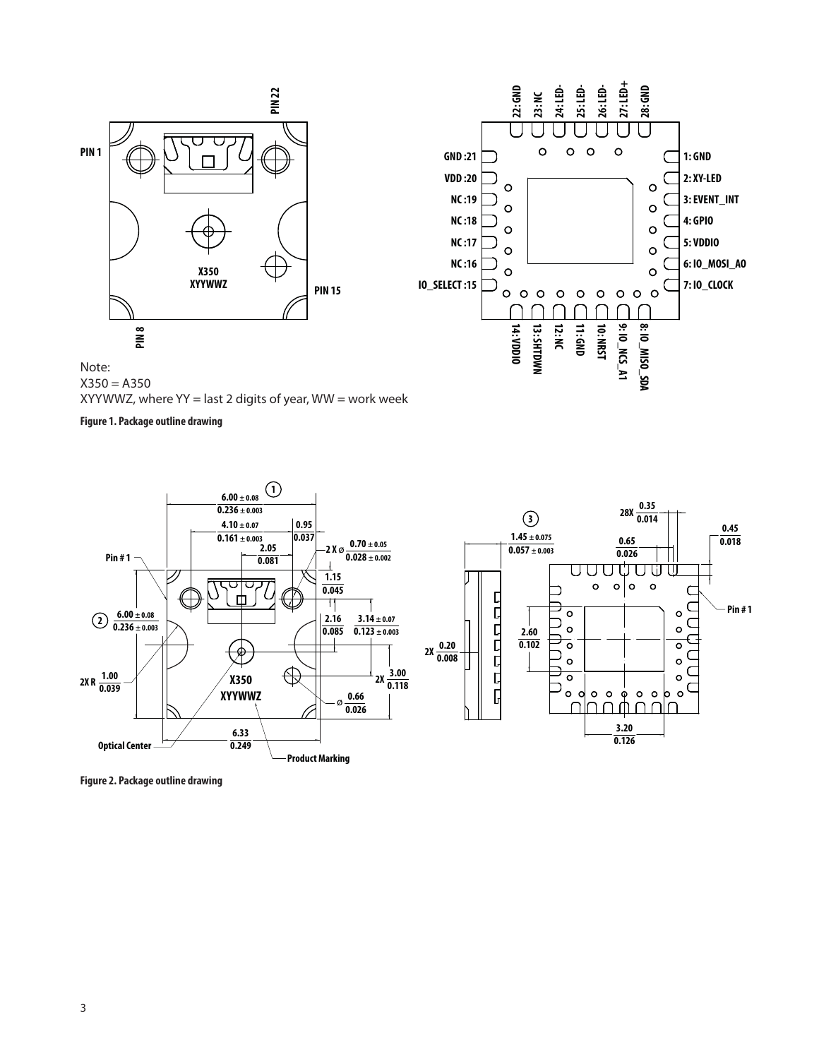Note:
X350 = A350
XYYWWZ, where YY = last 2 digits of year, WW = work week

**Figure 1. Package outline drawing**

**Figure 2. Package outline drawing**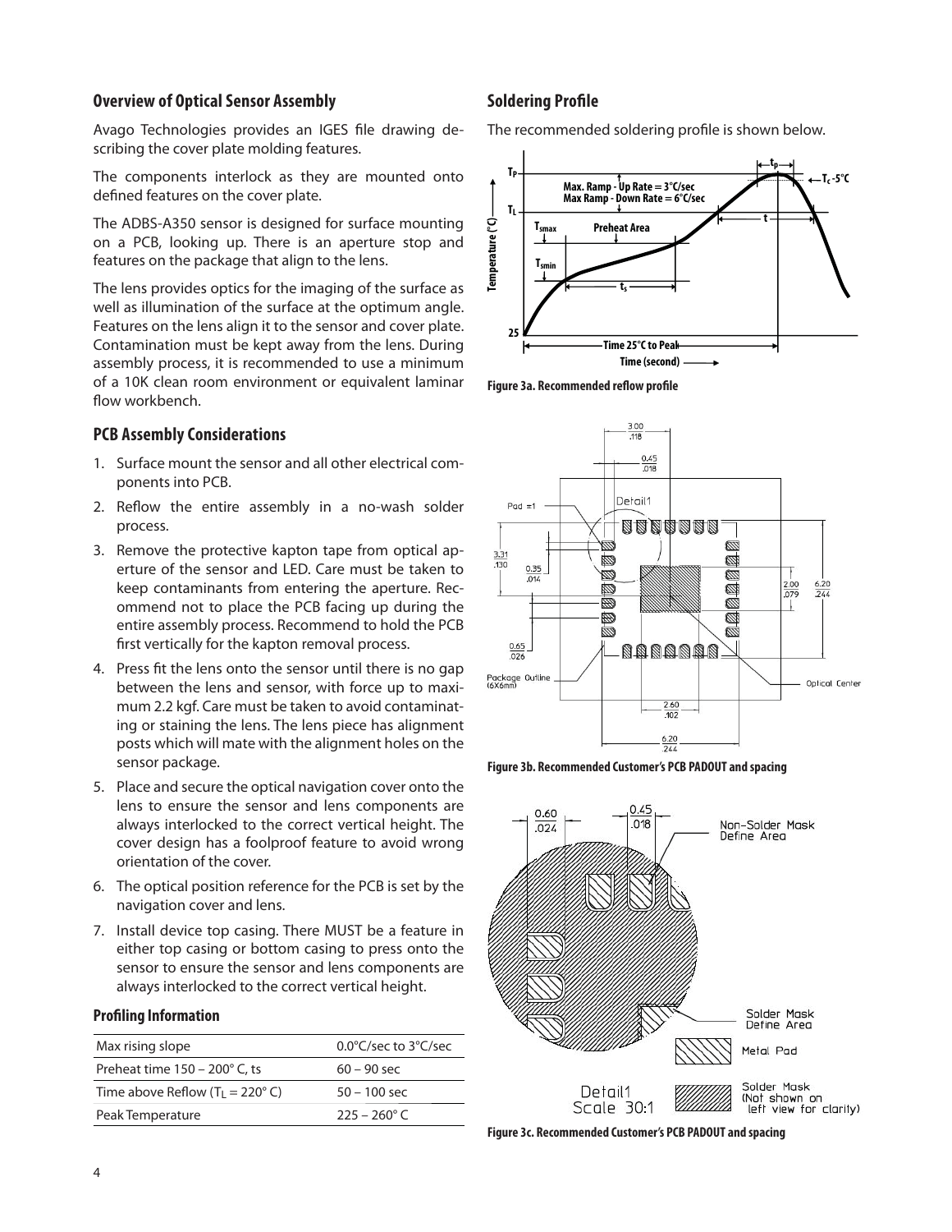## Overview of Optical Sensor Assembly

Avago Technologies provides an IGES file drawing describing the cover plate molding features.

The components interlock as they are mounted onto defined features on the cover plate.

The ADBS-A350 sensor is designed for surface mounting on a PCB, looking up. There is an aperture stop and features on the package that align to the lens.

The lens provides optics for the imaging of the surface as well as illumination of the surface at the optimum angle. Features on the lens align it to the sensor and cover plate. Contamination must be kept away from the lens. During assembly process, it is recommended to use a minimum of a 10K clean room environment or equivalent laminar flow workbench.

## PCB Assembly Considerations

1. Surface mount the sensor and all other electrical components into PCB.
2. Reflow the entire assembly in a no-wash solder process.
3. Remove the protective kapton tape from optical aperture of the sensor and LED. Care must be taken to keep contaminants from entering the aperture. Recommend not to place the PCB facing up during the entire assembly process. Recommend to hold the PCB first vertically for the kapton removal process.
4. Press fit the lens onto the sensor until there is no gap between the lens and sensor, with force up to maximum 2.2 kgf. Care must be taken to avoid contaminating or staining the lens. The lens piece has alignment posts which will mate with the alignment holes on the sensor package.
5. Place and secure the optical navigation cover onto the lens to ensure the sensor and lens components are always interlocked to the correct vertical height. The cover design has a foolproof feature to avoid wrong orientation of the cover.
6. The optical position reference for the PCB is set by the navigation cover and lens.
7. Install device top casing. There MUST be a feature in either top casing or bottom casing to press onto the sensor to ensure the sensor and lens components are always interlocked to the correct vertical height.

### Profiling Information

| | |
|---|---|
| Max rising slope | 0.0°C/sec to 3°C/sec |
| Preheat time 150 – 200° C, ts | 60 – 90 sec |
| Time above Reflow ($T_L$ = 220° C) | 50 – 100 sec |
| Peak Temperature | 225 – 260° C |

## Soldering Profile

The recommended soldering profile is shown below.

Figure 3a. Recommended reflow profile

Figure 3b. Recommended Customer's PCB PADOUT and spacing

Figure 3c. Recommended Customer's PCB PADOUT and spacing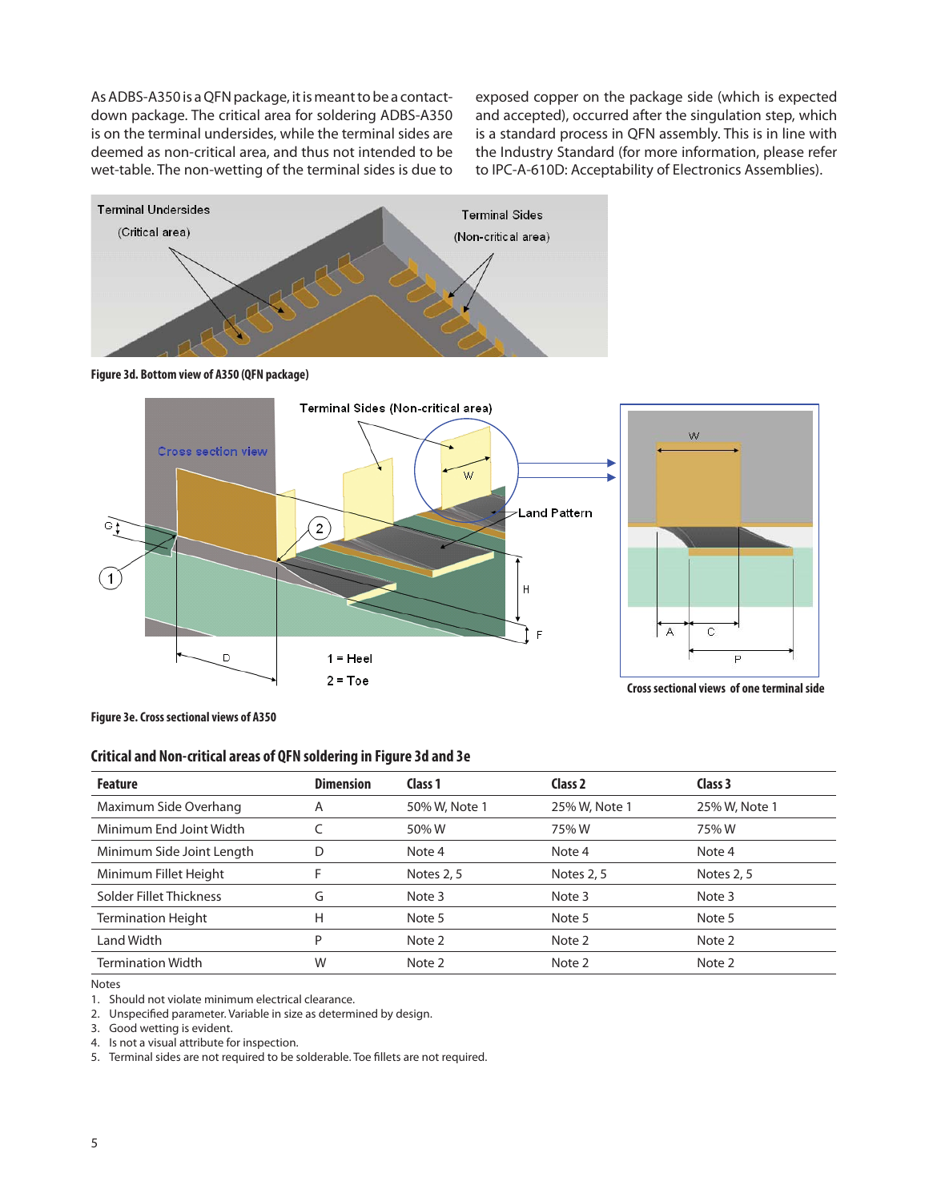As ADBS-A350 is a QFN package, it is meant to be a contact-down package. The critical area for soldering ADBS-A350 is on the terminal undersides, while the terminal sides are deemed as non-critical area, and thus not intended to be wet-table. The non-wetting of the terminal sides is due to exposed copper on the package side (which is expected and accepted), occurred after the singulation step, which is a standard process in QFN assembly. This is in line with the Industry Standard (for more information, please refer to IPC-A-610D: Acceptability of Electronics Assemblies).

**Figure 3d. Bottom view of A350 (QFN package)**

**Cross sectional views of one terminal side**

**Figure 3e. Cross sectional views of A350**

### Critical and Non-critical areas of QFN soldering in Figure 3d and 3e

| Feature | Dimension | Class 1 | Class 2 | Class 3 |
|---|---|---|---|---|
| Maximum Side Overhang | A | 50% W, Note 1 | 25% W, Note 1 | 25% W, Note 1 |
| Minimum End Joint Width | C | 50% W | 75% W | 75% W |
| Minimum Side Joint Length | D | Note 4 | Note 4 | Note 4 |
| Minimum Fillet Height | F | Notes 2, 5 | Notes 2, 5 | Notes 2, 5 |
| Solder Fillet Thickness | G | Note 3 | Note 3 | Note 3 |
| Termination Height | H | Note 5 | Note 5 | Note 5 |
| Land Width | P | Note 2 | Note 2 | Note 2 |
| Termination Width | W | Note 2 | Note 2 | Note 2 |

Notes

1. Should not violate minimum electrical clearance.
2. Unspecified parameter. Variable in size as determined by design.
3. Good wetting is evident.
4. Is not a visual attribute for inspection.
5. Terminal sides are not required to be solderable. Toe fillets are not required.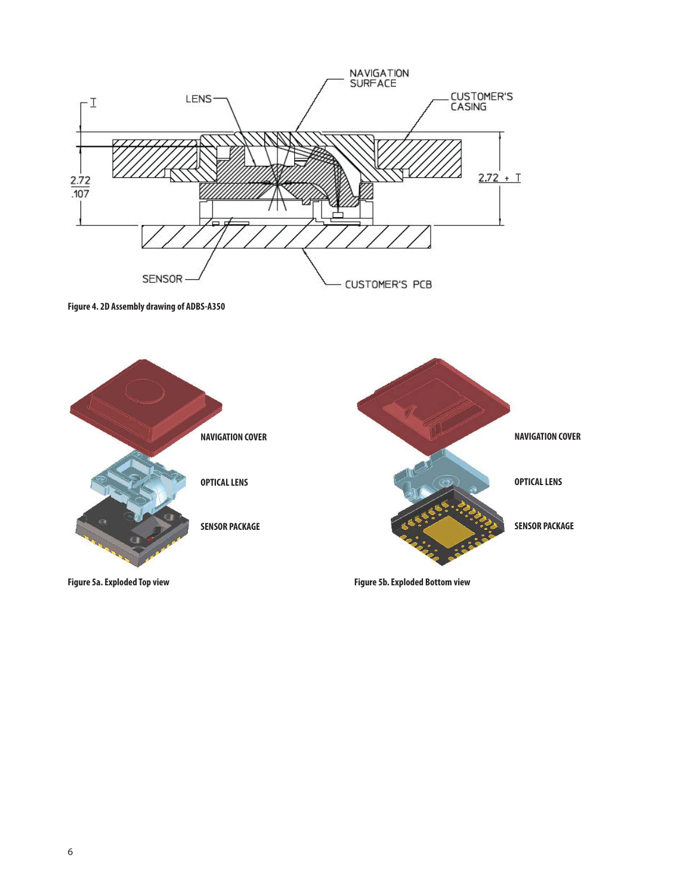Figure 4. 2D Assembly drawing of ADBS-A350

Figure 5a. Exploded Top view

Figure 5b. Exploded Bottom view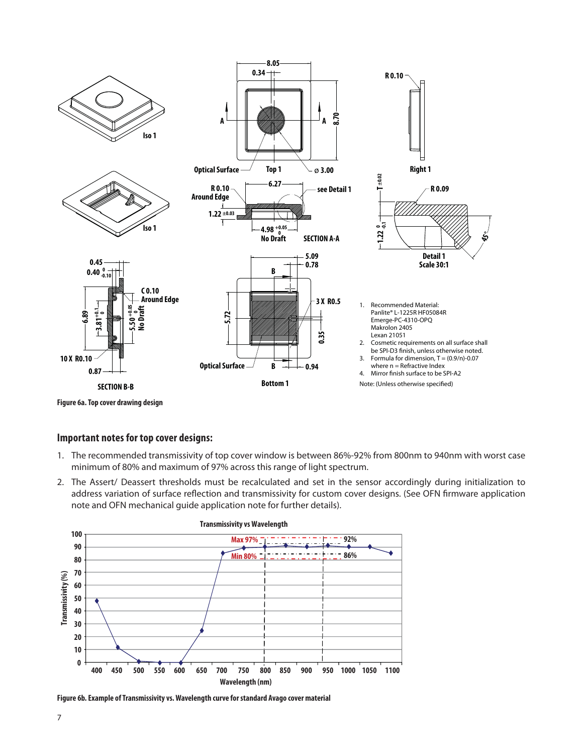1. Recommended Material:
   Panlite® L-1225R HF05084R
   Emerge-PC-4310-OPQ
   Makrolon 2405
   Lexan 21051
2. Cosmetic requirements on all surface shall be SPI-D3 finish, unless otherwise noted.
3. Formula for dimension, T = (0.9/n)-0.07 where n = Refractive Index
4. Mirror finish surface to be SPI-A2

Note: (Unless otherwise specified)

**Figure 6a. Top cover drawing design**

## Important notes for top cover designs:

1. The recommended transmissivity of top cover window is between 86%-92% from 800nm to 940nm with worst case minimum of 80% and maximum of 97% across this range of light spectrum.
2. The Assert/ Deassert thresholds must be recalculated and set in the sensor accordingly during initialization to address variation of surface reflection and transmissivity for custom cover designs. (See OFN firmware application note and OFN mechanical guide application note for further details).

**Figure 6b. Example of Transmissivity vs. Wavelength curve for standard Avago cover material**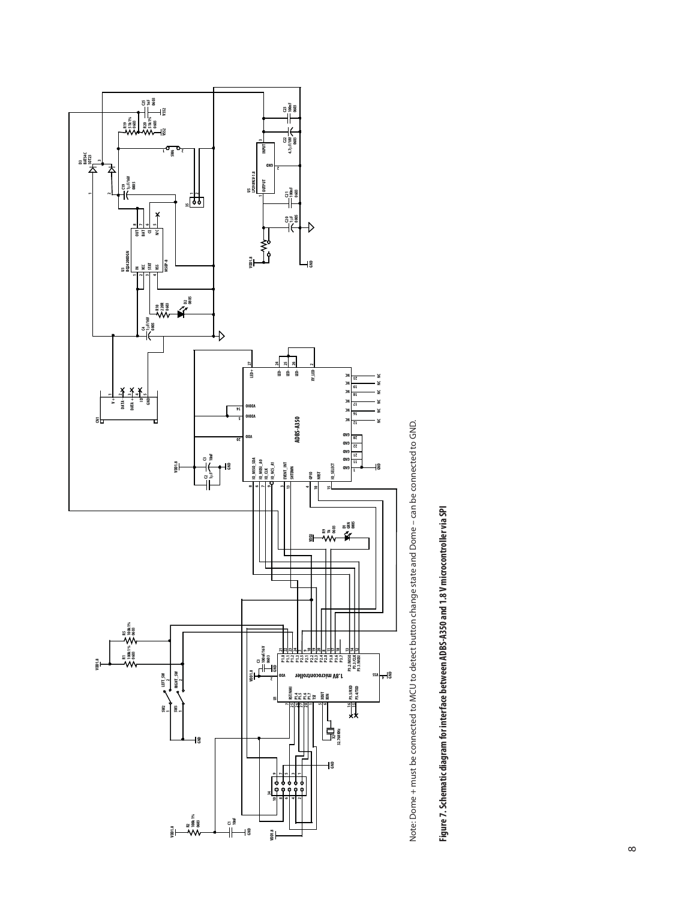Note: Dome + must be connected to MCU to detect button change state and Dome – can be connected to GND.

**Figure 7. Schematic diagram for interface between ADBS-A350 and 1.8 V microcontroller via SPI**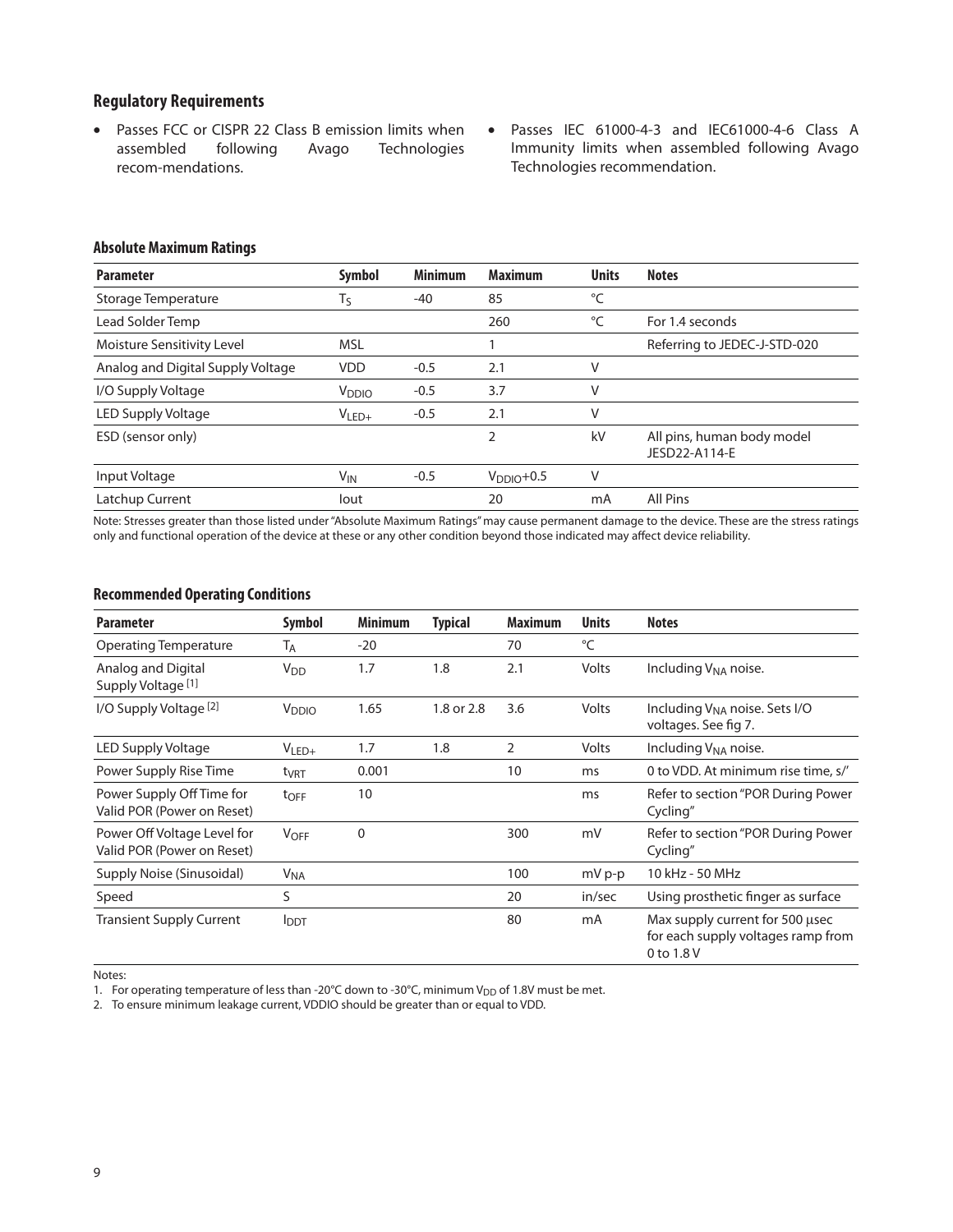## Regulatory Requirements

- Passes FCC or CISPR 22 Class B emission limits when assembled following Avago Technologies recom-mendations.
- Passes IEC 61000-4-3 and IEC61000-4-6 Class A Immunity limits when assembled following Avago Technologies recommendation.

### Absolute Maximum Ratings

| Parameter | Symbol | Minimum | Maximum | Units | Notes |
|---|---|---|---|---|---|
| Storage Temperature | $T_S$ | -40 | 85 | °C | |
| Lead Solder Temp | | | 260 | °C | For 1.4 seconds |
| Moisture Sensitivity Level | MSL | | 1 | | Referring to JEDEC-J-STD-020 |
| Analog and Digital Supply Voltage | VDD | -0.5 | 2.1 | V | |
| I/O Supply Voltage | $V_{DDIO}$ | -0.5 | 3.7 | V | |
| LED Supply Voltage | $V_{LED+}$ | -0.5 | 2.1 | V | |
| ESD (sensor only) | | | 2 | kV | All pins, human body model JESD22-A114-E |
| Input Voltage | $V_{IN}$ | -0.5 | $V_{DDIO}$+0.5 | V | |
| Latchup Current | Iout | | 20 | mA | All Pins |

Note: Stresses greater than those listed under "Absolute Maximum Ratings" may cause permanent damage to the device. These are the stress ratings only and functional operation of the device at these or any other condition beyond those indicated may affect device reliability.

### Recommended Operating Conditions

| Parameter | Symbol | Minimum | Typical | Maximum | Units | Notes |
|---|---|---|---|---|---|---|
| Operating Temperature | $T_A$ | -20 | | 70 | °C | |
| Analog and Digital Supply Voltage [1] | $V_{DD}$ | 1.7 | 1.8 | 2.1 | Volts | Including $V_{NA}$ noise. |
| I/O Supply Voltage [2] | $V_{DDIO}$ | 1.65 | 1.8 or 2.8 | 3.6 | Volts | Including $V_{NA}$ noise. Sets I/O voltages. See fig 7. |
| LED Supply Voltage | $V_{LED+}$ | 1.7 | 1.8 | 2 | Volts | Including $V_{NA}$ noise. |
| Power Supply Rise Time | $t_{VRT}$ | 0.001 | | 10 | ms | 0 to VDD. At minimum rise time, s/' |
| Power Supply Off Time for Valid POR (Power on Reset) | $t_{OFF}$ | 10 | | | ms | Refer to section "POR During Power Cycling" |
| Power Off Voltage Level for Valid POR (Power on Reset) | $V_{OFF}$ | 0 | | 300 | mV | Refer to section "POR During Power Cycling" |
| Supply Noise (Sinusoidal) | $V_{NA}$ | | | 100 | mV p-p | 10 kHz - 50 MHz |
| Speed | S | | | 20 | in/sec | Using prosthetic finger as surface |
| Transient Supply Current | $I_{DDT}$ | | | 80 | mA | Max supply current for 500 µsec for each supply voltages ramp from 0 to 1.8 V |

Notes:

1. For operating temperature of less than -20°C down to -30°C, minimum $V_{DD}$ of 1.8V must be met.
2. To ensure minimum leakage current, VDDIO should be greater than or equal to VDD.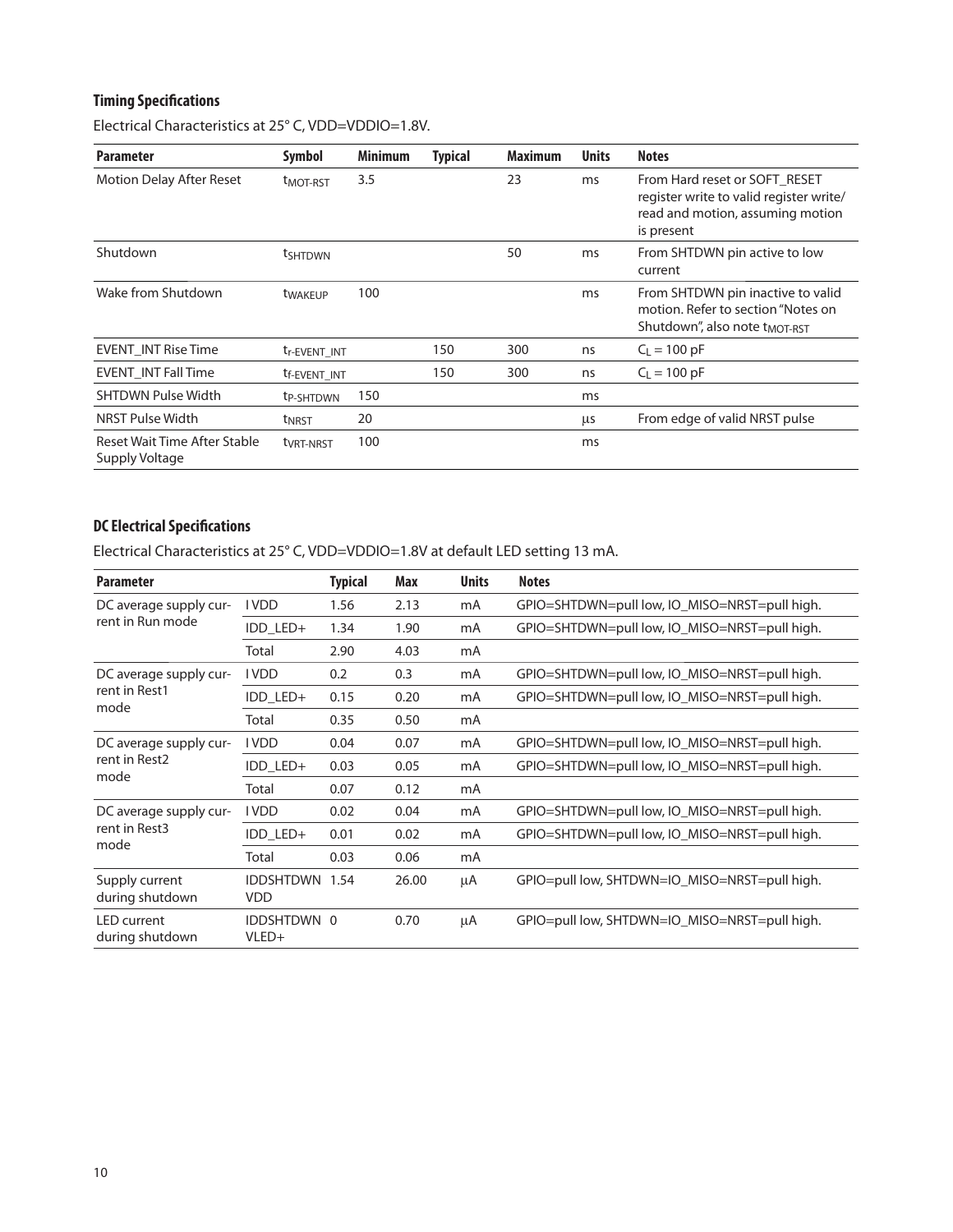### Timing Specifications

Electrical Characteristics at 25° C, VDD=VDDIO=1.8V.

| Parameter | Symbol | Minimum | Typical | Maximum | Units | Notes |
|---|---|---|---|---|---|---|
| Motion Delay After Reset | $t_{MOT-RST}$ | 3.5 | | 23 | ms | From Hard reset or SOFT_RESET register write to valid register write/ read and motion, assuming motion is present |
| Shutdown | $t_{SHTDWN}$ | | | 50 | ms | From SHTDWN pin active to low current |
| Wake from Shutdown | $t_{WAKEUP}$ | 100 | | | ms | From SHTDWN pin inactive to valid motion. Refer to section "Notes on Shutdown", also note $t_{MOT-RST}$ |
| EVENT_INT Rise Time | $t_{r-EVENT\_INT}$ | | 150 | 300 | ns | $C_L$ = 100 pF |
| EVENT_INT Fall Time | $t_{f-EVENT\_INT}$ | | 150 | 300 | ns | $C_L$ = 100 pF |
| SHTDWN Pulse Width | $t_{P-SHTDWN}$ | 150 | | | ms | |
| NRST Pulse Width | $t_{NRST}$ | 20 | | | μs | From edge of valid NRST pulse |
| Reset Wait Time After Stable Supply Voltage | $t_{VRT-NRST}$ | 100 | | | ms | |

### DC Electrical Specifications

Electrical Characteristics at 25° C, VDD=VDDIO=1.8V at default LED setting 13 mA.

| Parameter | | Typical | Max | Units | Notes |
|---|---|---|---|---|---|
| DC average supply current in Run mode | I VDD | 1.56 | 2.13 | mA | GPIO=SHTDWN=pull low, IO_MISO=NRST=pull high. |
| | IDD_LED+ | 1.34 | 1.90 | mA | GPIO=SHTDWN=pull low, IO_MISO=NRST=pull high. |
| | Total | 2.90 | 4.03 | mA | |
| DC average supply current in Rest1 mode | I VDD | 0.2 | 0.3 | mA | GPIO=SHTDWN=pull low, IO_MISO=NRST=pull high. |
| | IDD_LED+ | 0.15 | 0.20 | mA | GPIO=SHTDWN=pull low, IO_MISO=NRST=pull high. |
| | Total | 0.35 | 0.50 | mA | |
| DC average supply current in Rest2 mode | I VDD | 0.04 | 0.07 | mA | GPIO=SHTDWN=pull low, IO_MISO=NRST=pull high. |
| | IDD_LED+ | 0.03 | 0.05 | mA | GPIO=SHTDWN=pull low, IO_MISO=NRST=pull high. |
| | Total | 0.07 | 0.12 | mA | |
| DC average supply current in Rest3 mode | I VDD | 0.02 | 0.04 | mA | GPIO=SHTDWN=pull low, IO_MISO=NRST=pull high. |
| | IDD_LED+ | 0.01 | 0.02 | mA | GPIO=SHTDWN=pull low, IO_MISO=NRST=pull high. |
| | Total | 0.03 | 0.06 | mA | |
| Supply current during shutdown | IDDSHTDWN VDD | 1.54 | 26.00 | μA | GPIO=pull low, SHTDWN=IO_MISO=NRST=pull high. |
| LED current during shutdown | IDDSHTDWN VLED+ | 0 | 0.70 | μA | GPIO=pull low, SHTDWN=IO_MISO=NRST=pull high. |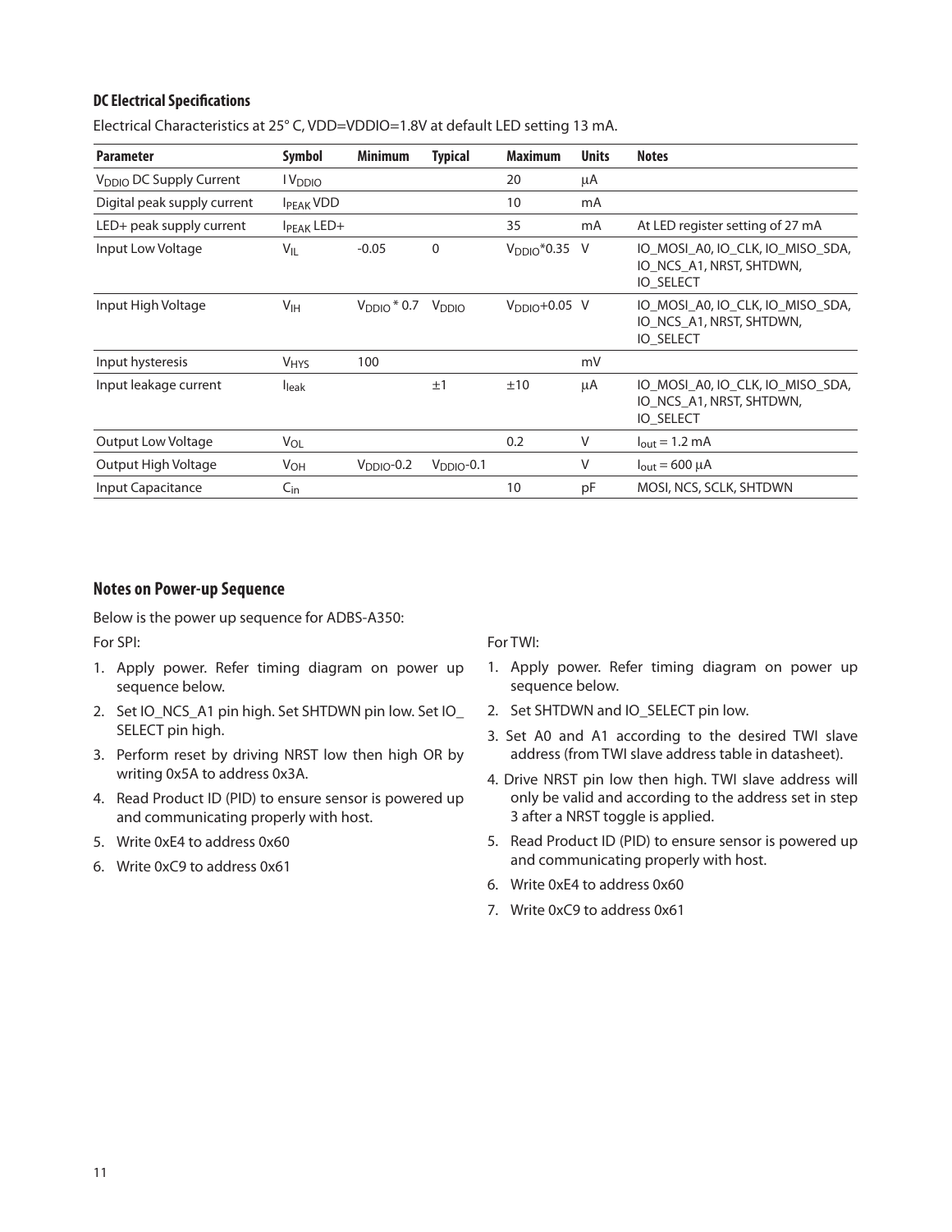### DC Electrical Specifications

Electrical Characteristics at 25° C, VDD=VDDIO=1.8V at default LED setting 13 mA.

| Parameter | Symbol | Minimum | Typical | Maximum | Units | Notes |
|---|---|---|---|---|---|---|
| $V_{DDIO}$ DC Supply Current | $I V_{DDIO}$ | | | 20 | μA | |
| Digital peak supply current | $I_{PEAK}$ VDD | | | 10 | mA | |
| LED+ peak supply current | $I_{PEAK}$ LED+ | | | 35 | mA | At LED register setting of 27 mA |
| Input Low Voltage | $V_{IL}$ | -0.05 | 0 | $V_{DDIO}$*0.35 | V | IO_MOSI_A0, IO_CLK, IO_MISO_SDA, IO_NCS_A1, NRST, SHTDWN, IO_SELECT |
| Input High Voltage | $V_{IH}$ | $V_{DDIO}$ * 0.7 | $V_{DDIO}$ | $V_{DDIO}$+0.05 | V | IO_MOSI_A0, IO_CLK, IO_MISO_SDA, IO_NCS_A1, NRST, SHTDWN, IO_SELECT |
| Input hysteresis | $V_{HYS}$ | 100 | | | mV | |
| Input leakage current | $I_{leak}$ | | ±1 | ±10 | μA | IO_MOSI_A0, IO_CLK, IO_MISO_SDA, IO_NCS_A1, NRST, SHTDWN, IO_SELECT |
| Output Low Voltage | $V_{OL}$ | | | 0.2 | V | $I_{out}$ = 1.2 mA |
| Output High Voltage | $V_{OH}$ | $V_{DDIO}$-0.2 | $V_{DDIO}$-0.1 | | V | $I_{out}$ = 600 μA |
| Input Capacitance | $C_{in}$ | | | 10 | pF | MOSI, NCS, SCLK, SHTDWN |

## Notes on Power-up Sequence

Below is the power up sequence for ADBS-A350:

For SPI:

1. Apply power. Refer timing diagram on power up sequence below.
2. Set IO_NCS_A1 pin high. Set SHTDWN pin low. Set IO_SELECT pin high.
3. Perform reset by driving NRST low then high OR by writing 0x5A to address 0x3A.
4. Read Product ID (PID) to ensure sensor is powered up and communicating properly with host.
5. Write 0xE4 to address 0x60
6. Write 0xC9 to address 0x61

For TWI:

1. Apply power. Refer timing diagram on power up sequence below.
2. Set SHTDWN and IO_SELECT pin low.
3. Set A0 and A1 according to the desired TWI slave address (from TWI slave address table in datasheet).
4. Drive NRST pin low then high. TWI slave address will only be valid and according to the address set in step 3 after a NRST toggle is applied.
5. Read Product ID (PID) to ensure sensor is powered up and communicating properly with host.
6. Write 0xE4 to address 0x60
7. Write 0xC9 to address 0x61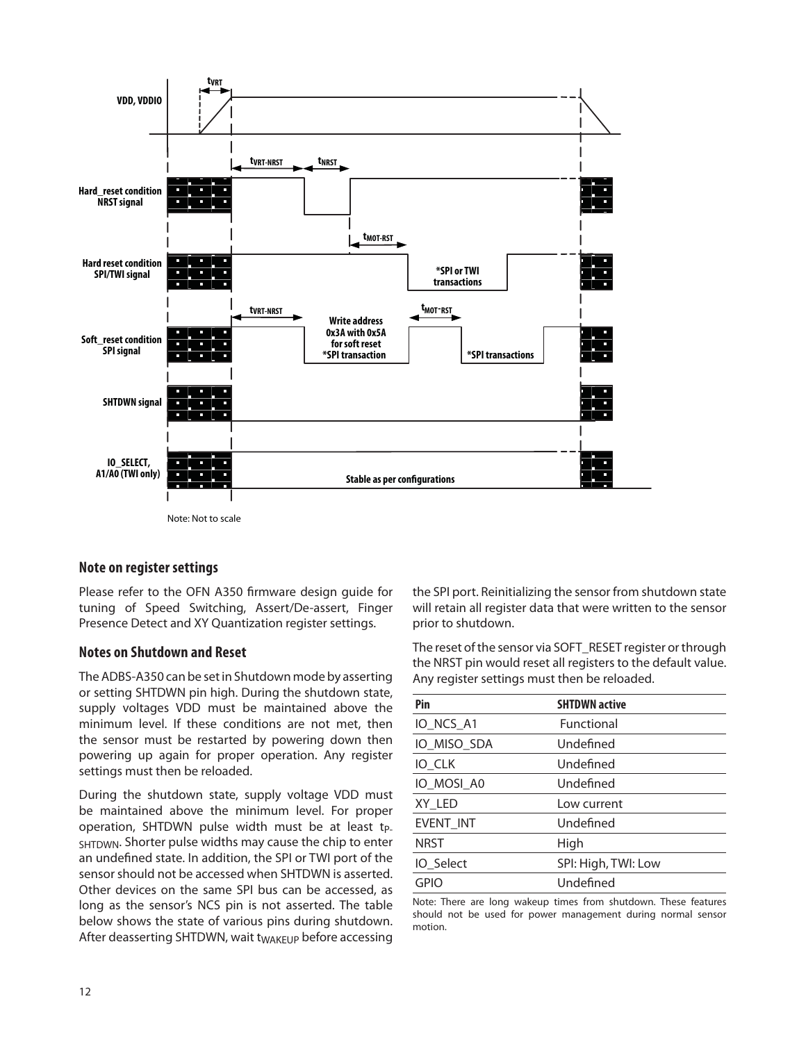Note: Not to scale

## Note on register settings

Please refer to the OFN A350 firmware design guide for tuning of Speed Switching, Assert/De-assert, Finger Presence Detect and XY Quantization register settings.

## Notes on Shutdown and Reset

The ADBS-A350 can be set in Shutdown mode by asserting or setting SHTDWN pin high. During the shutdown state, supply voltages VDD must be maintained above the minimum level. If these conditions are not met, then the sensor must be restarted by powering down then powering up again for proper operation. Any register settings must then be reloaded.

During the shutdown state, supply voltage VDD must be maintained above the minimum level. For proper operation, SHTDWN pulse width must be at least $t_{P\text{-}SHTDWN}$. Shorter pulse widths may cause the chip to enter an undefined state. In addition, the SPI or TWI port of the sensor should not be accessed when SHTDWN is asserted. Other devices on the same SPI bus can be accessed, as long as the sensor's NCS pin is not asserted. The table below shows the state of various pins during shutdown. After deasserting SHTDWN, wait $t_{WAKEUP}$ before accessing the SPI port. Reinitializing the sensor from shutdown state will retain all register data that were written to the sensor prior to shutdown.

The reset of the sensor via SOFT_RESET register or through the NRST pin would reset all registers to the default value. Any register settings must then be reloaded.

| Pin | SHTDWN active |
|---|---|
| IO_NCS_A1 | Functional |
| IO_MISO_SDA | Undefined |
| IO_CLK | Undefined |
| IO_MOSI_A0 | Undefined |
| XY_LED | Low current |
| EVENT_INT | Undefined |
| NRST | High |
| IO_Select | SPI: High, TWI: Low |
| GPIO | Undefined |

Note: There are long wakeup times from shutdown. These features should not be used for power management during normal sensor motion.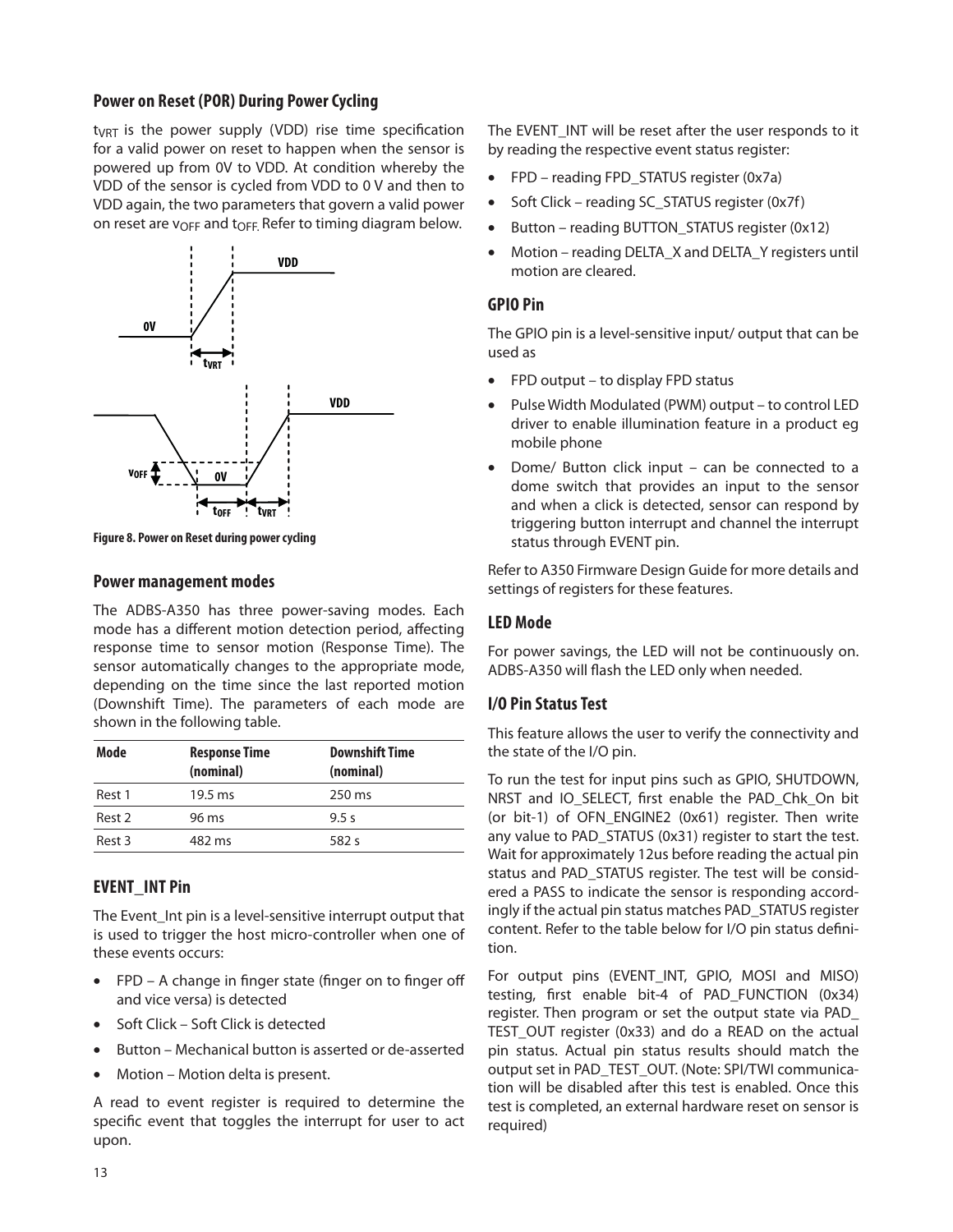### Power on Reset (POR) During Power Cycling

$t_{VRT}$ is the power supply (VDD) rise time specification for a valid power on reset to happen when the sensor is powered up from 0V to VDD. At condition whereby the VDD of the sensor is cycled from VDD to 0 V and then to VDD again, the two parameters that govern a valid power on reset are $v_{OFF}$ and $t_{OFF}$. Refer to timing diagram below.

**Figure 8. Power on Reset during power cycling**

### Power management modes

The ADBS-A350 has three power-saving modes. Each mode has a different motion detection period, affecting response time to sensor motion (Response Time). The sensor automatically changes to the appropriate mode, depending on the time since the last reported motion (Downshift Time). The parameters of each mode are shown in the following table.

| Mode | Response Time (nominal) | Downshift Time (nominal) |
|---|---|---|
| Rest 1 | 19.5 ms | 250 ms |
| Rest 2 | 96 ms | 9.5 s |
| Rest 3 | 482 ms | 582 s |

### EVENT_INT Pin

The Event_Int pin is a level-sensitive interrupt output that is used to trigger the host micro-controller when one of these events occurs:

- FPD – A change in finger state (finger on to finger off and vice versa) is detected
- Soft Click – Soft Click is detected
- Button – Mechanical button is asserted or de-asserted
- Motion – Motion delta is present.

A read to event register is required to determine the specific event that toggles the interrupt for user to act upon.

The EVENT_INT will be reset after the user responds to it by reading the respective event status register:

- FPD – reading FPD_STATUS register (0x7a)
- Soft Click – reading SC_STATUS register (0x7f)
- Button – reading BUTTON_STATUS register (0x12)
- Motion – reading DELTA_X and DELTA_Y registers until motion are cleared.

### GPIO Pin

The GPIO pin is a level-sensitive input/ output that can be used as

- FPD output – to display FPD status
- Pulse Width Modulated (PWM) output – to control LED driver to enable illumination feature in a product eg mobile phone
- Dome/ Button click input – can be connected to a dome switch that provides an input to the sensor and when a click is detected, sensor can respond by triggering button interrupt and channel the interrupt status through EVENT pin.

Refer to A350 Firmware Design Guide for more details and settings of registers for these features.

### LED Mode

For power savings, the LED will not be continuously on. ADBS-A350 will flash the LED only when needed.

### I/O Pin Status Test

This feature allows the user to verify the connectivity and the state of the I/O pin.

To run the test for input pins such as GPIO, SHUTDOWN, NRST and IO_SELECT, first enable the PAD_Chk_On bit (or bit-1) of OFN_ENGINE2 (0x61) register. Then write any value to PAD_STATUS (0x31) register to start the test. Wait for approximately 12us before reading the actual pin status and PAD_STATUS register. The test will be considered a PASS to indicate the sensor is responding accordingly if the actual pin status matches PAD_STATUS register content. Refer to the table below for I/O pin status definition.

For output pins (EVENT_INT, GPIO, MOSI and MISO) testing, first enable bit-4 of PAD_FUNCTION (0x34) register. Then program or set the output state via PAD_TEST_OUT register (0x33) and do a READ on the actual pin status. Actual pin status results should match the output set in PAD_TEST_OUT. (Note: SPI/TWI communication will be disabled after this test is enabled. Once this test is completed, an external hardware reset on sensor is required)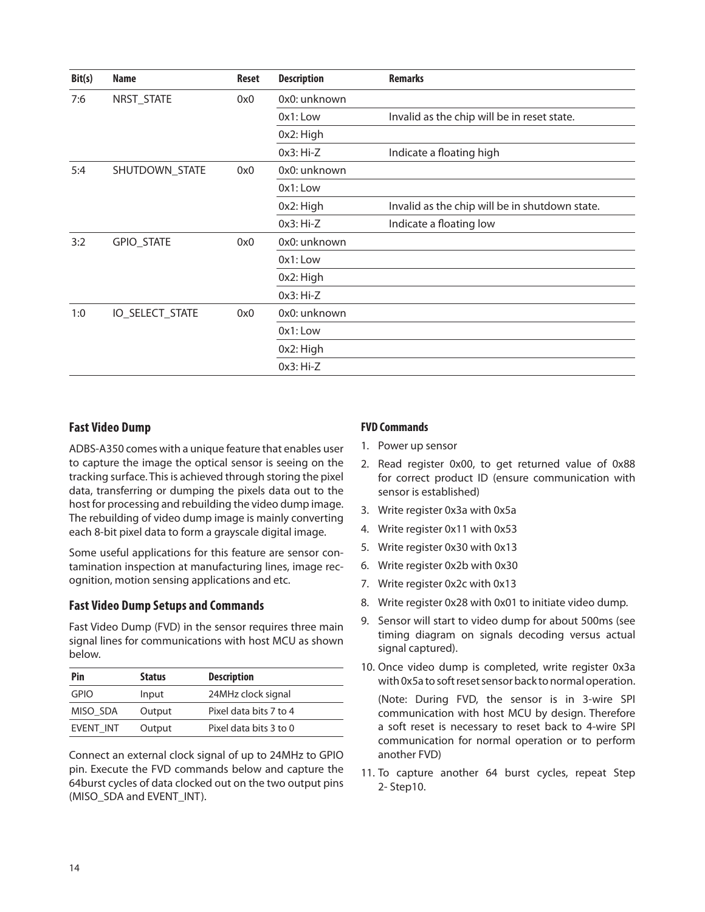| Bit(s) | Name | Reset | Description | Remarks |
|---|---|---|---|---|
| 7:6 | NRST_STATE | 0x0 | 0x0: unknown | |
| | | | 0x1: Low | Invalid as the chip will be in reset state. |
| | | | 0x2: High | |
| | | | 0x3: Hi-Z | Indicate a floating high |
| 5:4 | SHUTDOWN_STATE | 0x0 | 0x0: unknown | |
| | | | 0x1: Low | |
| | | | 0x2: High | Invalid as the chip will be in shutdown state. |
| | | | 0x3: Hi-Z | Indicate a floating low |
| 3:2 | GPIO_STATE | 0x0 | 0x0: unknown | |
| | | | 0x1: Low | |
| | | | 0x2: High | |
| | | | 0x3: Hi-Z | |
| 1:0 | IO_SELECT_STATE | 0x0 | 0x0: unknown | |
| | | | 0x1: Low | |
| | | | 0x2: High | |
| | | | 0x3: Hi-Z | |

## Fast Video Dump

ADBS-A350 comes with a unique feature that enables user to capture the image the optical sensor is seeing on the tracking surface. This is achieved through storing the pixel data, transferring or dumping the pixels data out to the host for processing and rebuilding the video dump image. The rebuilding of video dump image is mainly converting each 8-bit pixel data to form a grayscale digital image.

Some useful applications for this feature are sensor contamination inspection at manufacturing lines, image recognition, motion sensing applications and etc.

## Fast Video Dump Setups and Commands

Fast Video Dump (FVD) in the sensor requires three main signal lines for communications with host MCU as shown below.

| Pin | Status | Description |
|---|---|---|
| GPIO | Input | 24MHz clock signal |
| MISO_SDA | Output | Pixel data bits 7 to 4 |
| EVENT_INT | Output | Pixel data bits 3 to 0 |

Connect an external clock signal of up to 24MHz to GPIO pin. Execute the FVD commands below and capture the 64burst cycles of data clocked out on the two output pins (MISO_SDA and EVENT_INT).

### FVD Commands

1. Power up sensor
2. Read register 0x00, to get returned value of 0x88 for correct product ID (ensure communication with sensor is established)
3. Write register 0x3a with 0x5a
4. Write register 0x11 with 0x53
5. Write register 0x30 with 0x13
6. Write register 0x2b with 0x30
7. Write register 0x2c with 0x13
8. Write register 0x28 with 0x01 to initiate video dump.
9. Sensor will start to video dump for about 500ms (see timing diagram on signals decoding versus actual signal captured).
10. Once video dump is completed, write register 0x3a with 0x5a to soft reset sensor back to normal operation.

    (Note: During FVD, the sensor is in 3-wire SPI communication with host MCU by design. Therefore a soft reset is necessary to reset back to 4-wire SPI communication for normal operation or to perform another FVD)
11. To capture another 64 burst cycles, repeat Step 2- Step10.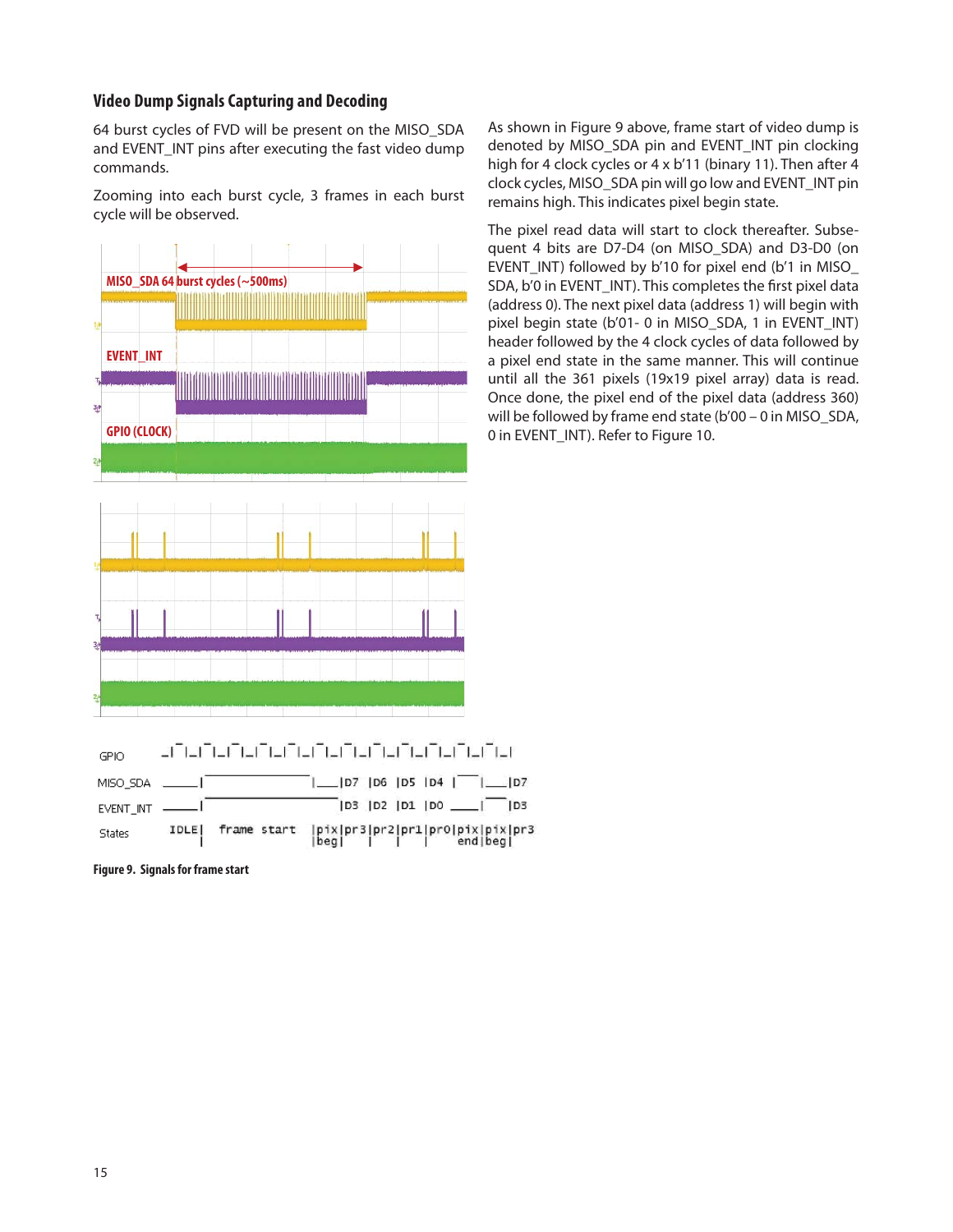### Video Dump Signals Capturing and Decoding

64 burst cycles of FVD will be present on the MISO_SDA and EVENT_INT pins after executing the fast video dump commands.

Zooming into each burst cycle, 3 frames in each burst cycle will be observed.

```
GPIO       _|¯|_|¯|_|¯|_|¯|_|¯|_|¯|_|¯|_|¯|_|¯|_|¯|_|¯|_|¯|_|¯|_|
MISO_SDA   _____|¯¯¯¯¯¯¯¯¯¯¯¯¯¯¯¯¯¯¯|____|D7  |D6  |D5  |D4  |¯¯¯¯|____|D7
EVENT_INT  _____|¯¯¯¯¯¯¯¯¯¯¯¯¯¯¯¯¯¯¯¯¯¯¯¯¯|D3  |D2  |D1  |D0  ____|¯¯¯¯|D3
States      IDLE|  frame start       |pix|pr3|pr2|pr1|pr0|pix|pix|pr3
                |                    |beg|   |   |   |   |end|beg|
```

Figure 9. Signals for frame start

As shown in Figure 9 above, frame start of video dump is denoted by MISO_SDA pin and EVENT_INT pin clocking high for 4 clock cycles or 4 x b'11 (binary 11). Then after 4 clock cycles, MISO_SDA pin will go low and EVENT_INT pin remains high. This indicates pixel begin state.

The pixel read data will start to clock thereafter. Subsequent 4 bits are D7-D4 (on MISO_SDA) and D3-D0 (on EVENT_INT) followed by b'10 for pixel end (b'1 in MISO_SDA, b'0 in EVENT_INT). This completes the first pixel data (address 0). The next pixel data (address 1) will begin with pixel begin state (b'01- 0 in MISO_SDA, 1 in EVENT_INT) header followed by the 4 clock cycles of data followed by a pixel end state in the same manner. This will continue until all the 361 pixels (19x19 pixel array) data is read. Once done, the pixel end of the pixel data (address 360) will be followed by frame end state (b'00 – 0 in MISO_SDA, 0 in EVENT_INT). Refer to Figure 10.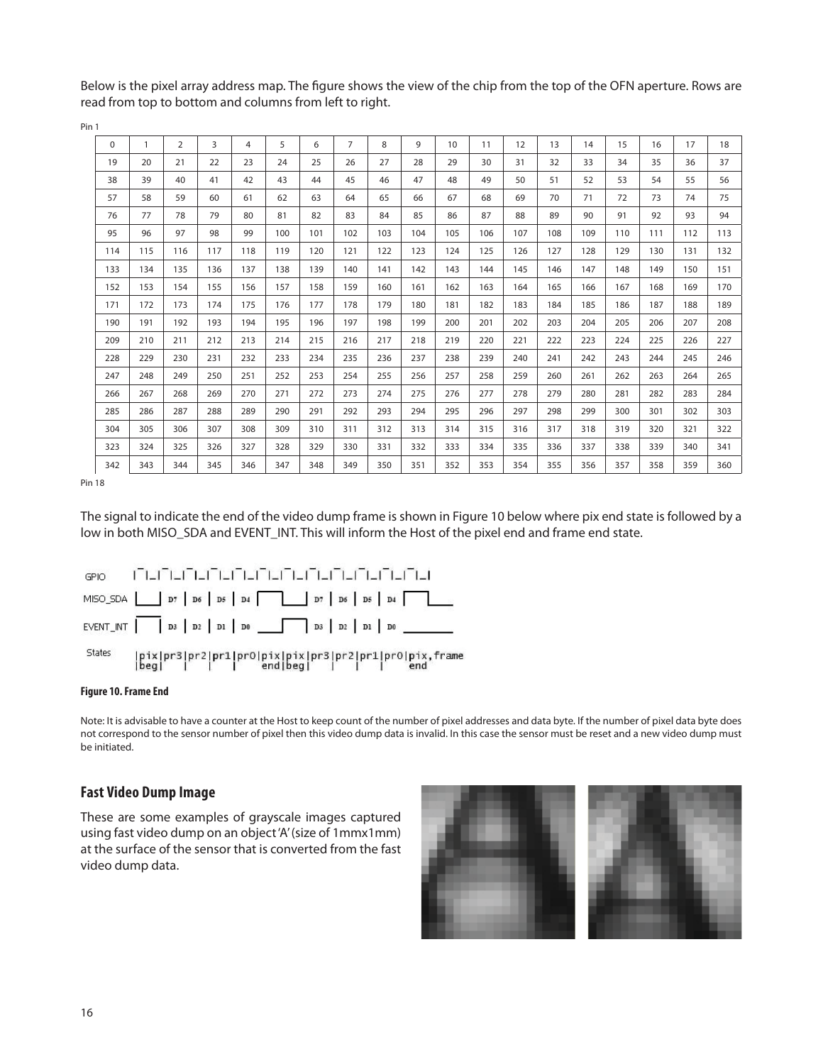Below is the pixel array address map. The figure shows the view of the chip from the top of the OFN aperture. Rows are read from top to bottom and columns from left to right.

Pin 1

| 0 | 1 | 2 | 3 | 4 | 5 | 6 | 7 | 8 | 9 | 10 | 11 | 12 | 13 | 14 | 15 | 16 | 17 | 18 |
|---|---|---|---|---|---|---|---|---|---|---|---|---|---|---|---|---|---|---|
| 19 | 20 | 21 | 22 | 23 | 24 | 25 | 26 | 27 | 28 | 29 | 30 | 31 | 32 | 33 | 34 | 35 | 36 | 37 |
| 38 | 39 | 40 | 41 | 42 | 43 | 44 | 45 | 46 | 47 | 48 | 49 | 50 | 51 | 52 | 53 | 54 | 55 | 56 |
| 57 | 58 | 59 | 60 | 61 | 62 | 63 | 64 | 65 | 66 | 67 | 68 | 69 | 70 | 71 | 72 | 73 | 74 | 75 |
| 76 | 77 | 78 | 79 | 80 | 81 | 82 | 83 | 84 | 85 | 86 | 87 | 88 | 89 | 90 | 91 | 92 | 93 | 94 |
| 95 | 96 | 97 | 98 | 99 | 100 | 101 | 102 | 103 | 104 | 105 | 106 | 107 | 108 | 109 | 110 | 111 | 112 | 113 |
| 114 | 115 | 116 | 117 | 118 | 119 | 120 | 121 | 122 | 123 | 124 | 125 | 126 | 127 | 128 | 129 | 130 | 131 | 132 |
| 133 | 134 | 135 | 136 | 137 | 138 | 139 | 140 | 141 | 142 | 143 | 144 | 145 | 146 | 147 | 148 | 149 | 150 | 151 |
| 152 | 153 | 154 | 155 | 156 | 157 | 158 | 159 | 160 | 161 | 162 | 163 | 164 | 165 | 166 | 167 | 168 | 169 | 170 |
| 171 | 172 | 173 | 174 | 175 | 176 | 177 | 178 | 179 | 180 | 181 | 182 | 183 | 184 | 185 | 186 | 187 | 188 | 189 |
| 190 | 191 | 192 | 193 | 194 | 195 | 196 | 197 | 198 | 199 | 200 | 201 | 202 | 203 | 204 | 205 | 206 | 207 | 208 |
| 209 | 210 | 211 | 212 | 213 | 214 | 215 | 216 | 217 | 218 | 219 | 220 | 221 | 222 | 223 | 224 | 225 | 226 | 227 |
| 228 | 229 | 230 | 231 | 232 | 233 | 234 | 235 | 236 | 237 | 238 | 239 | 240 | 241 | 242 | 243 | 244 | 245 | 246 |
| 247 | 248 | 249 | 250 | 251 | 252 | 253 | 254 | 255 | 256 | 257 | 258 | 259 | 260 | 261 | 262 | 263 | 264 | 265 |
| 266 | 267 | 268 | 269 | 270 | 271 | 272 | 273 | 274 | 275 | 276 | 277 | 278 | 279 | 280 | 281 | 282 | 283 | 284 |
| 285 | 286 | 287 | 288 | 289 | 290 | 291 | 292 | 293 | 294 | 295 | 296 | 297 | 298 | 299 | 300 | 301 | 302 | 303 |
| 304 | 305 | 306 | 307 | 308 | 309 | 310 | 311 | 312 | 313 | 314 | 315 | 316 | 317 | 318 | 319 | 320 | 321 | 322 |
| 323 | 324 | 325 | 326 | 327 | 328 | 329 | 330 | 331 | 332 | 333 | 334 | 335 | 336 | 337 | 338 | 339 | 340 | 341 |
| 342 | 343 | 344 | 345 | 346 | 347 | 348 | 349 | 350 | 351 | 352 | 353 | 354 | 355 | 356 | 357 | 358 | 359 | 360 |

Pin 18

The signal to indicate the end of the video dump frame is shown in Figure 10 below where pix end state is followed by a low in both MISO_SDA and EVENT_INT. This will inform the Host of the pixel end and frame end state.

GPIO

MISO_SDA D7 D6 D5 D4 D7 D6 D5 D4

EVENT_INT D3 D2 D1 D0 D3 D2 D1 D0

States |pix beg|pr3|pr2|pr1|pr0|pix end|pix beg|pr3|pr2|pr1|pr0|pix, frame end

**Figure 10. Frame End**

Note: It is advisable to have a counter at the Host to keep count of the number of pixel addresses and data byte. If the number of pixel data byte does not correspond to the sensor number of pixel then this video dump data is invalid. In this case the sensor must be reset and a new video dump must be initiated.

## Fast Video Dump Image

These are some examples of grayscale images captured using fast video dump on an object 'A' (size of 1mmx1mm) at the surface of the sensor that is converted from the fast video dump data.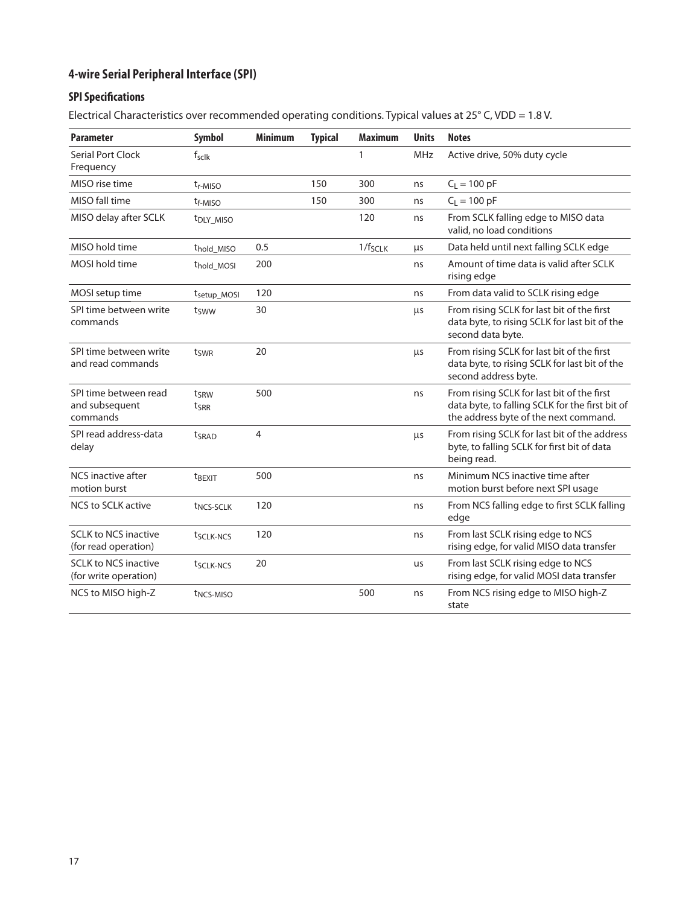## 4-wire Serial Peripheral Interface (SPI)

### SPI Specifications

Electrical Characteristics over recommended operating conditions. Typical values at 25° C, VDD = 1.8 V.

| Parameter | Symbol | Minimum | Typical | Maximum | Units | Notes |
|---|---|---|---|---|---|---|
| Serial Port Clock Frequency | $f_{sclk}$ | | | 1 | MHz | Active drive, 50% duty cycle |
| MISO rise time | $t_{r\text{-}MISO}$ | | 150 | 300 | ns | $C_L$ = 100 pF |
| MISO fall time | $t_{f\text{-}MISO}$ | | 150 | 300 | ns | $C_L$ = 100 pF |
| MISO delay after SCLK | $t_{DLY\_MISO}$ | | | 120 | ns | From SCLK falling edge to MISO data valid, no load conditions |
| MISO hold time | $t_{hold\_MISO}$ | 0.5 | | $1/f_{SCLK}$ | µs | Data held until next falling SCLK edge |
| MOSI hold time | $t_{hold\_MOSI}$ | 200 | | | ns | Amount of time data is valid after SCLK rising edge |
| MOSI setup time | $t_{setup\_MOSI}$ | 120 | | | ns | From data valid to SCLK rising edge |
| SPI time between write commands | $t_{SWW}$ | 30 | | | µs | From rising SCLK for last bit of the first data byte, to rising SCLK for last bit of the second data byte. |
| SPI time between write and read commands | $t_{SWR}$ | 20 | | | µs | From rising SCLK for last bit of the first data byte, to rising SCLK for last bit of the second address byte. |
| SPI time between read and subsequent commands | $t_{SRW}$ $t_{SRR}$ | 500 | | | ns | From rising SCLK for last bit of the first data byte, to falling SCLK for the first bit of the address byte of the next command. |
| SPI read address-data delay | $t_{SRAD}$ | 4 | | | µs | From rising SCLK for last bit of the address byte, to falling SCLK for first bit of data being read. |
| NCS inactive after motion burst | $t_{BEXIT}$ | 500 | | | ns | Minimum NCS inactive time after motion burst before next SPI usage |
| NCS to SCLK active | $t_{NCS\text{-}SCLK}$ | 120 | | | ns | From NCS falling edge to first SCLK falling edge |
| SCLK to NCS inactive (for read operation) | $t_{SCLK\text{-}NCS}$ | 120 | | | ns | From last SCLK rising edge to NCS rising edge, for valid MISO data transfer |
| SCLK to NCS inactive (for write operation) | $t_{SCLK\text{-}NCS}$ | 20 | | | us | From last SCLK rising edge to NCS rising edge, for valid MOSI data transfer |
| NCS to MISO high-Z | $t_{NCS\text{-}MISO}$ | | | 500 | ns | From NCS rising edge to MISO high-Z state |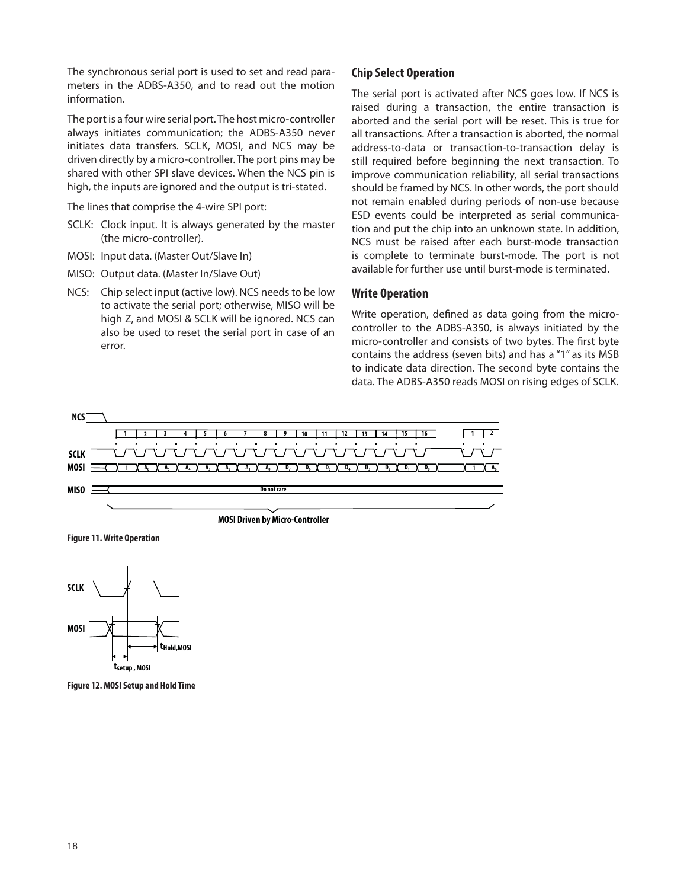The synchronous serial port is used to set and read parameters in the ADBS-A350, and to read out the motion information.

The port is a four wire serial port. The host micro-controller always initiates communication; the ADBS-A350 never initiates data transfers. SCLK, MOSI, and NCS may be driven directly by a micro-controller. The port pins may be shared with other SPI slave devices. When the NCS pin is high, the inputs are ignored and the output is tri-stated.

The lines that comprise the 4-wire SPI port:

- SCLK: Clock input. It is always generated by the master (the micro-controller).
- MOSI: Input data. (Master Out/Slave In)
- MISO: Output data. (Master In/Slave Out)
- NCS: Chip select input (active low). NCS needs to be low to activate the serial port; otherwise, MISO will be high Z, and MOSI & SCLK will be ignored. NCS can also be used to reset the serial port in case of an error.

## Chip Select Operation

The serial port is activated after NCS goes low. If NCS is raised during a transaction, the entire transaction is aborted and the serial port will be reset. This is true for all transactions. After a transaction is aborted, the normal address-to-data or transaction-to-transaction delay is still required before beginning the next transaction. To improve communication reliability, all serial transactions should be framed by NCS. In other words, the port should not remain enabled during periods of non-use because ESD events could be interpreted as serial communication and put the chip into an unknown state. In addition, NCS must be raised after each burst-mode transaction is complete to terminate burst-mode. The port is not available for further use until burst-mode is terminated.

## Write Operation

Write operation, defined as data going from the micro-controller to the ADBS-A350, is always initiated by the micro-controller and consists of two bytes. The first byte contains the address (seven bits) and has a "1" as its MSB to indicate data direction. The second byte contains the data. The ADBS-A350 reads MOSI on rising edges of SCLK.

**Figure 11. Write Operation**

**Figure 12. MOSI Setup and Hold Time**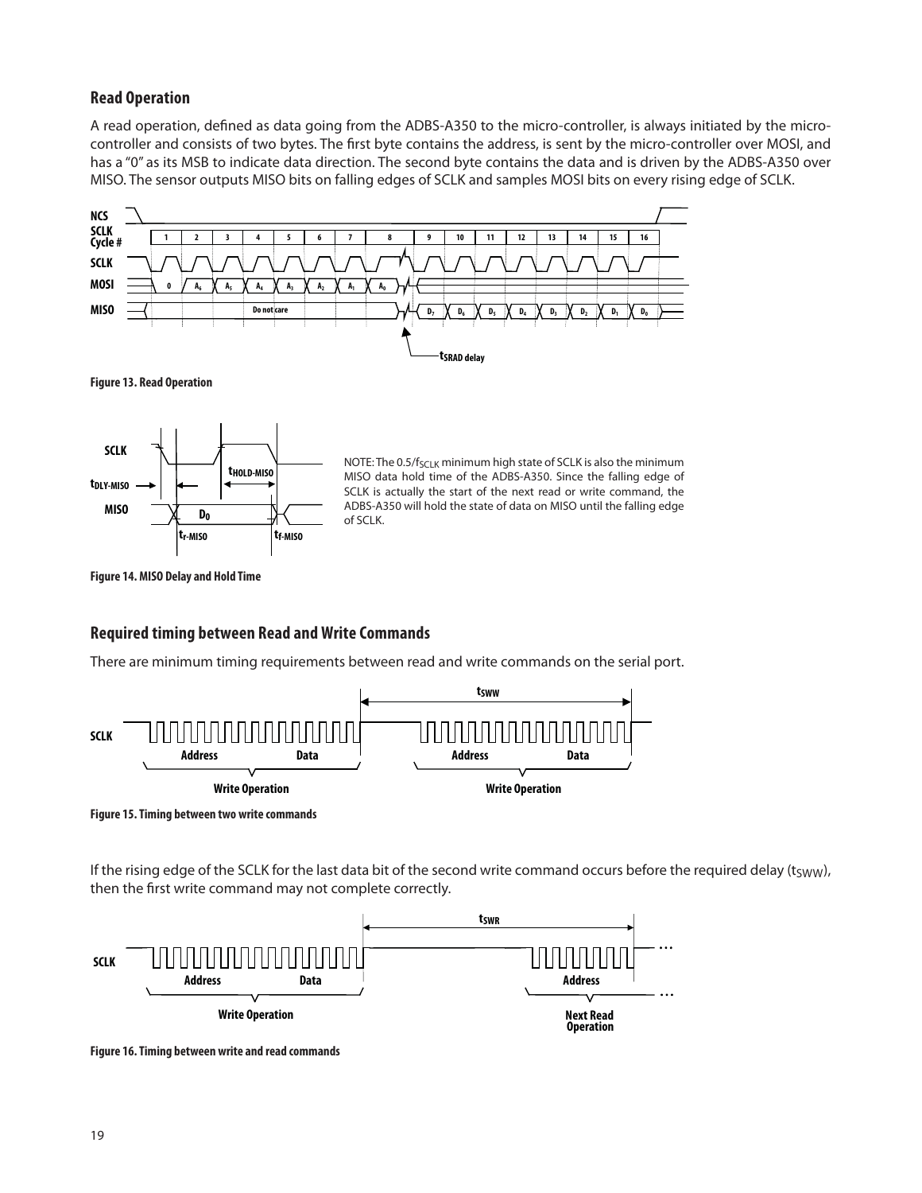## Read Operation

A read operation, defined as data going from the ADBS-A350 to the micro-controller, is always initiated by the micro-controller and consists of two bytes. The first byte contains the address, is sent by the micro-controller over MOSI, and has a "0" as its MSB to indicate data direction. The second byte contains the data and is driven by the ADBS-A350 over MISO. The sensor outputs MISO bits on falling edges of SCLK and samples MOSI bits on every rising edge of SCLK.

**Figure 13. Read Operation**

NOTE: The $0.5/f_{SCLK}$ minimum high state of SCLK is also the minimum MISO data hold time of the ADBS-A350. Since the falling edge of SCLK is actually the start of the next read or write command, the ADBS-A350 will hold the state of data on MISO until the falling edge of SCLK.

**Figure 14. MISO Delay and Hold Time**

## Required timing between Read and Write Commands

There are minimum timing requirements between read and write commands on the serial port.

**Figure 15. Timing between two write commands**

If the rising edge of the SCLK for the last data bit of the second write command occurs before the required delay ($t_{SWW}$), then the first write command may not complete correctly.

**Figure 16. Timing between write and read commands**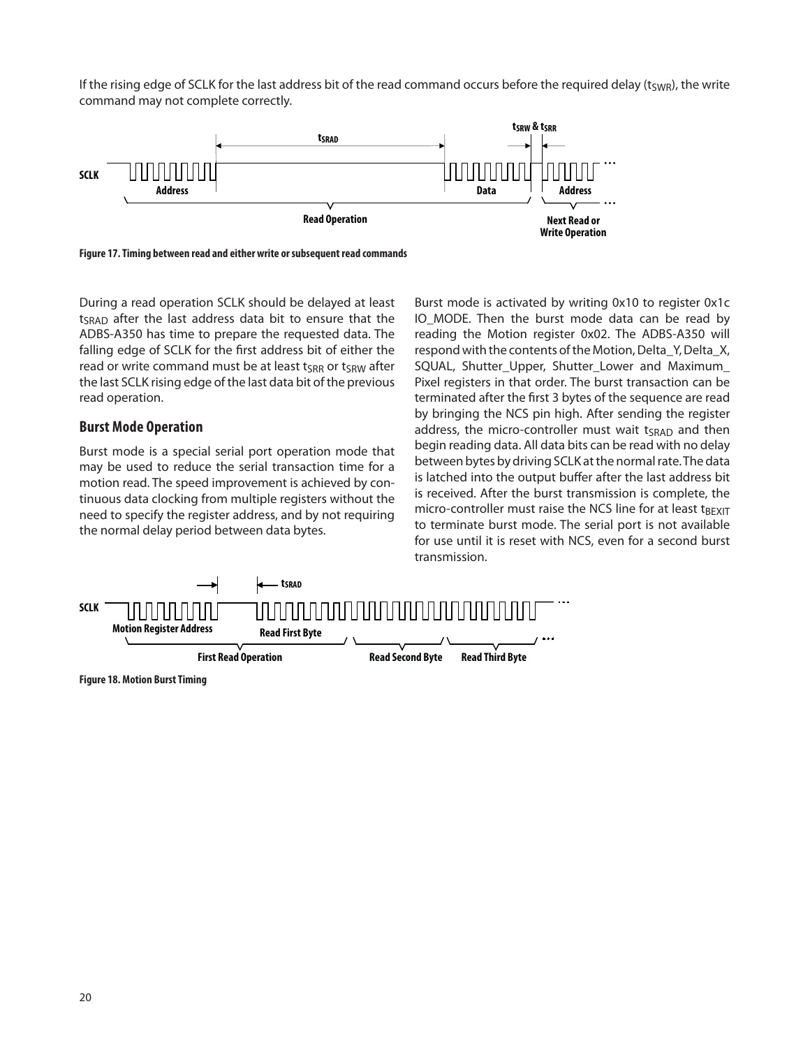If the rising edge of SCLK for the last address bit of the read command occurs before the required delay ($t_{SWR}$), the write command may not complete correctly.

Figure 17. Timing between read and either write or subsequent read commands

During a read operation SCLK should be delayed at least $t_{SRAD}$ after the last address data bit to ensure that the ADBS-A350 has time to prepare the requested data. The falling edge of SCLK for the first address bit of either the read or write command must be at least $t_{SRR}$ or $t_{SRW}$ after the last SCLK rising edge of the last data bit of the previous read operation.

### Burst Mode Operation

Burst mode is a special serial port operation mode that may be used to reduce the serial transaction time for a motion read. The speed improvement is achieved by continuous data clocking from multiple registers without the need to specify the register address, and by not requiring the normal delay period between data bytes.

Burst mode is activated by writing 0x10 to register 0x1c IO_MODE. Then the burst mode data can be read by reading the Motion register 0x02. The ADBS-A350 will respond with the contents of the Motion, Delta_Y, Delta_X, SQUAL, Shutter_Upper, Shutter_Lower and Maximum_ Pixel registers in that order. The burst transaction can be terminated after the first 3 bytes of the sequence are read by bringing the NCS pin high. After sending the register address, the micro-controller must wait $t_{SRAD}$ and then begin reading data. All data bits can be read with no delay between bytes by driving SCLK at the normal rate. The data is latched into the output buffer after the last address bit is received. After the burst transmission is complete, the micro-controller must raise the NCS line for at least $t_{BEXIT}$ to terminate burst mode. The serial port is not available for use until it is reset with NCS, even for a second burst transmission.

Figure 18. Motion Burst Timing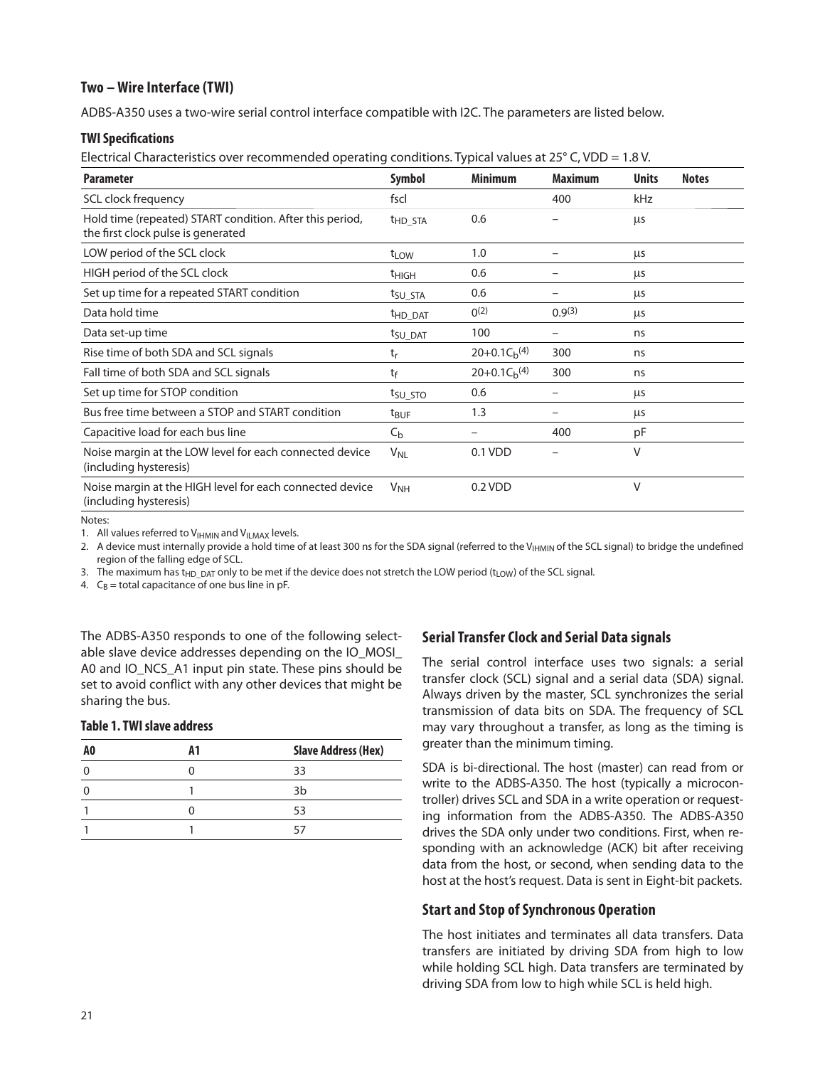## Two – Wire Interface (TWI)

ADBS-A350 uses a two-wire serial control interface compatible with I2C. The parameters are listed below.

### TWI Specifications

Electrical Characteristics over recommended operating conditions. Typical values at 25° C, VDD = 1.8 V.

| Parameter | Symbol | Minimum | Maximum | Units | Notes |
|---|---|---|---|---|---|
| SCL clock frequency | fscl | | 400 | kHz | |
| Hold time (repeated) START condition. After this period, the first clock pulse is generated | $t_{HD\_STA}$ | 0.6 | – | µs | |
| LOW period of the SCL clock | $t_{LOW}$ | 1.0 | – | µs | |
| HIGH period of the SCL clock | $t_{HIGH}$ | 0.6 | – | µs | |
| Set up time for a repeated START condition | $t_{SU\_STA}$ | 0.6 | – | µs | |
| Data hold time | $t_{HD\_DAT}$ | 0[2] | 0.9[3] | µs | |
| Data set-up time | $t_{SU\_DAT}$ | 100 | – | ns | |
| Rise time of both SDA and SCL signals | $t_r$ | $20+0.1C_b$[4] | 300 | ns | |
| Fall time of both SDA and SCL signals | $t_f$ | $20+0.1C_b$[4] | 300 | ns | |
| Set up time for STOP condition | $t_{SU\_STO}$ | 0.6 | – | µs | |
| Bus free time between a STOP and START condition | $t_{BUF}$ | 1.3 | – | µs | |
| Capacitive load for each bus line | $C_b$ | – | 400 | pF | |
| Noise margin at the LOW level for each connected device (including hysteresis) | $V_{NL}$ | 0.1 VDD | – | V | |
| Noise margin at the HIGH level for each connected device (including hysteresis) | $V_{NH}$ | 0.2 VDD | | V | |

Notes:

1. All values referred to $V_{IHMIN}$ and $V_{ILMAX}$ levels.
2. A device must internally provide a hold time of at least 300 ns for the SDA signal (referred to the $V_{IHMIN}$ of the SCL signal) to bridge the undefined region of the falling edge of SCL.
3. The maximum has $t_{HD\_DAT}$ only to be met if the device does not stretch the LOW period ($t_{LOW}$) of the SCL signal.
4. $C_B$ = total capacitance of one bus line in pF.

The ADBS-A350 responds to one of the following selectable slave device addresses depending on the IO_MOSI_A0 and IO_NCS_A1 input pin state. These pins should be set to avoid conflict with any other devices that might be sharing the bus.

**Table 1. TWI slave address**

| A0 | A1 | Slave Address (Hex) |
|---|---|---|
| 0 | 0 | 33 |
| 0 | 1 | 3b |
| 1 | 0 | 53 |
| 1 | 1 | 57 |

### Serial Transfer Clock and Serial Data signals

The serial control interface uses two signals: a serial transfer clock (SCL) signal and a serial data (SDA) signal. Always driven by the master, SCL synchronizes the serial transmission of data bits on SDA. The frequency of SCL may vary throughout a transfer, as long as the timing is greater than the minimum timing.

SDA is bi-directional. The host (master) can read from or write to the ADBS-A350. The host (typically a microcontroller) drives SCL and SDA in a write operation or requesting information from the ADBS-A350. The ADBS-A350 drives the SDA only under two conditions. First, when responding with an acknowledge (ACK) bit after receiving data from the host, or second, when sending data to the host at the host's request. Data is sent in Eight-bit packets.

### Start and Stop of Synchronous Operation

The host initiates and terminates all data transfers. Data transfers are initiated by driving SDA from high to low while holding SCL high. Data transfers are terminated by driving SDA from low to high while SCL is held high.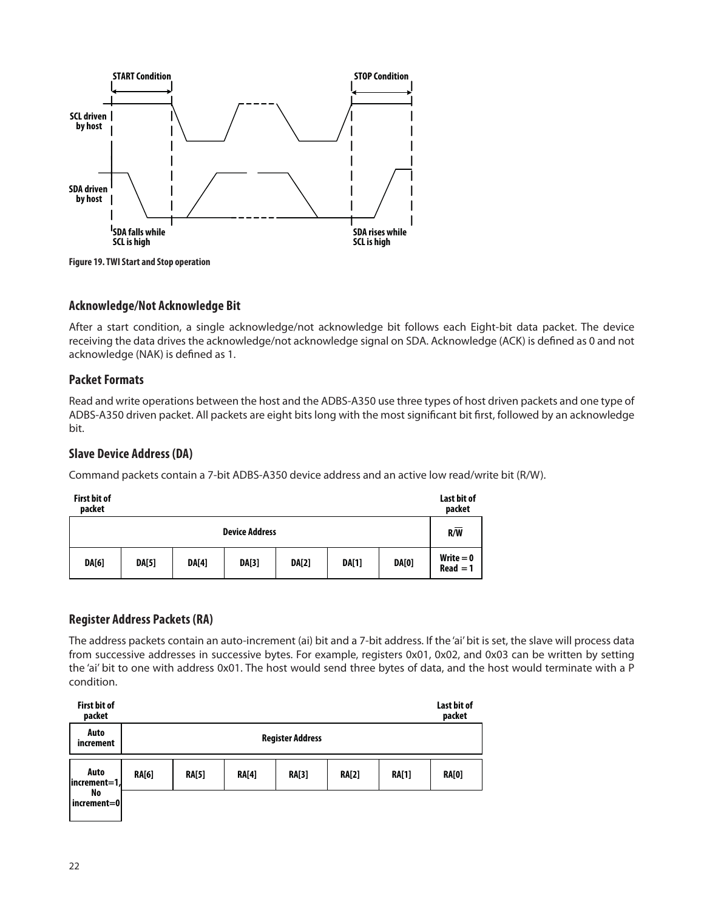Figure 19. TWI Start and Stop operation

### Acknowledge/Not Acknowledge Bit

After a start condition, a single acknowledge/not acknowledge bit follows each Eight-bit data packet. The device receiving the data drives the acknowledge/not acknowledge signal on SDA. Acknowledge (ACK) is defined as 0 and not acknowledge (NAK) is defined as 1.

### Packet Formats

Read and write operations between the host and the ADBS-A350 use three types of host driven packets and one type of ADBS-A350 driven packet. All packets are eight bits long with the most significant bit first, followed by an acknowledge bit.

### Slave Device Address (DA)

Command packets contain a 7-bit ADBS-A350 device address and an active low read/write bit (R/W).

| First bit of packet | | | | | | | Last bit of packet |
|---|---|---|---|---|---|---|---|
| Device Address | | | | | | | $R/\overline{W}$ |
| DA[6] | DA[5] | DA[4] | DA[3] | DA[2] | DA[1] | DA[0] | Write = 0<br>Read = 1 |

### Register Address Packets (RA)

The address packets contain an auto-increment (ai) bit and a 7-bit address. If the 'ai' bit is set, the slave will process data from successive addresses in successive bytes. For example, registers 0x01, 0x02, and 0x03 can be written by setting the 'ai' bit to one with address 0x01. The host would send three bytes of data, and the host would terminate with a P condition.

| First bit of packet | | | | | | | Last bit of packet |
|---|---|---|---|---|---|---|---|
| Auto increment | Register Address | | | | | | |
| Auto increment=1,<br>No increment=0 | RA[6] | RA[5] | RA[4] | RA[3] | RA[2] | RA[1] | RA[0] |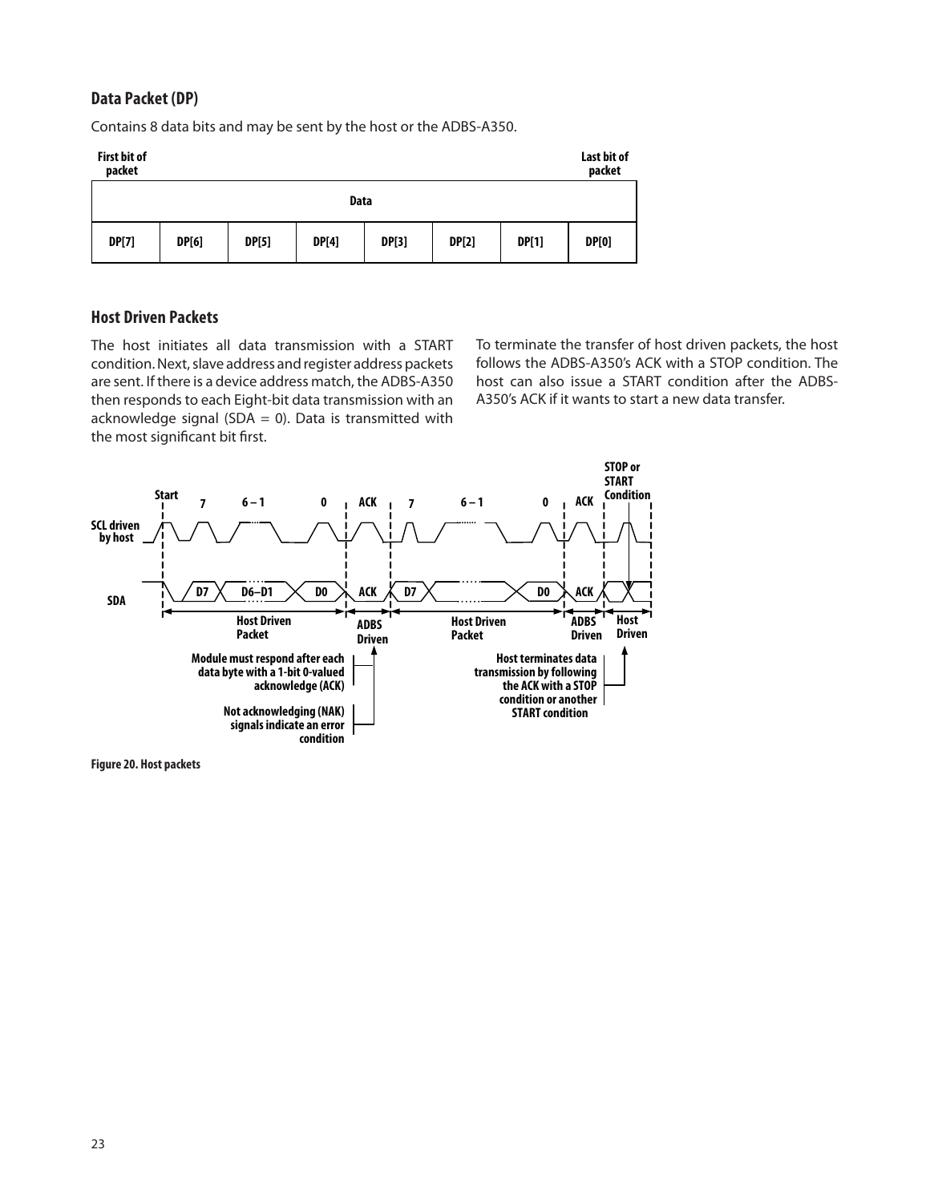### Data Packet (DP)

Contains 8 data bits and may be sent by the host or the ADBS-A350.

| First bit of packet | | | | | | | Last bit of packet |
|---|---|---|---|---|---|---|---|
| Data | | | | | | | |
| DP[7] | DP[6] | DP[5] | DP[4] | DP[3] | DP[2] | DP[1] | DP[0] |

### Host Driven Packets

The host initiates all data transmission with a START condition. Next, slave address and register address packets are sent. If there is a device address match, the ADBS-A350 then responds to each Eight-bit data transmission with an acknowledge signal (SDA = 0). Data is transmitted with the most significant bit first.

To terminate the transfer of host driven packets, the host follows the ADBS-A350's ACK with a STOP condition. The host can also issue a START condition after the ADBS-A350's ACK if it wants to start a new data transfer.

Figure 20. Host packets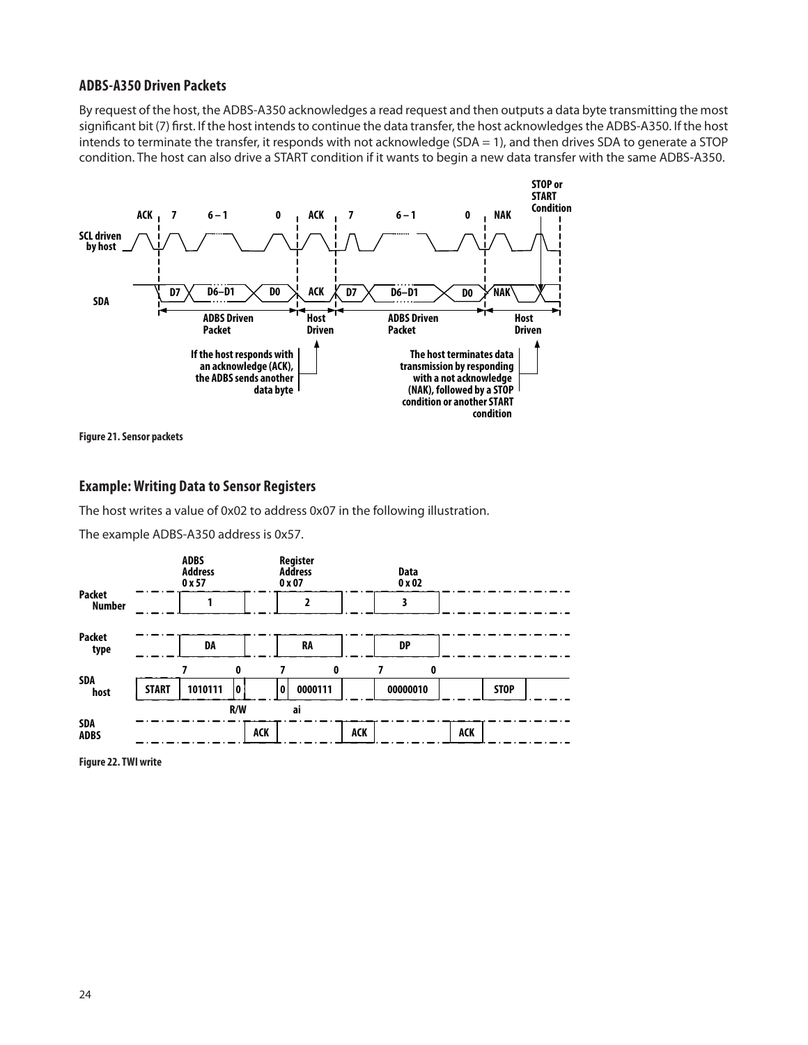### ADBS-A350 Driven Packets

By request of the host, the ADBS-A350 acknowledges a read request and then outputs a data byte transmitting the most significant bit (7) first. If the host intends to continue the data transfer, the host acknowledges the ADBS-A350. If the host intends to terminate the transfer, it responds with not acknowledge (SDA = 1), and then drives SDA to generate a STOP condition. The host can also drive a START condition if it wants to begin a new data transfer with the same ADBS-A350.

Figure 21. Sensor packets

### Example: Writing Data to Sensor Registers

The host writes a value of 0x02 to address 0x07 in the following illustration.

The example ADBS-A350 address is 0x57.

Figure 22. TWI write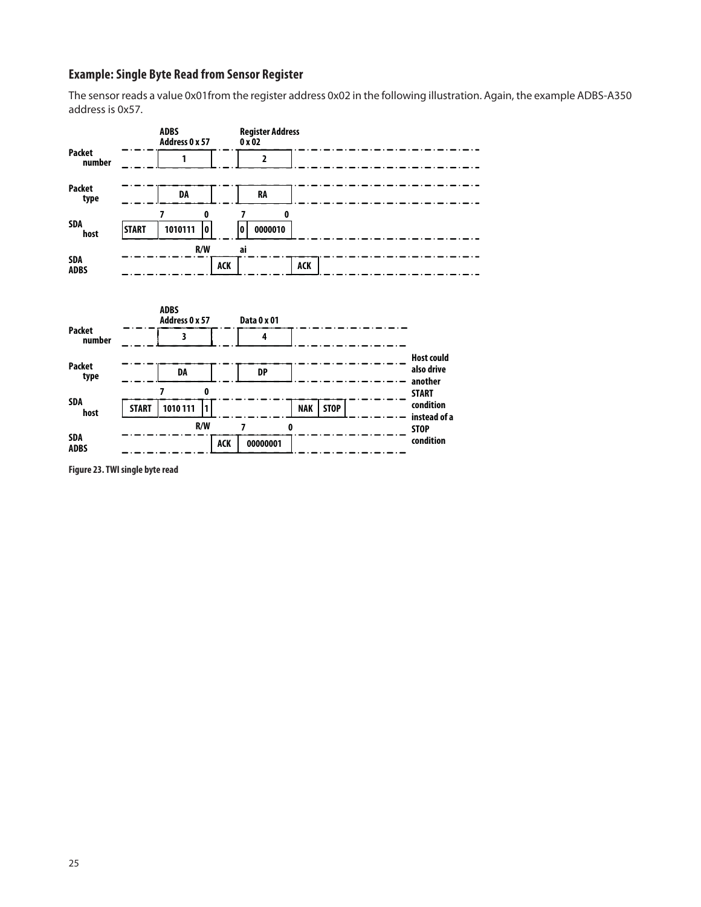### Example: Single Byte Read from Sensor Register

The sensor reads a value 0x01from the register address 0x02 in the following illustration. Again, the example ADBS-A350 address is 0x57.

| | | ADBS Address 0 x 57 | | Register Address 0 x 02 | |
|---|---|---|---|---|---|
| Packet number | | 1 | | 2 | |
| Packet type | | DA | | RA | |
| | | 7 0 | | 7 0 | |
| SDA host | START | 1010111 0 | | 0 0000010 | |
| | | R/W | | ai | |
| SDA ADBS | | | ACK | | ACK |

| | | ADBS Address 0 x 57 | | Data 0 x 01 | | |
|---|---|---|---|---|---|---|
| Packet number | | 3 | | 4 | | |
| Packet type | | DA | | DP | | |
| | | 7 0 | | | | |
| SDA host | START | 1010 111 1 | | | NAK | STOP |
| | | R/W | | 7 0 | | |
| SDA ADBS | | | ACK | 00000001 | | |

Host could also drive another START condition instead of a STOP condition

Figure 23. TWI single byte read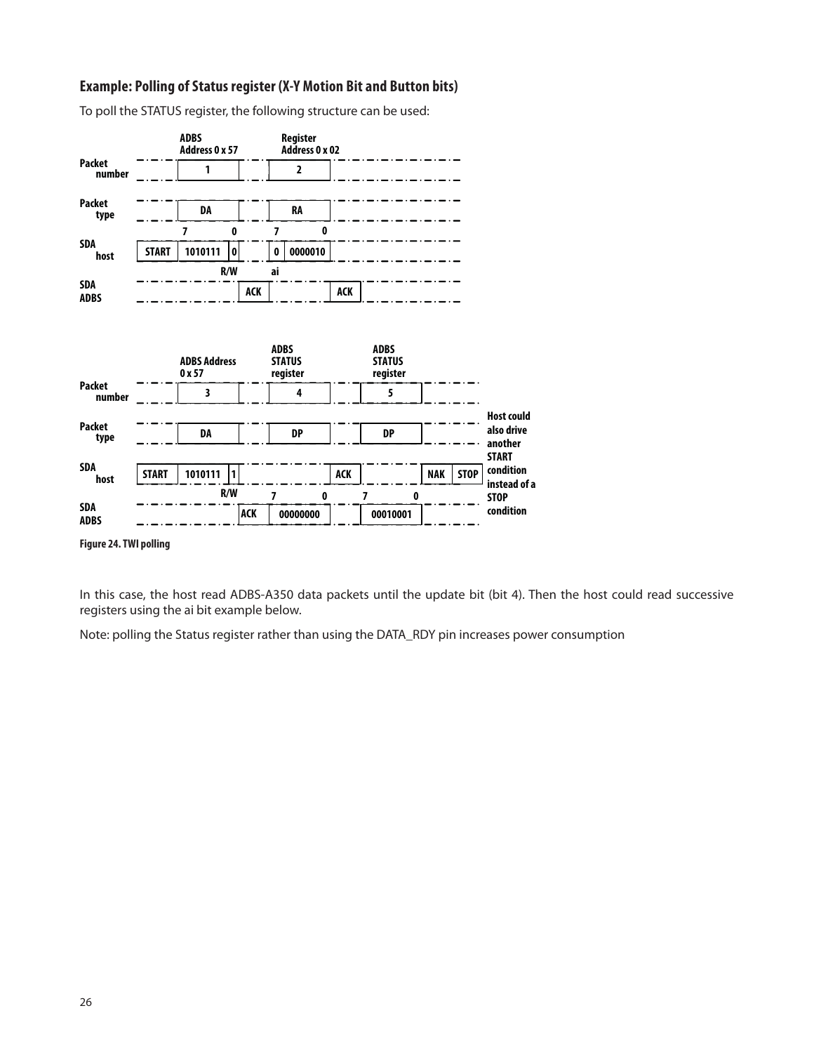### Example: Polling of Status register (X-Y Motion Bit and Button bits)

To poll the STATUS register, the following structure can be used:

| | | ADBS Address 0 x 57 | | | Register Address 0 x 02 | |
|---|---|---|---|---|---|---|
| Packet number | | 1 | | | 2 | |
| Packet type | | DA | | | RA | |
| | | 7 0 | | | 7 0 | |
| SDA host | START | 1010111 | 0 | | 0 0000010 | |
| | | | R/W | | ai | |
| SDA ADBS | | | | ACK | | ACK |

| | | ADBS Address 0 x 57 | | | ADBS STATUS register | | ADBS STATUS register | | |
|---|---|---|---|---|---|---|---|---|---|
| Packet number | | 3 | | | 4 | | 5 | | |
| Packet type | | DA | | | DP | | DP | | |
| SDA host | START | 1010111 | 1 | | | ACK | | NAK | STOP |
| | | | R/W | | 7 0 | | 7 0 | | |
| SDA ADBS | | | | ACK | 00000000 | | 00010001 | | |

Host could also drive another START condition instead of a STOP condition

Figure 24. TWI polling

In this case, the host read ADBS-A350 data packets until the update bit (bit 4). Then the host could read successive registers using the ai bit example below.

Note: polling the Status register rather than using the DATA_RDY pin increases power consumption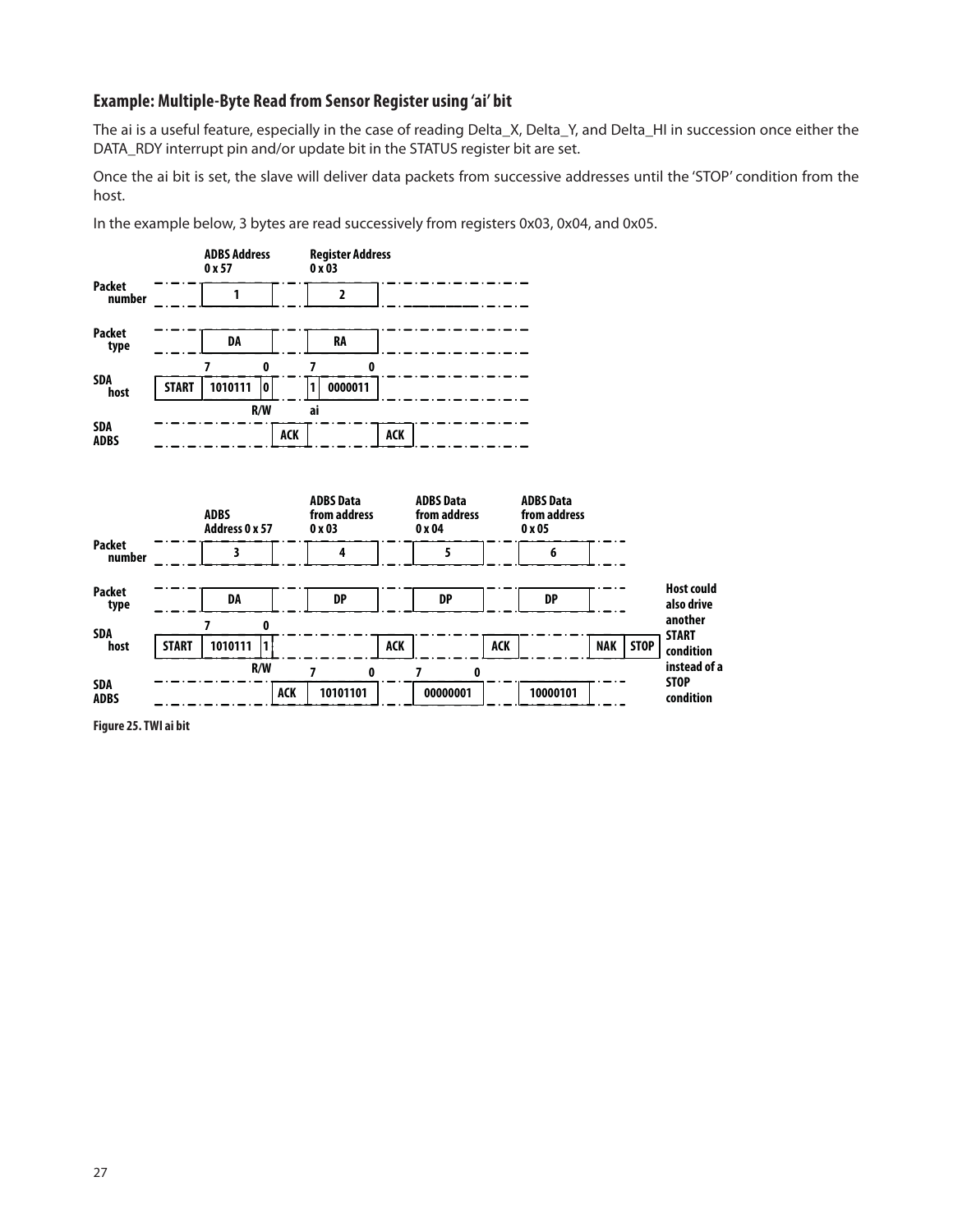### Example: Multiple-Byte Read from Sensor Register using 'ai' bit

The ai is a useful feature, especially in the case of reading Delta_X, Delta_Y, and Delta_HI in succession once either the DATA_RDY interrupt pin and/or update bit in the STATUS register bit are set.

Once the ai bit is set, the slave will deliver data packets from successive addresses until the 'STOP' condition from the host.

In the example below, 3 bytes are read successively from registers 0x03, 0x04, and 0x05.

| | | ADBS Address 0 x 57 | | Register Address 0 x 03 | |
|---|---|---|---|---|---|
| Packet number | | 1 | | 2 | |
| Packet type | | DA | | RA | |
| SDA host | START | 1010111 (bits 7–1), 0 (R/W) | | 1 (ai), 0000011 (bits 7–0) | |
| SDA ADBS | | | ACK | | ACK |

| | | ADBS Address 0 x 57 | | ADBS Data from address 0 x 03 | | ADBS Data from address 0 x 04 | | ADBS Data from address 0 x 05 | | |
|---|---|---|---|---|---|---|---|---|---|---|
| Packet number | | 3 | | 4 | | 5 | | 6 | | |
| Packet type | | DA | | DP | | DP | | DP | | |
| SDA host | START | 1010111 (bits 7–1), 1 (R/W) | | | ACK | | ACK | | NAK | STOP |
| SDA ADBS | | | ACK | 10101101 | | 00000001 | | 10000101 | | |

Host could also drive another START condition instead of a STOP condition

Figure 25. TWI ai bit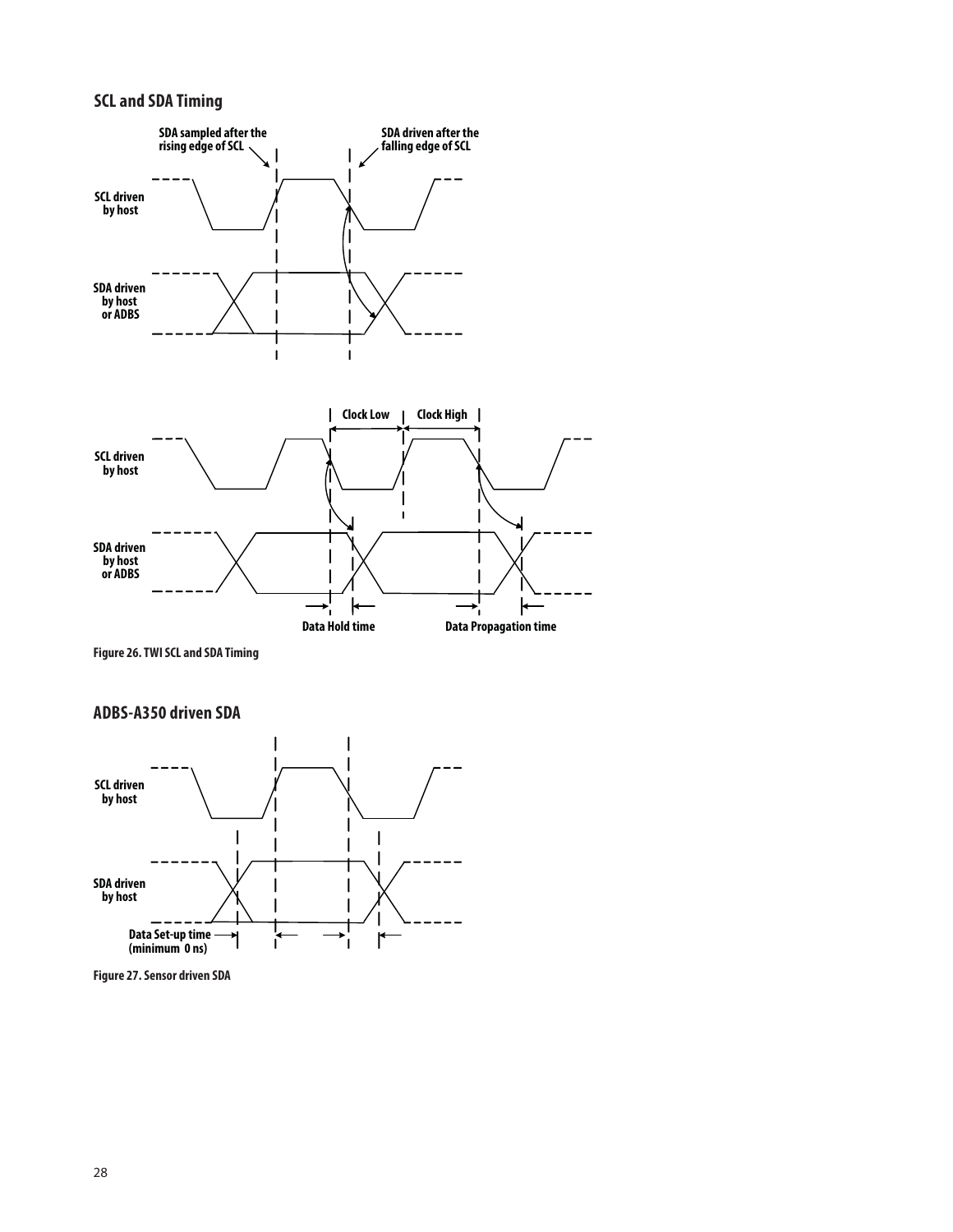## SCL and SDA Timing

SDA sampled after the rising edge of SCL

SDA driven after the falling edge of SCL

SCL driven by host

SDA driven by host or ADBS

Clock Low

Clock High

SCL driven by host

SDA driven by host or ADBS

Data Hold time

Data Propagation time

Figure 26. TWI SCL and SDA Timing

## ADBS-A350 driven SDA

SCL driven by host

SDA driven by host

Data Set-up time (minimum 0 ns)

Figure 27. Sensor driven SDA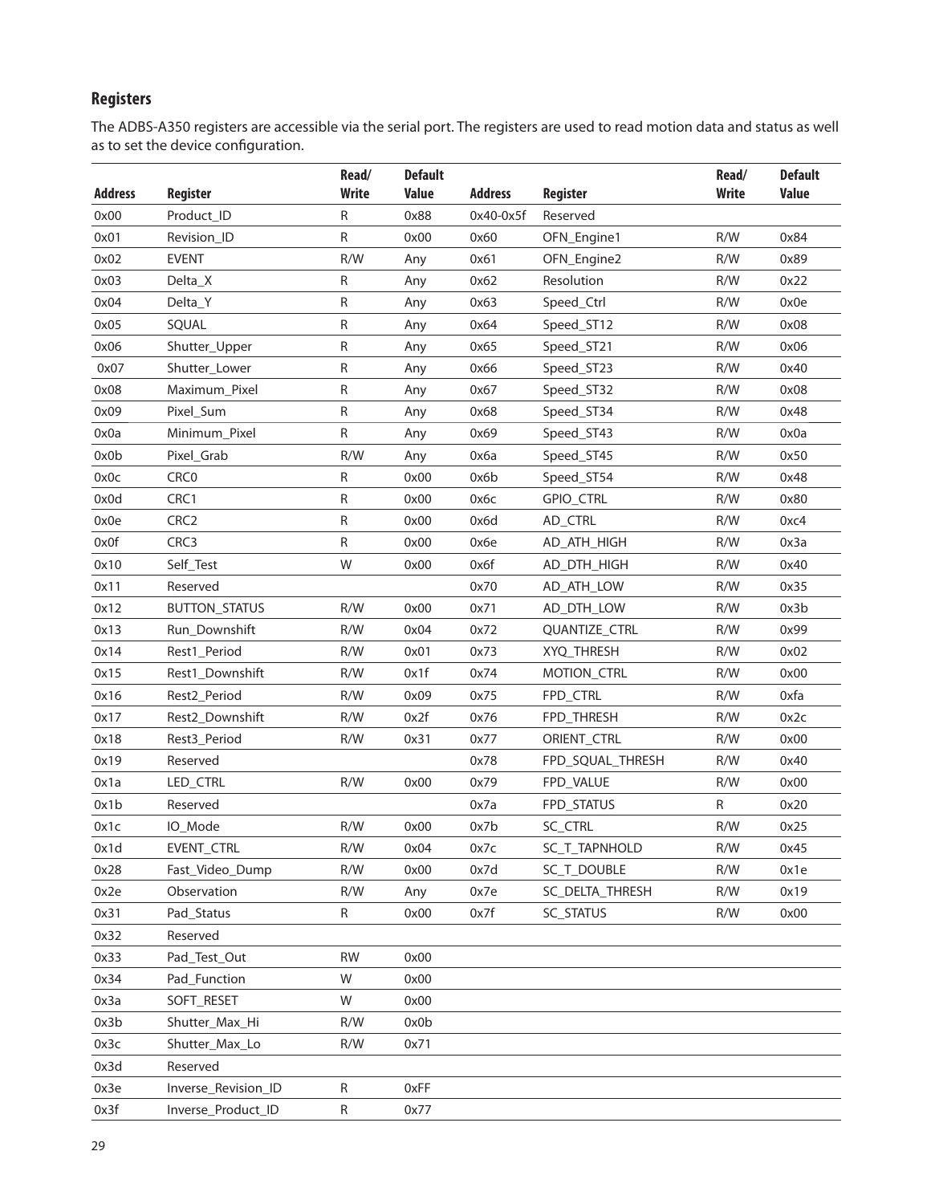## Registers

The ADBS-A350 registers are accessible via the serial port. The registers are used to read motion data and status as well as to set the device configuration.

| Address | Register | Read/ Write | Default Value | Address | Register | Read/ Write | Default Value |
|---|---|---|---|---|---|---|---|
| 0x00 | Product_ID | R | 0x88 | 0x40-0x5f | Reserved | | |
| 0x01 | Revision_ID | R | 0x00 | 0x60 | OFN_Engine1 | R/W | 0x84 |
| 0x02 | EVENT | R/W | Any | 0x61 | OFN_Engine2 | R/W | 0x89 |
| 0x03 | Delta_X | R | Any | 0x62 | Resolution | R/W | 0x22 |
| 0x04 | Delta_Y | R | Any | 0x63 | Speed_Ctrl | R/W | 0x0e |
| 0x05 | SQUAL | R | Any | 0x64 | Speed_ST12 | R/W | 0x08 |
| 0x06 | Shutter_Upper | R | Any | 0x65 | Speed_ST21 | R/W | 0x06 |
| 0x07 | Shutter_Lower | R | Any | 0x66 | Speed_ST23 | R/W | 0x40 |
| 0x08 | Maximum_Pixel | R | Any | 0x67 | Speed_ST32 | R/W | 0x08 |
| 0x09 | Pixel_Sum | R | Any | 0x68 | Speed_ST34 | R/W | 0x48 |
| 0x0a | Minimum_Pixel | R | Any | 0x69 | Speed_ST43 | R/W | 0x0a |
| 0x0b | Pixel_Grab | R/W | Any | 0x6a | Speed_ST45 | R/W | 0x50 |
| 0x0c | CRC0 | R | 0x00 | 0x6b | Speed_ST54 | R/W | 0x48 |
| 0x0d | CRC1 | R | 0x00 | 0x6c | GPIO_CTRL | R/W | 0x80 |
| 0x0e | CRC2 | R | 0x00 | 0x6d | AD_CTRL | R/W | 0xc4 |
| 0x0f | CRC3 | R | 0x00 | 0x6e | AD_ATH_HIGH | R/W | 0x3a |
| 0x10 | Self_Test | W | 0x00 | 0x6f | AD_DTH_HIGH | R/W | 0x40 |
| 0x11 | Reserved | | | 0x70 | AD_ATH_LOW | R/W | 0x35 |
| 0x12 | BUTTON_STATUS | R/W | 0x00 | 0x71 | AD_DTH_LOW | R/W | 0x3b |
| 0x13 | Run_Downshift | R/W | 0x04 | 0x72 | QUANTIZE_CTRL | R/W | 0x99 |
| 0x14 | Rest1_Period | R/W | 0x01 | 0x73 | XYQ_THRESH | R/W | 0x02 |
| 0x15 | Rest1_Downshift | R/W | 0x1f | 0x74 | MOTION_CTRL | R/W | 0x00 |
| 0x16 | Rest2_Period | R/W | 0x09 | 0x75 | FPD_CTRL | R/W | 0xfa |
| 0x17 | Rest2_Downshift | R/W | 0x2f | 0x76 | FPD_THRESH | R/W | 0x2c |
| 0x18 | Rest3_Period | R/W | 0x31 | 0x77 | ORIENT_CTRL | R/W | 0x00 |
| 0x19 | Reserved | | | 0x78 | FPD_SQUAL_THRESH | R/W | 0x40 |
| 0x1a | LED_CTRL | R/W | 0x00 | 0x79 | FPD_VALUE | R/W | 0x00 |
| 0x1b | Reserved | | | 0x7a | FPD_STATUS | R | 0x20 |
| 0x1c | IO_Mode | R/W | 0x00 | 0x7b | SC_CTRL | R/W | 0x25 |
| 0x1d | EVENT_CTRL | R/W | 0x04 | 0x7c | SC_T_TAPNHOLD | R/W | 0x45 |
| 0x28 | Fast_Video_Dump | R/W | 0x00 | 0x7d | SC_T_DOUBLE | R/W | 0x1e |
| 0x2e | Observation | R/W | Any | 0x7e | SC_DELTA_THRESH | R/W | 0x19 |
| 0x31 | Pad_Status | R | 0x00 | 0x7f | SC_STATUS | R/W | 0x00 |
| 0x32 | Reserved | | | | | | |
| 0x33 | Pad_Test_Out | RW | 0x00 | | | | |
| 0x34 | Pad_Function | W | 0x00 | | | | |
| 0x3a | SOFT_RESET | W | 0x00 | | | | |
| 0x3b | Shutter_Max_Hi | R/W | 0x0b | | | | |
| 0x3c | Shutter_Max_Lo | R/W | 0x71 | | | | |
| 0x3d | Reserved | | | | | | |
| 0x3e | Inverse_Revision_ID | R | 0xFF | | | | |
| 0x3f | Inverse_Product_ID | R | 0x77 | | | | |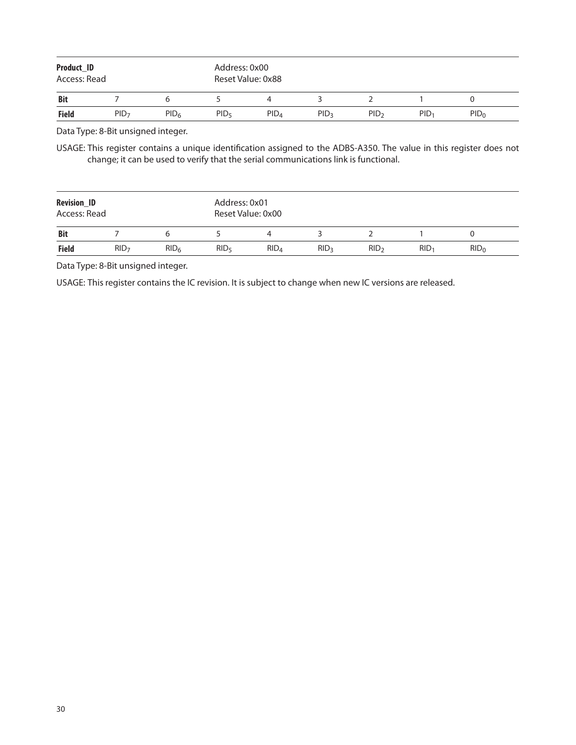**Product_ID**
Access: Read

Address: 0x00
Reset Value: 0x88

| Bit | 7 | 6 | 5 | 4 | 3 | 2 | 1 | 0 |
|---|---|---|---|---|---|---|---|---|
| Field | $PID_7$ | $PID_6$ | $PID_5$ | $PID_4$ | $PID_3$ | $PID_2$ | $PID_1$ | $PID_0$ |

Data Type: 8-Bit unsigned integer.

USAGE: This register contains a unique identification assigned to the ADBS-A350. The value in this register does not change; it can be used to verify that the serial communications link is functional.

**Revision_ID**
Access: Read

Address: 0x01
Reset Value: 0x00

| Bit | 7 | 6 | 5 | 4 | 3 | 2 | 1 | 0 |
|---|---|---|---|---|---|---|---|---|
| Field | $RID_7$ | $RID_6$ | $RID_5$ | $RID_4$ | $RID_3$ | $RID_2$ | $RID_1$ | $RID_0$ |

Data Type: 8-Bit unsigned integer.

USAGE: This register contains the IC revision. It is subject to change when new IC versions are released.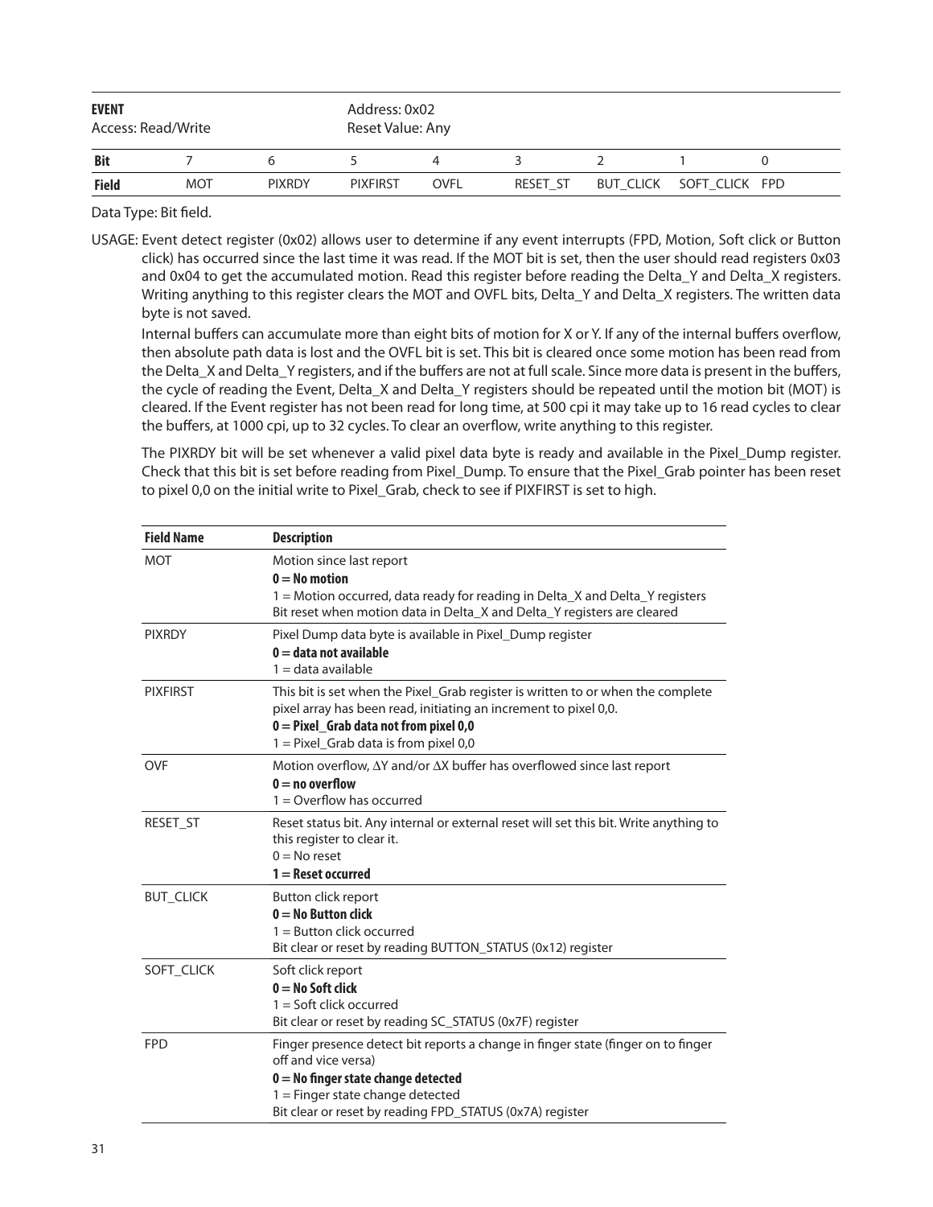| **EVENT** | | | Address: 0x02 | | | | | |
|---|---|---|---|---|---|---|---|---|
| Access: Read/Write | | | Reset Value: Any | | | | | |
| **Bit** | 7 | 6 | 5 | 4 | 3 | 2 | 1 | 0 |
| **Field** | MOT | PIXRDY | PIXFIRST | OVFL | RESET_ST | BUT_CLICK | SOFT_CLICK | FPD |

Data Type: Bit field.

USAGE: Event detect register (0x02) allows user to determine if any event interrupts (FPD, Motion, Soft click or Button click) has occurred since the last time it was read. If the MOT bit is set, then the user should read registers 0x03 and 0x04 to get the accumulated motion. Read this register before reading the Delta_Y and Delta_X registers. Writing anything to this register clears the MOT and OVFL bits, Delta_Y and Delta_X registers. The written data byte is not saved.

Internal buffers can accumulate more than eight bits of motion for X or Y. If any of the internal buffers overflow, then absolute path data is lost and the OVFL bit is set. This bit is cleared once some motion has been read from the Delta_X and Delta_Y registers, and if the buffers are not at full scale. Since more data is present in the buffers, the cycle of reading the Event, Delta_X and Delta_Y registers should be repeated until the motion bit (MOT) is cleared. If the Event register has not been read for long time, at 500 cpi it may take up to 16 read cycles to clear the buffers, at 1000 cpi, up to 32 cycles. To clear an overflow, write anything to this register.

The PIXRDY bit will be set whenever a valid pixel data byte is ready and available in the Pixel_Dump register. Check that this bit is set before reading from Pixel_Dump. To ensure that the Pixel_Grab pointer has been reset to pixel 0,0 on the initial write to Pixel_Grab, check to see if PIXFIRST is set to high.

| Field Name | Description |
|---|---|
| MOT | Motion since last report<br>**0 = No motion**<br>1 = Motion occurred, data ready for reading in Delta_X and Delta_Y registers<br>Bit reset when motion data in Delta_X and Delta_Y registers are cleared |
| PIXRDY | Pixel Dump data byte is available in Pixel_Dump register<br>**0 = data not available**<br>1 = data available |
| PIXFIRST | This bit is set when the Pixel_Grab register is written to or when the complete pixel array has been read, initiating an increment to pixel 0,0.<br>**0 = Pixel_Grab data not from pixel 0,0**<br>1 = Pixel_Grab data is from pixel 0,0 |
| OVF | Motion overflow, ΔY and/or ΔX buffer has overflowed since last report<br>**0 = no overflow**<br>1 = Overflow has occurred |
| RESET_ST | Reset status bit. Any internal or external reset will set this bit. Write anything to this register to clear it.<br>0 = No reset<br>**1 = Reset occurred** |
| BUT_CLICK | Button click report<br>**0 = No Button click**<br>1 = Button click occurred<br>Bit clear or reset by reading BUTTON_STATUS (0x12) register |
| SOFT_CLICK | Soft click report<br>**0 = No Soft click**<br>1 = Soft click occurred<br>Bit clear or reset by reading SC_STATUS (0x7F) register |
| FPD | Finger presence detect bit reports a change in finger state (finger on to finger off and vice versa)<br>**0 = No finger state change detected**<br>1 = Finger state change detected<br>Bit clear or reset by reading FPD_STATUS (0x7A) register |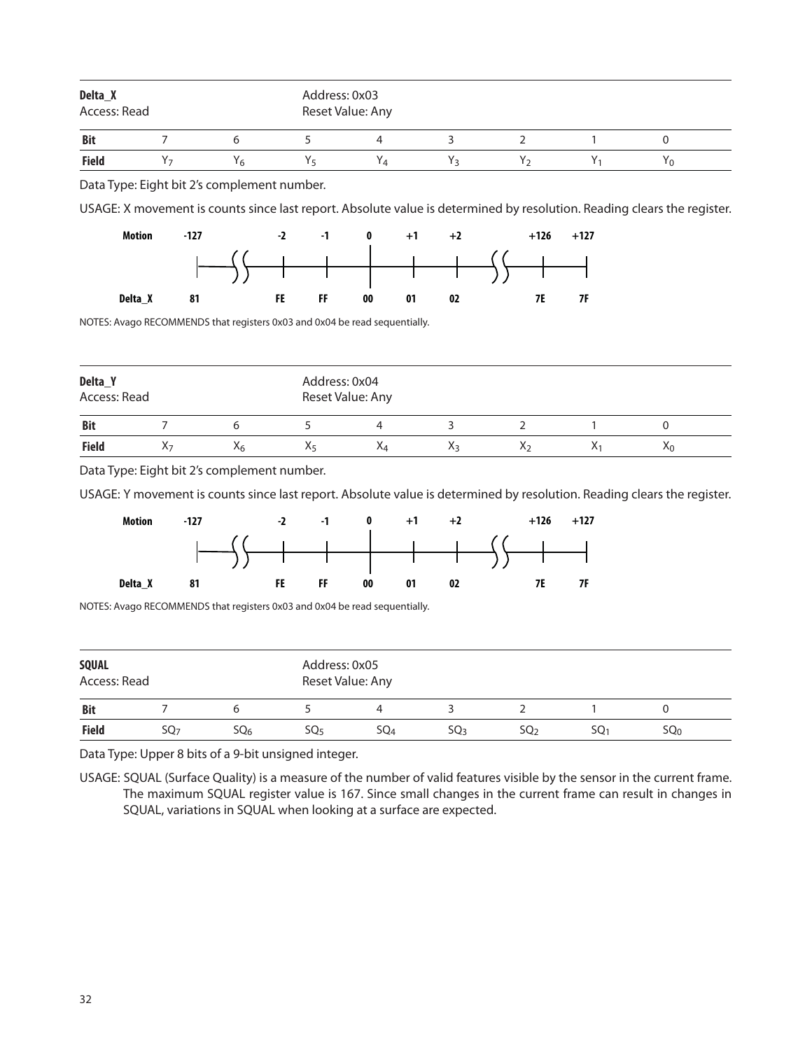| **Delta_X** | | | Address: 0x03 | | | | |
|---|---|---|---|---|---|---|---|
| Access: Read | | | Reset Value: Any | | | | |

| **Bit** | 7 | 6 | 5 | 4 | 3 | 2 | 1 | 0 |
|---|---|---|---|---|---|---|---|---|
| **Field** | $Y_7$ | $Y_6$ | $Y_5$ | $Y_4$ | $Y_3$ | $Y_2$ | $Y_1$ | $Y_0$ |

Data Type: Eight bit 2's complement number.

USAGE: X movement is counts since last report. Absolute value is determined by resolution. Reading clears the register.

| **Motion** | **-127** | **-2** | **-1** | **0** | **+1** | **+2** | **+126** | **+127** |
|---|---|---|---|---|---|---|---|---|
| **Delta_X** | **81** | **FE** | **FF** | **00** | **01** | **02** | **7E** | **7F** |

NOTES: Avago RECOMMENDS that registers 0x03 and 0x04 be read sequentially.

| **Delta_Y** | | | Address: 0x04 | | | | |
|---|---|---|---|---|---|---|---|
| Access: Read | | | Reset Value: Any | | | | |

| **Bit** | 7 | 6 | 5 | 4 | 3 | 2 | 1 | 0 |
|---|---|---|---|---|---|---|---|---|
| **Field** | $X_7$ | $X_6$ | $X_5$ | $X_4$ | $X_3$ | $X_2$ | $X_1$ | $X_0$ |

Data Type: Eight bit 2's complement number.

USAGE: Y movement is counts since last report. Absolute value is determined by resolution. Reading clears the register.

| **Motion** | **-127** | **-2** | **-1** | **0** | **+1** | **+2** | **+126** | **+127** |
|---|---|---|---|---|---|---|---|---|
| **Delta_X** | **81** | **FE** | **FF** | **00** | **01** | **02** | **7E** | **7F** |

NOTES: Avago RECOMMENDS that registers 0x03 and 0x04 be read sequentially.

| **SQUAL** | | | Address: 0x05 | | | | |
|---|---|---|---|---|---|---|---|
| Access: Read | | | Reset Value: Any | | | | |

| **Bit** | 7 | 6 | 5 | 4 | 3 | 2 | 1 | 0 |
|---|---|---|---|---|---|---|---|---|
| **Field** | $SQ_7$ | $SQ_6$ | $SQ_5$ | $SQ_4$ | $SQ_3$ | $SQ_2$ | $SQ_1$ | $SQ_0$ |

Data Type: Upper 8 bits of a 9-bit unsigned integer.

USAGE: SQUAL (Surface Quality) is a measure of the number of valid features visible by the sensor in the current frame. The maximum SQUAL register value is 167. Since small changes in the current frame can result in changes in SQUAL, variations in SQUAL when looking at a surface are expected.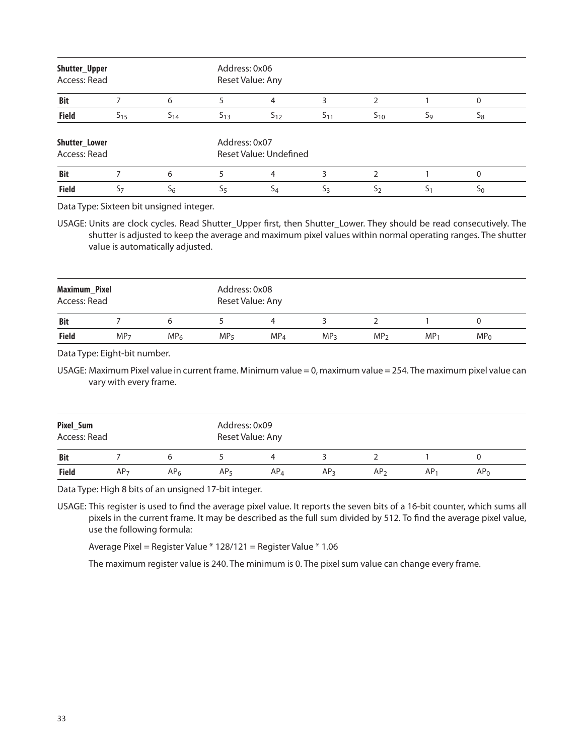| **Shutter_Upper** | | | Address: 0x06 | | | | | |
|---|---|---|---|---|---|---|---|---|
| Access: Read | | | Reset Value: Any | | | | | |
| **Bit** | 7 | 6 | 5 | 4 | 3 | 2 | 1 | 0 |
| **Field** | $S_{15}$ | $S_{14}$ | $S_{13}$ | $S_{12}$ | $S_{11}$ | $S_{10}$ | $S_9$ | $S_8$ |

| **Shutter_Lower** | | | Address: 0x07 | | | | | |
|---|---|---|---|---|---|---|---|---|
| Access: Read | | | Reset Value: Undefined | | | | | |
| **Bit** | 7 | 6 | 5 | 4 | 3 | 2 | 1 | 0 |
| **Field** | $S_7$ | $S_6$ | $S_5$ | $S_4$ | $S_3$ | $S_2$ | $S_1$ | $S_0$ |

Data Type: Sixteen bit unsigned integer.

USAGE: Units are clock cycles. Read Shutter_Upper first, then Shutter_Lower. They should be read consecutively. The shutter is adjusted to keep the average and maximum pixel values within normal operating ranges. The shutter value is automatically adjusted.

| **Maximum_Pixel** | | | Address: 0x08 | | | | | |
|---|---|---|---|---|---|---|---|---|
| Access: Read | | | Reset Value: Any | | | | | |
| **Bit** | 7 | 6 | 5 | 4 | 3 | 2 | 1 | 0 |
| **Field** | $MP_7$ | $MP_6$ | $MP_5$ | $MP_4$ | $MP_3$ | $MP_2$ | $MP_1$ | $MP_0$ |

Data Type: Eight-bit number.

USAGE: Maximum Pixel value in current frame. Minimum value = 0, maximum value = 254. The maximum pixel value can vary with every frame.

| **Pixel_Sum** | | | Address: 0x09 | | | | | |
|---|---|---|---|---|---|---|---|---|
| Access: Read | | | Reset Value: Any | | | | | |
| **Bit** | 7 | 6 | 5 | 4 | 3 | 2 | 1 | 0 |
| **Field** | $AP_7$ | $AP_6$ | $AP_5$ | $AP_4$ | $AP_3$ | $AP_2$ | $AP_1$ | $AP_0$ |

Data Type: High 8 bits of an unsigned 17-bit integer.

USAGE: This register is used to find the average pixel value. It reports the seven bits of a 16-bit counter, which sums all pixels in the current frame. It may be described as the full sum divided by 512. To find the average pixel value, use the following formula:

Average Pixel = Register Value * 128/121 = Register Value * 1.06

The maximum register value is 240. The minimum is 0. The pixel sum value can change every frame.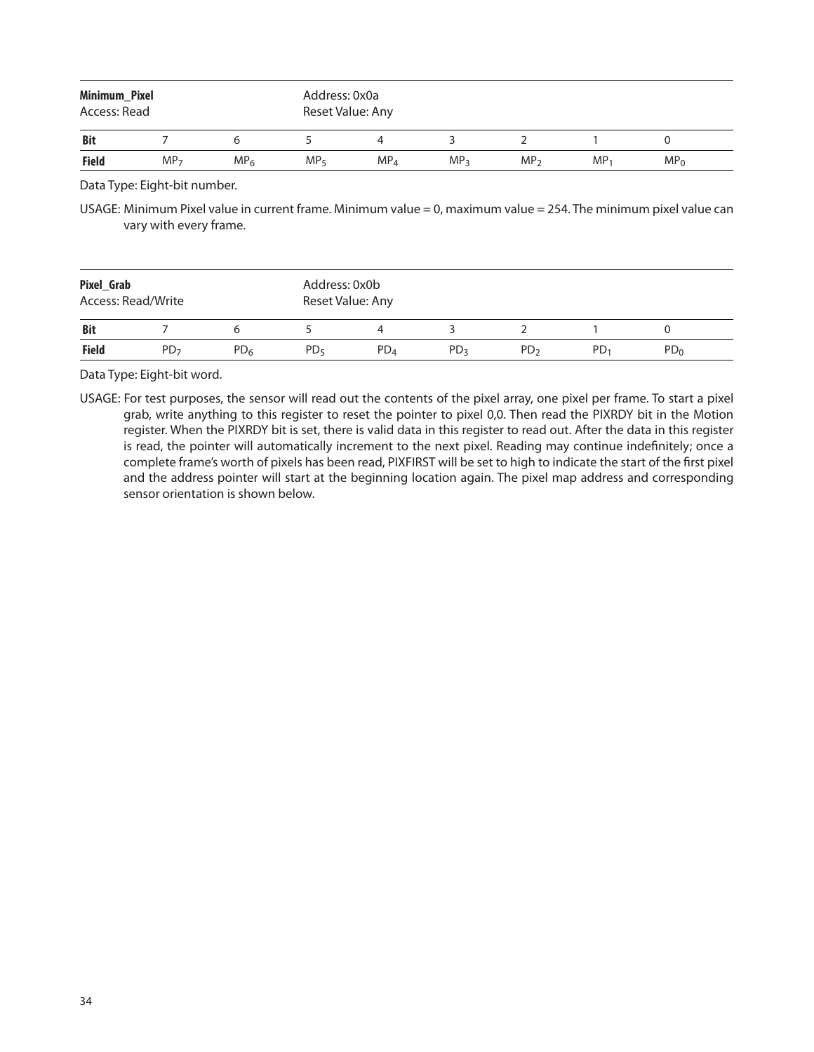| **Minimum_Pixel** | | | Address: 0x0a | | | | |
|---|---|---|---|---|---|---|---|
| Access: Read | | | Reset Value: Any | | | | |

| **Bit** | 7 | 6 | 5 | 4 | 3 | 2 | 1 | 0 |
|---|---|---|---|---|---|---|---|---|
| **Field** | $MP_7$ | $MP_6$ | $MP_5$ | $MP_4$ | $MP_3$ | $MP_2$ | $MP_1$ | $MP_0$ |

Data Type: Eight-bit number.

USAGE: Minimum Pixel value in current frame. Minimum value = 0, maximum value = 254. The minimum pixel value can vary with every frame.

| **Pixel_Grab** | | | Address: 0x0b | | | | |
|---|---|---|---|---|---|---|---|
| Access: Read/Write | | | Reset Value: Any | | | | |

| **Bit** | 7 | 6 | 5 | 4 | 3 | 2 | 1 | 0 |
|---|---|---|---|---|---|---|---|---|
| **Field** | $PD_7$ | $PD_6$ | $PD_5$ | $PD_4$ | $PD_3$ | $PD_2$ | $PD_1$ | $PD_0$ |

Data Type: Eight-bit word.

USAGE: For test purposes, the sensor will read out the contents of the pixel array, one pixel per frame. To start a pixel grab, write anything to this register to reset the pointer to pixel 0,0. Then read the PIXRDY bit in the Motion register. When the PIXRDY bit is set, there is valid data in this register to read out. After the data in this register is read, the pointer will automatically increment to the next pixel. Reading may continue indefinitely; once a complete frame's worth of pixels has been read, PIXFIRST will be set to high to indicate the start of the first pixel and the address pointer will start at the beginning location again. The pixel map address and corresponding sensor orientation is shown below.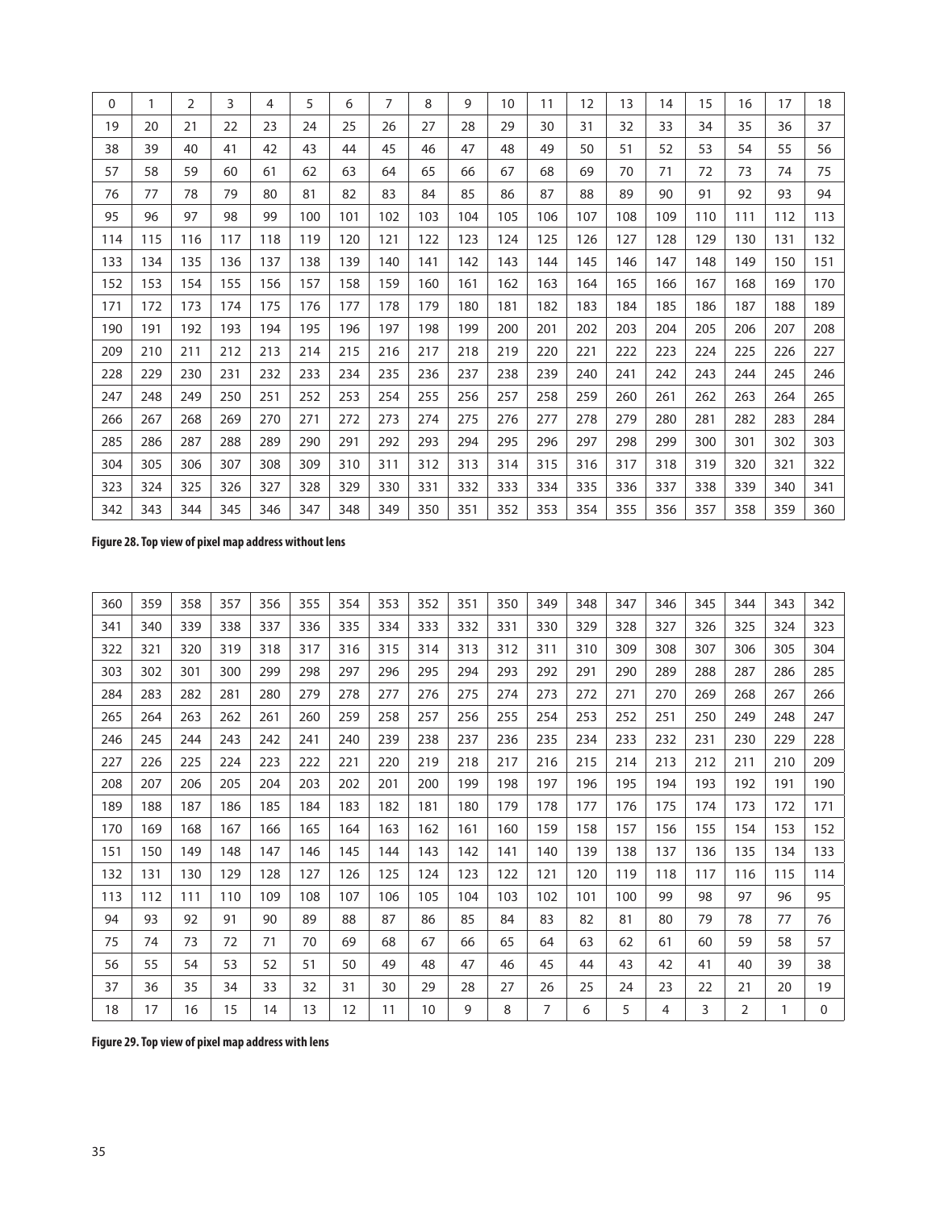| 0 | 1 | 2 | 3 | 4 | 5 | 6 | 7 | 8 | 9 | 10 | 11 | 12 | 13 | 14 | 15 | 16 | 17 | 18 |
|---|---|---|---|---|---|---|---|---|---|---|---|---|---|---|---|---|---|---|
| 19 | 20 | 21 | 22 | 23 | 24 | 25 | 26 | 27 | 28 | 29 | 30 | 31 | 32 | 33 | 34 | 35 | 36 | 37 |
| 38 | 39 | 40 | 41 | 42 | 43 | 44 | 45 | 46 | 47 | 48 | 49 | 50 | 51 | 52 | 53 | 54 | 55 | 56 |
| 57 | 58 | 59 | 60 | 61 | 62 | 63 | 64 | 65 | 66 | 67 | 68 | 69 | 70 | 71 | 72 | 73 | 74 | 75 |
| 76 | 77 | 78 | 79 | 80 | 81 | 82 | 83 | 84 | 85 | 86 | 87 | 88 | 89 | 90 | 91 | 92 | 93 | 94 |
| 95 | 96 | 97 | 98 | 99 | 100 | 101 | 102 | 103 | 104 | 105 | 106 | 107 | 108 | 109 | 110 | 111 | 112 | 113 |
| 114 | 115 | 116 | 117 | 118 | 119 | 120 | 121 | 122 | 123 | 124 | 125 | 126 | 127 | 128 | 129 | 130 | 131 | 132 |
| 133 | 134 | 135 | 136 | 137 | 138 | 139 | 140 | 141 | 142 | 143 | 144 | 145 | 146 | 147 | 148 | 149 | 150 | 151 |
| 152 | 153 | 154 | 155 | 156 | 157 | 158 | 159 | 160 | 161 | 162 | 163 | 164 | 165 | 166 | 167 | 168 | 169 | 170 |
| 171 | 172 | 173 | 174 | 175 | 176 | 177 | 178 | 179 | 180 | 181 | 182 | 183 | 184 | 185 | 186 | 187 | 188 | 189 |
| 190 | 191 | 192 | 193 | 194 | 195 | 196 | 197 | 198 | 199 | 200 | 201 | 202 | 203 | 204 | 205 | 206 | 207 | 208 |
| 209 | 210 | 211 | 212 | 213 | 214 | 215 | 216 | 217 | 218 | 219 | 220 | 221 | 222 | 223 | 224 | 225 | 226 | 227 |
| 228 | 229 | 230 | 231 | 232 | 233 | 234 | 235 | 236 | 237 | 238 | 239 | 240 | 241 | 242 | 243 | 244 | 245 | 246 |
| 247 | 248 | 249 | 250 | 251 | 252 | 253 | 254 | 255 | 256 | 257 | 258 | 259 | 260 | 261 | 262 | 263 | 264 | 265 |
| 266 | 267 | 268 | 269 | 270 | 271 | 272 | 273 | 274 | 275 | 276 | 277 | 278 | 279 | 280 | 281 | 282 | 283 | 284 |
| 285 | 286 | 287 | 288 | 289 | 290 | 291 | 292 | 293 | 294 | 295 | 296 | 297 | 298 | 299 | 300 | 301 | 302 | 303 |
| 304 | 305 | 306 | 307 | 308 | 309 | 310 | 311 | 312 | 313 | 314 | 315 | 316 | 317 | 318 | 319 | 320 | 321 | 322 |
| 323 | 324 | 325 | 326 | 327 | 328 | 329 | 330 | 331 | 332 | 333 | 334 | 335 | 336 | 337 | 338 | 339 | 340 | 341 |
| 342 | 343 | 344 | 345 | 346 | 347 | 348 | 349 | 350 | 351 | 352 | 353 | 354 | 355 | 356 | 357 | 358 | 359 | 360 |

**Figure 28. Top view of pixel map address without lens**

| 360 | 359 | 358 | 357 | 356 | 355 | 354 | 353 | 352 | 351 | 350 | 349 | 348 | 347 | 346 | 345 | 344 | 343 | 342 |
|---|---|---|---|---|---|---|---|---|---|---|---|---|---|---|---|---|---|---|
| 341 | 340 | 339 | 338 | 337 | 336 | 335 | 334 | 333 | 332 | 331 | 330 | 329 | 328 | 327 | 326 | 325 | 324 | 323 |
| 322 | 321 | 320 | 319 | 318 | 317 | 316 | 315 | 314 | 313 | 312 | 311 | 310 | 309 | 308 | 307 | 306 | 305 | 304 |
| 303 | 302 | 301 | 300 | 299 | 298 | 297 | 296 | 295 | 294 | 293 | 292 | 291 | 290 | 289 | 288 | 287 | 286 | 285 |
| 284 | 283 | 282 | 281 | 280 | 279 | 278 | 277 | 276 | 275 | 274 | 273 | 272 | 271 | 270 | 269 | 268 | 267 | 266 |
| 265 | 264 | 263 | 262 | 261 | 260 | 259 | 258 | 257 | 256 | 255 | 254 | 253 | 252 | 251 | 250 | 249 | 248 | 247 |
| 246 | 245 | 244 | 243 | 242 | 241 | 240 | 239 | 238 | 237 | 236 | 235 | 234 | 233 | 232 | 231 | 230 | 229 | 228 |
| 227 | 226 | 225 | 224 | 223 | 222 | 221 | 220 | 219 | 218 | 217 | 216 | 215 | 214 | 213 | 212 | 211 | 210 | 209 |
| 208 | 207 | 206 | 205 | 204 | 203 | 202 | 201 | 200 | 199 | 198 | 197 | 196 | 195 | 194 | 193 | 192 | 191 | 190 |
| 189 | 188 | 187 | 186 | 185 | 184 | 183 | 182 | 181 | 180 | 179 | 178 | 177 | 176 | 175 | 174 | 173 | 172 | 171 |
| 170 | 169 | 168 | 167 | 166 | 165 | 164 | 163 | 162 | 161 | 160 | 159 | 158 | 157 | 156 | 155 | 154 | 153 | 152 |
| 151 | 150 | 149 | 148 | 147 | 146 | 145 | 144 | 143 | 142 | 141 | 140 | 139 | 138 | 137 | 136 | 135 | 134 | 133 |
| 132 | 131 | 130 | 129 | 128 | 127 | 126 | 125 | 124 | 123 | 122 | 121 | 120 | 119 | 118 | 117 | 116 | 115 | 114 |
| 113 | 112 | 111 | 110 | 109 | 108 | 107 | 106 | 105 | 104 | 103 | 102 | 101 | 100 | 99 | 98 | 97 | 96 | 95 |
| 94 | 93 | 92 | 91 | 90 | 89 | 88 | 87 | 86 | 85 | 84 | 83 | 82 | 81 | 80 | 79 | 78 | 77 | 76 |
| 75 | 74 | 73 | 72 | 71 | 70 | 69 | 68 | 67 | 66 | 65 | 64 | 63 | 62 | 61 | 60 | 59 | 58 | 57 |
| 56 | 55 | 54 | 53 | 52 | 51 | 50 | 49 | 48 | 47 | 46 | 45 | 44 | 43 | 42 | 41 | 40 | 39 | 38 |
| 37 | 36 | 35 | 34 | 33 | 32 | 31 | 30 | 29 | 28 | 27 | 26 | 25 | 24 | 23 | 22 | 21 | 20 | 19 |
| 18 | 17 | 16 | 15 | 14 | 13 | 12 | 11 | 10 | 9 | 8 | 7 | 6 | 5 | 4 | 3 | 2 | 1 | 0 |

**Figure 29. Top view of pixel map address with lens**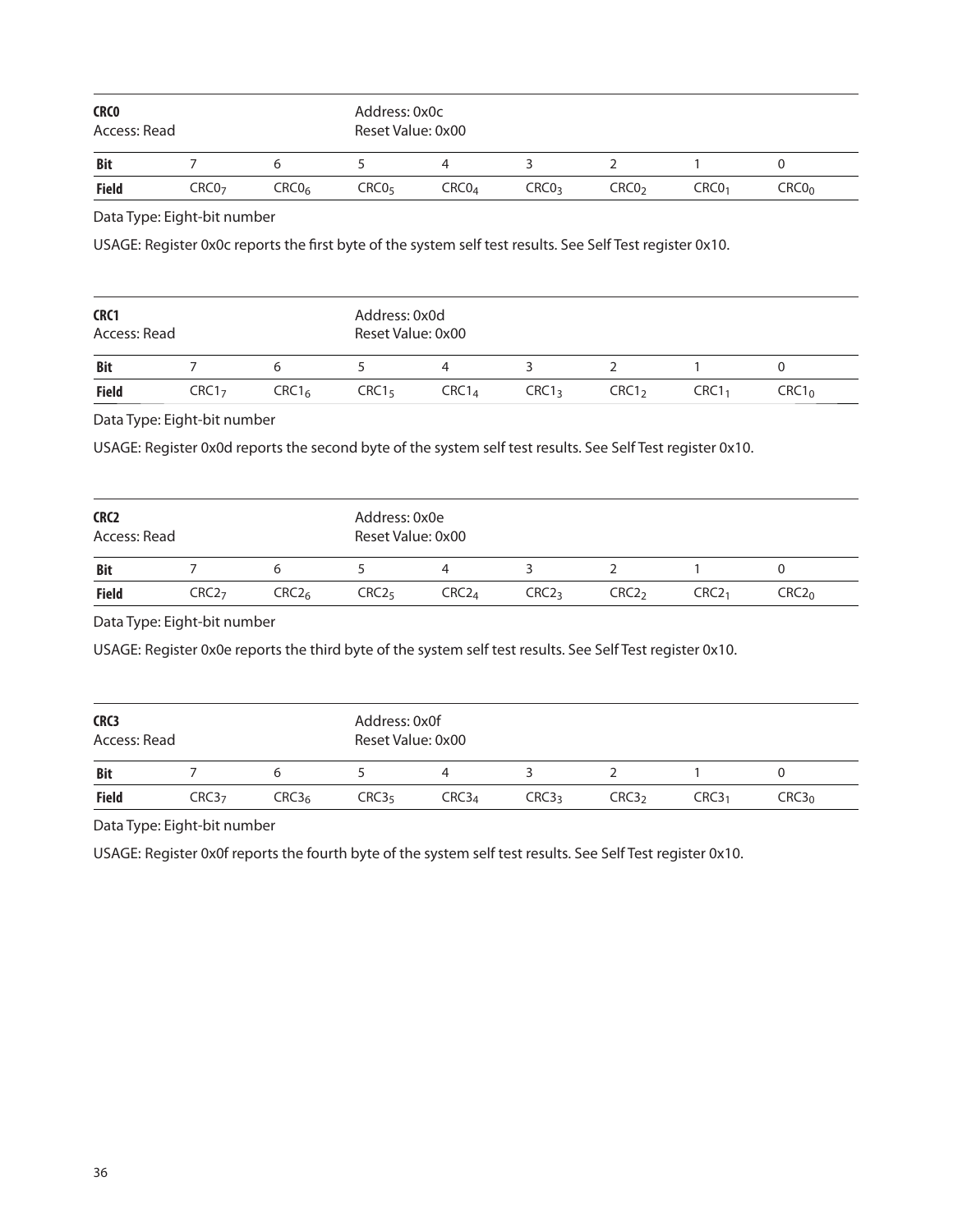**CRC0**
Access: Read

Address: 0x0c
Reset Value: 0x00

| Bit | 7 | 6 | 5 | 4 | 3 | 2 | 1 | 0 |
|---|---|---|---|---|---|---|---|---|
| Field | $CRC0_7$ | $CRC0_6$ | $CRC0_5$ | $CRC0_4$ | $CRC0_3$ | $CRC0_2$ | $CRC0_1$ | $CRC0_0$ |

Data Type: Eight-bit number

USAGE: Register 0x0c reports the first byte of the system self test results. See Self Test register 0x10.

**CRC1**
Access: Read

Address: 0x0d
Reset Value: 0x00

| Bit | 7 | 6 | 5 | 4 | 3 | 2 | 1 | 0 |
|---|---|---|---|---|---|---|---|---|
| Field | $CRC1_7$ | $CRC1_6$ | $CRC1_5$ | $CRC1_4$ | $CRC1_3$ | $CRC1_2$ | $CRC1_1$ | $CRC1_0$ |

Data Type: Eight-bit number

USAGE: Register 0x0d reports the second byte of the system self test results. See Self Test register 0x10.

**CRC2**
Access: Read

Address: 0x0e
Reset Value: 0x00

| Bit | 7 | 6 | 5 | 4 | 3 | 2 | 1 | 0 |
|---|---|---|---|---|---|---|---|---|
| Field | $CRC2_7$ | $CRC2_6$ | $CRC2_5$ | $CRC2_4$ | $CRC2_3$ | $CRC2_2$ | $CRC2_1$ | $CRC2_0$ |

Data Type: Eight-bit number

USAGE: Register 0x0e reports the third byte of the system self test results. See Self Test register 0x10.

**CRC3**
Access: Read

Address: 0x0f
Reset Value: 0x00

| Bit | 7 | 6 | 5 | 4 | 3 | 2 | 1 | 0 |
|---|---|---|---|---|---|---|---|---|
| Field | $CRC3_7$ | $CRC3_6$ | $CRC3_5$ | $CRC3_4$ | $CRC3_3$ | $CRC3_2$ | $CRC3_1$ | $CRC3_0$ |

Data Type: Eight-bit number

USAGE: Register 0x0f reports the fourth byte of the system self test results. See Self Test register 0x10.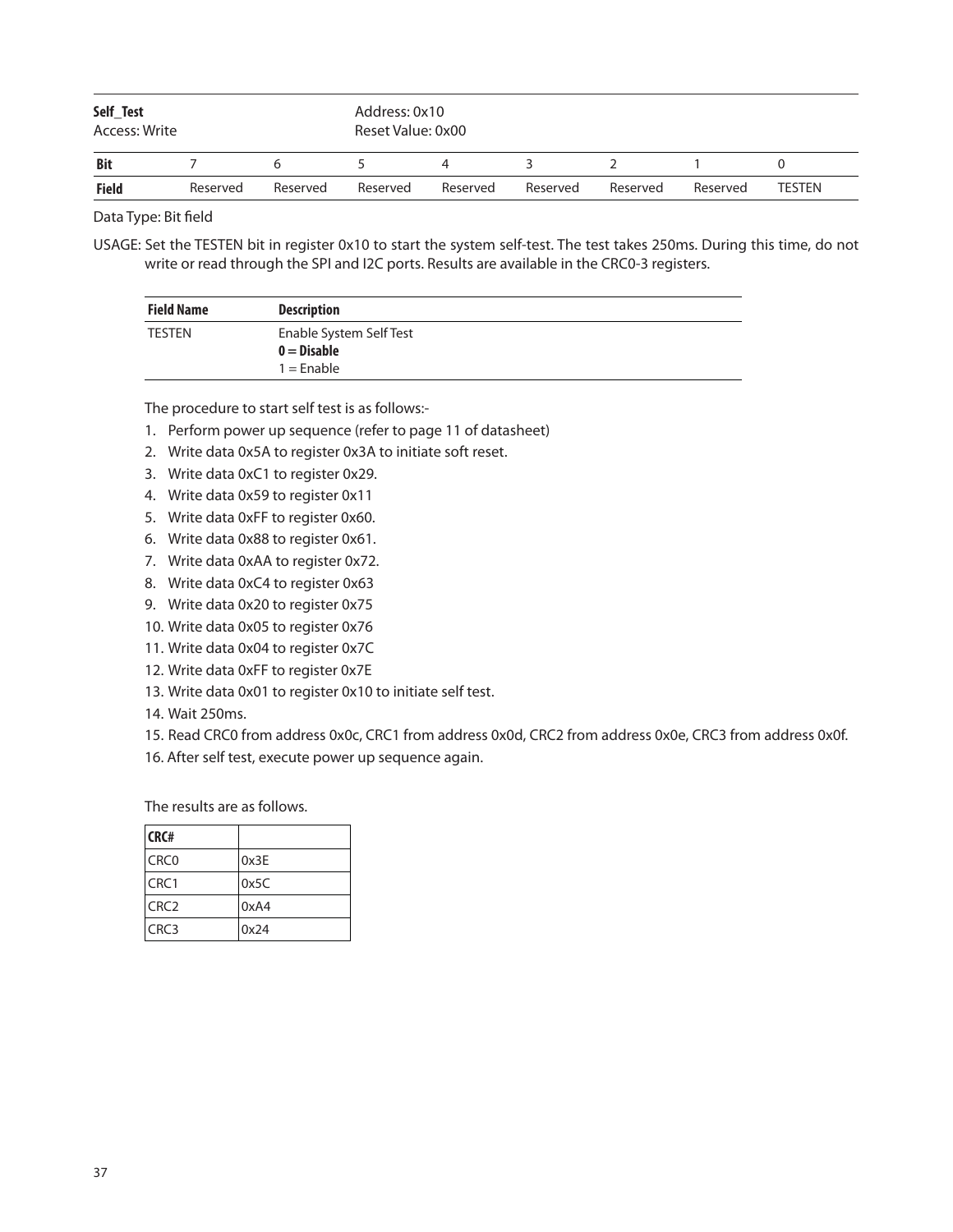| **Self_Test** | | | | Address: 0x10 | | | | |
|---|---|---|---|---|---|---|---|---|
| Access: Write | | | | Reset Value: 0x00 | | | | |
| **Bit** | 7 | 6 | 5 | 4 | 3 | 2 | 1 | 0 |
| **Field** | Reserved | Reserved | Reserved | Reserved | Reserved | Reserved | Reserved | TESTEN |

Data Type: Bit field

USAGE: Set the TESTEN bit in register 0x10 to start the system self-test. The test takes 250ms. During this time, do not write or read through the SPI and I2C ports. Results are available in the CRC0-3 registers.

| **Field Name** | **Description** |
|---|---|
| TESTEN | Enable System Self Test<br>**0 = Disable**<br>1 = Enable |

The procedure to start self test is as follows:-

1. Perform power up sequence (refer to page 11 of datasheet)
2. Write data 0x5A to register 0x3A to initiate soft reset.
3. Write data 0xC1 to register 0x29.
4. Write data 0x59 to register 0x11
5. Write data 0xFF to register 0x60.
6. Write data 0x88 to register 0x61.
7. Write data 0xAA to register 0x72.
8. Write data 0xC4 to register 0x63
9. Write data 0x20 to register 0x75
10. Write data 0x05 to register 0x76
11. Write data 0x04 to register 0x7C
12. Write data 0xFF to register 0x7E
13. Write data 0x01 to register 0x10 to initiate self test.
14. Wait 250ms.
15. Read CRC0 from address 0x0c, CRC1 from address 0x0d, CRC2 from address 0x0e, CRC3 from address 0x0f.
16. After self test, execute power up sequence again.

The results are as follows.

| **CRC#** | |
|---|---|
| CRC0 | 0x3E |
| CRC1 | 0x5C |
| CRC2 | 0xA4 |
| CRC3 | 0x24 |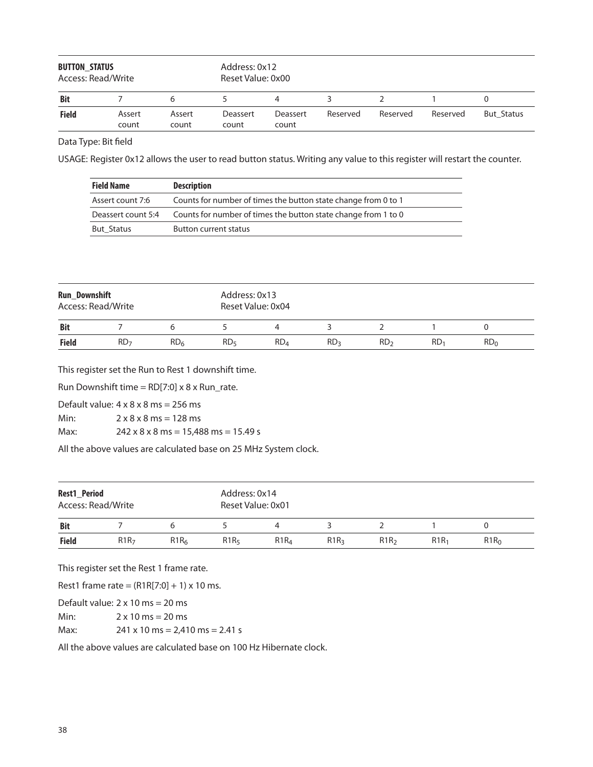**BUTTON_STATUS** Address: 0x12
Access: Read/Write Reset Value: 0x00

| Bit | 7 | 6 | 5 | 4 | 3 | 2 | 1 | 0 |
|---|---|---|---|---|---|---|---|---|
| Field | Assert count | Assert count | Deassert count | Deassert count | Reserved | Reserved | Reserved | But_Status |

Data Type: Bit field

USAGE: Register 0x12 allows the user to read button status. Writing any value to this register will restart the counter.

| Field Name | Description |
|---|---|
| Assert count 7:6 | Counts for number of times the button state change from 0 to 1 |
| Deassert count 5:4 | Counts for number of times the button state change from 1 to 0 |
| But_Status | Button current status |

**Run_Downshift** Address: 0x13
Access: Read/Write Reset Value: 0x04

| Bit | 7 | 6 | 5 | 4 | 3 | 2 | 1 | 0 |
|---|---|---|---|---|---|---|---|---|
| Field | $RD_7$ | $RD_6$ | $RD_5$ | $RD_4$ | $RD_3$ | $RD_2$ | $RD_1$ | $RD_0$ |

This register set the Run to Rest 1 downshift time.

Run Downshift time = RD[7:0] x 8 x Run_rate.

Default value: 4 x 8 x 8 ms = 256 ms

Min: 2 x 8 x 8 ms = 128 ms

Max: 242 x 8 x 8 ms = 15,488 ms = 15.49 s

All the above values are calculated base on 25 MHz System clock.

**Rest1_Period** Address: 0x14
Access: Read/Write Reset Value: 0x01

| Bit | 7 | 6 | 5 | 4 | 3 | 2 | 1 | 0 |
|---|---|---|---|---|---|---|---|---|
| Field | $R1R_7$ | $R1R_6$ | $R1R_5$ | $R1R_4$ | $R1R_3$ | $R1R_2$ | $R1R_1$ | $R1R_0$ |

This register set the Rest 1 frame rate.

Rest1 frame rate = (R1R[7:0] + 1) x 10 ms.

Default value: 2 x 10 ms = 20 ms

Min: 2 x 10 ms = 20 ms

Max: 241 x 10 ms = 2,410 ms = 2.41 s

All the above values are calculated base on 100 Hz Hibernate clock.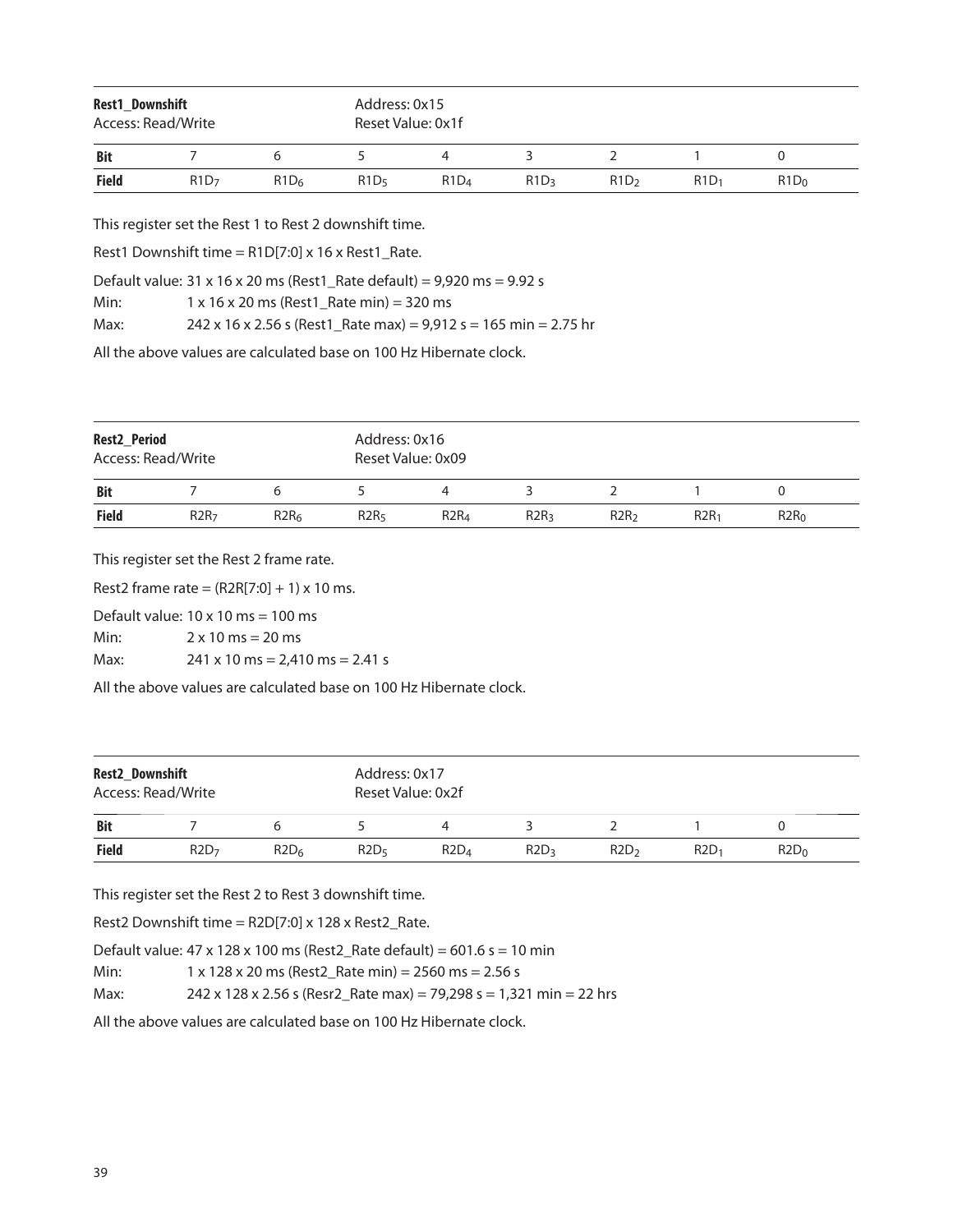| **Rest1_Downshift** | | | Address: 0x15 | | | | |
|---|---|---|---|---|---|---|---|
| Access: Read/Write | | | Reset Value: 0x1f | | | | |
| **Bit** | 7 | 6 | 5 | 4 | 3 | 2 | 1 | 0 |
| **Field** | $R1D_7$ | $R1D_6$ | $R1D_5$ | $R1D_4$ | $R1D_3$ | $R1D_2$ | $R1D_1$ | $R1D_0$ |

This register set the Rest 1 to Rest 2 downshift time.

Rest1 Downshift time = R1D[7:0] x 16 x Rest1_Rate.

Default value: 31 x 16 x 20 ms (Rest1_Rate default) = 9,920 ms = 9.92 s

Min: 1 x 16 x 20 ms (Rest1_Rate min) = 320 ms

Max: 242 x 16 x 2.56 s (Rest1_Rate max) = 9,912 s = 165 min = 2.75 hr

All the above values are calculated base on 100 Hz Hibernate clock.

| **Rest2_Period** | | | Address: 0x16 | | | | | |
|---|---|---|---|---|---|---|---|---|
| Access: Read/Write | | | Reset Value: 0x09 | | | | | |
| **Bit** | 7 | 6 | 5 | 4 | 3 | 2 | 1 | 0 |
| **Field** | $R2R_7$ | $R2R_6$ | $R2R_5$ | $R2R_4$ | $R2R_3$ | $R2R_2$ | $R2R_1$ | $R2R_0$ |

This register set the Rest 2 frame rate.

Rest2 frame rate = (R2R[7:0] + 1) x 10 ms.

Default value: 10 x 10 ms = 100 ms

Min: 2 x 10 ms = 20 ms

Max: 241 x 10 ms = 2,410 ms = 2.41 s

All the above values are calculated base on 100 Hz Hibernate clock.

| **Rest2_Downshift** | | | Address: 0x17 | | | | | |
|---|---|---|---|---|---|---|---|---|
| Access: Read/Write | | | Reset Value: 0x2f | | | | | |
| **Bit** | 7 | 6 | 5 | 4 | 3 | 2 | 1 | 0 |
| **Field** | $R2D_7$ | $R2D_6$ | $R2D_5$ | $R2D_4$ | $R2D_3$ | $R2D_2$ | $R2D_1$ | $R2D_0$ |

This register set the Rest 2 to Rest 3 downshift time.

Rest2 Downshift time = R2D[7:0] x 128 x Rest2_Rate.

Default value: 47 x 128 x 100 ms (Rest2_Rate default) = 601.6 s = 10 min

Min: 1 x 128 x 20 ms (Rest2_Rate min) = 2560 ms = 2.56 s

Max: 242 x 128 x 2.56 s (Resr2_Rate max) = 79,298 s = 1,321 min = 22 hrs

All the above values are calculated base on 100 Hz Hibernate clock.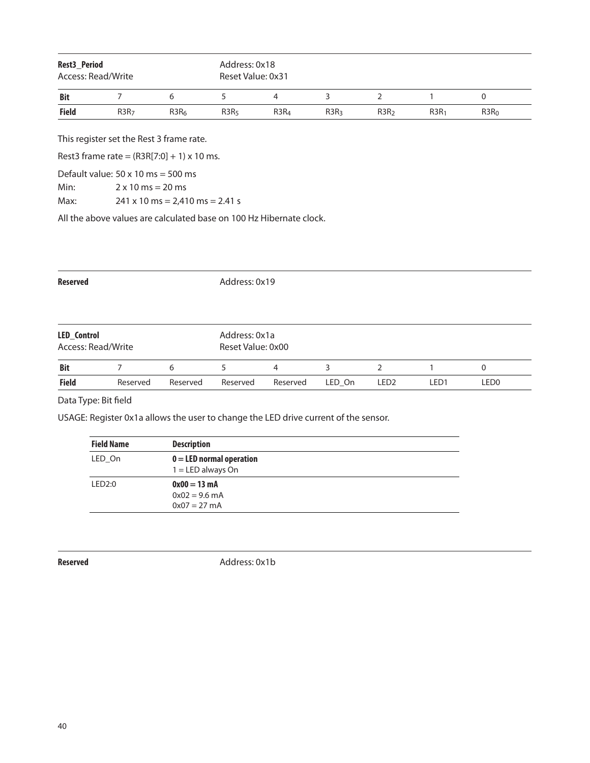**Rest3_Period** Address: 0x18
Access: Read/Write Reset Value: 0x31

| Bit | 7 | 6 | 5 | 4 | 3 | 2 | 1 | 0 |
|---|---|---|---|---|---|---|---|---|
| Field | $R3R_7$ | $R3R_6$ | $R3R_5$ | $R3R_4$ | $R3R_3$ | $R3R_2$ | $R3R_1$ | $R3R_0$ |

This register set the Rest 3 frame rate.

Rest3 frame rate = (R3R[7:0] + 1) x 10 ms.

Default value: 50 x 10 ms = 500 ms
Min: 2 x 10 ms = 20 ms
Max: 241 x 10 ms = 2,410 ms = 2.41 s

All the above values are calculated base on 100 Hz Hibernate clock.

**Reserved** Address: 0x19

**LED_Control** Address: 0x1a
Access: Read/Write Reset Value: 0x00

| Bit | 7 | 6 | 5 | 4 | 3 | 2 | 1 | 0 |
|---|---|---|---|---|---|---|---|---|
| Field | Reserved | Reserved | Reserved | Reserved | LED_On | LED2 | LED1 | LED0 |

Data Type: Bit field

USAGE: Register 0x1a allows the user to change the LED drive current of the sensor.

| Field Name | Description |
|---|---|
| LED_On | **0 = LED normal operation**<br>1 = LED always On |
| LED2:0 | **0x00 = 13 mA**<br>0x02 = 9.6 mA<br>0x07 = 27 mA |

**Reserved** Address: 0x1b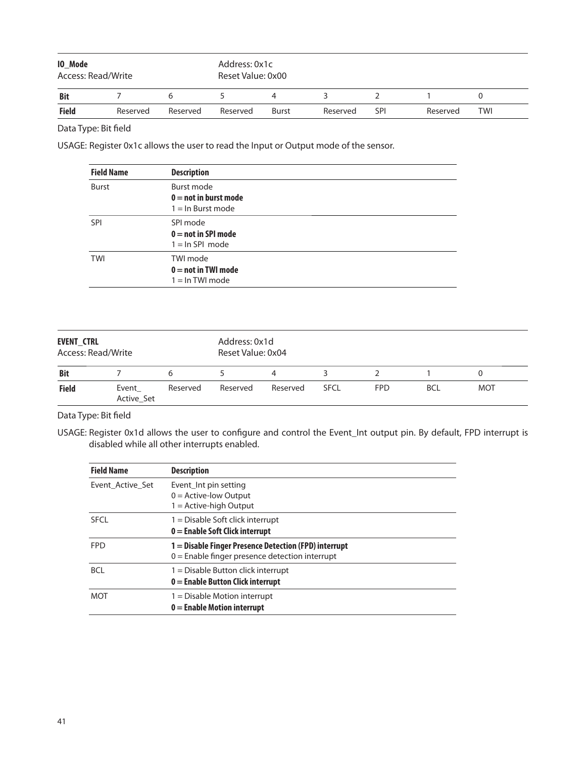| **IO_Mode** | | | Address: 0x1c | | | | | |
|---|---|---|---|---|---|---|---|---|
| Access: Read/Write | | | Reset Value: 0x00 | | | | | |
| **Bit** | 7 | 6 | 5 | 4 | 3 | 2 | 1 | 0 |
| **Field** | Reserved | Reserved | Reserved | Burst | Reserved | SPI | Reserved | TWI |

Data Type: Bit field

USAGE: Register 0x1c allows the user to read the Input or Output mode of the sensor.

| **Field Name** | **Description** |
|---|---|
| Burst | Burst mode<br>**0 = not in burst mode**<br>1 = In Burst mode |
| SPI | SPI mode<br>**0 = not in SPI mode**<br>1 = In SPI mode |
| TWI | TWI mode<br>**0 = not in TWI mode**<br>1 = In TWI mode |

| **EVENT_CTRL** | | | Address: 0x1d | | | | | |
|---|---|---|---|---|---|---|---|---|
| Access: Read/Write | | | Reset Value: 0x04 | | | | | |
| **Bit** | 7 | 6 | 5 | 4 | 3 | 2 | 1 | 0 |
| **Field** | Event_ Active_Set | Reserved | Reserved | Reserved | SFCL | FPD | BCL | MOT |

Data Type: Bit field

USAGE: Register 0x1d allows the user to configure and control the Event_Int output pin. By default, FPD interrupt is disabled while all other interrupts enabled.

| **Field Name** | **Description** |
|---|---|
| Event_Active_Set | Event_Int pin setting<br>0 = Active-low Output<br>1 = Active-high Output |
| SFCL | 1 = Disable Soft click interrupt<br>**0 = Enable Soft Click interrupt** |
| FPD | **1 = Disable Finger Presence Detection (FPD) interrupt**<br>0 = Enable finger presence detection interrupt |
| BCL | 1 = Disable Button click interrupt<br>**0 = Enable Button Click interrupt** |
| MOT | 1 = Disable Motion interrupt<br>**0 = Enable Motion interrupt** |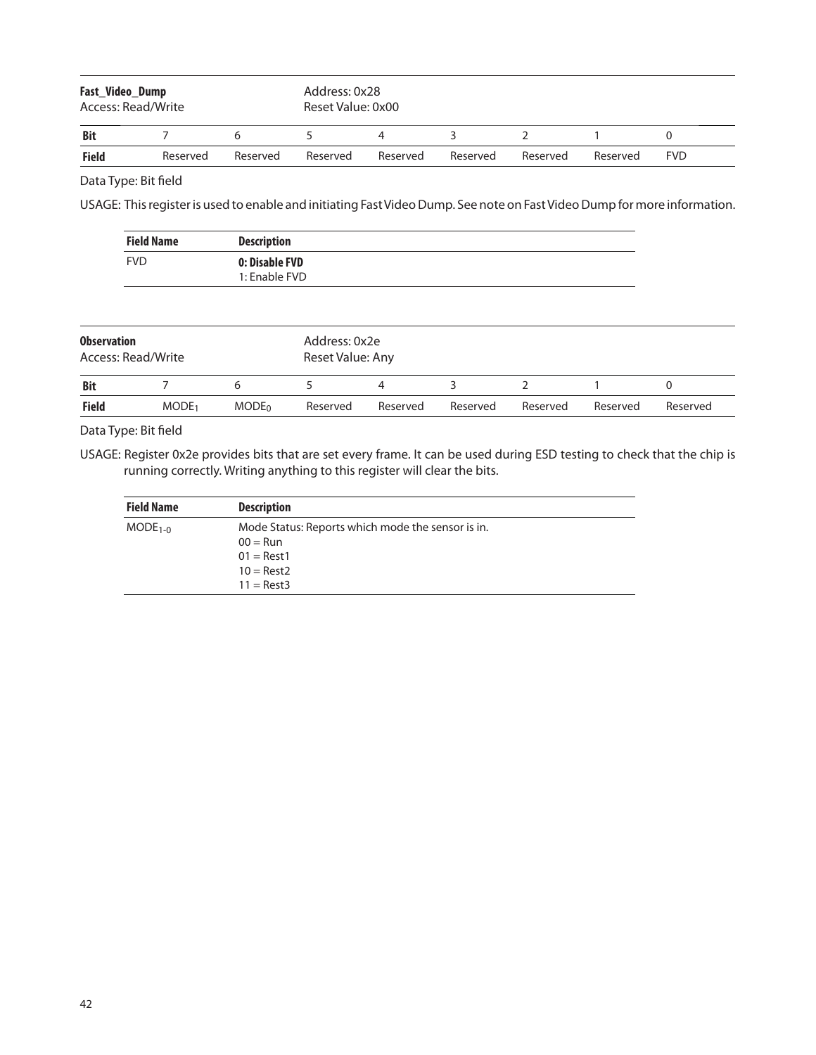**Fast_Video_Dump**
Access: Read/Write

Address: 0x28
Reset Value: 0x00

| Bit | 7 | 6 | 5 | 4 | 3 | 2 | 1 | 0 |
|---|---|---|---|---|---|---|---|---|
| Field | Reserved | Reserved | Reserved | Reserved | Reserved | Reserved | Reserved | FVD |

Data Type: Bit field

USAGE: This register is used to enable and initiating Fast Video Dump. See note on Fast Video Dump for more information.

| Field Name | Description |
|---|---|
| FVD | **0: Disable FVD**<br>1: Enable FVD |

**Observation**
Access: Read/Write

Address: 0x2e
Reset Value: Any

| Bit | 7 | 6 | 5 | 4 | 3 | 2 | 1 | 0 |
|---|---|---|---|---|---|---|---|---|
| Field | $MODE_1$ | $MODE_0$ | Reserved | Reserved | Reserved | Reserved | Reserved | Reserved |

Data Type: Bit field

USAGE: Register 0x2e provides bits that are set every frame. It can be used during ESD testing to check that the chip is running correctly. Writing anything to this register will clear the bits.

| Field Name | Description |
|---|---|
| $MODE_{1-0}$ | Mode Status: Reports which mode the sensor is in.<br>00 = Run<br>01 = Rest1<br>10 = Rest2<br>11 = Rest3 |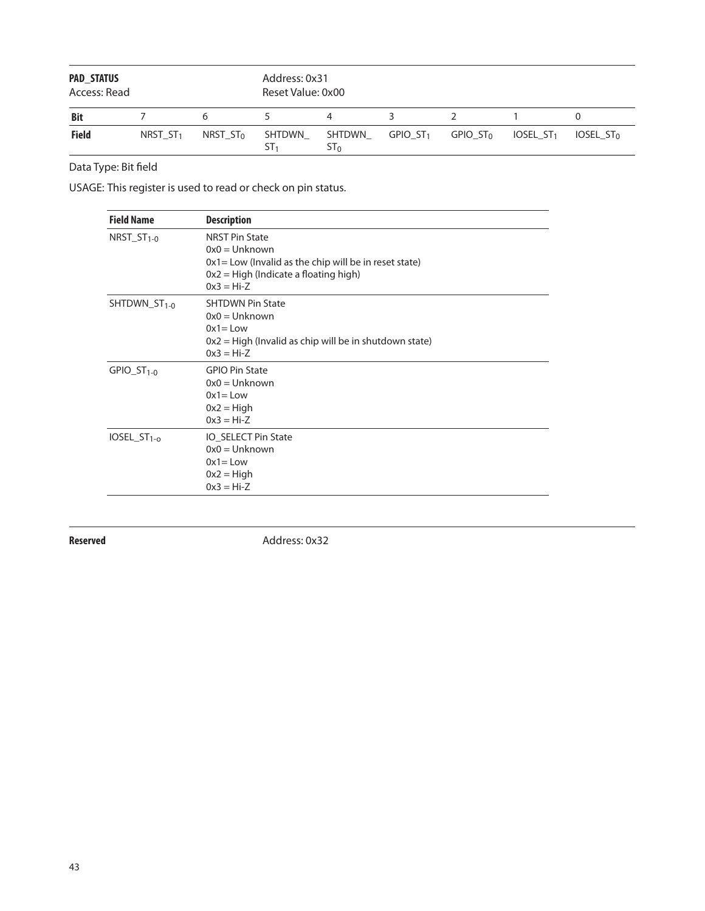**PAD_STATUS** Address: 0x31
Access: Read Reset Value: 0x00

| Bit | 7 | 6 | 5 | 4 | 3 | 2 | 1 | 0 |
|---|---|---|---|---|---|---|---|---|
| Field | $NRST\_ST_1$ | $NRST\_ST_0$ | $SHTDWN\_ST_1$ | $SHTDWN\_ST_0$ | $GPIO\_ST_1$ | $GPIO\_ST_0$ | $IOSEL\_ST_1$ | $IOSEL\_ST_0$ |

Data Type: Bit field

USAGE: This register is used to read or check on pin status.

| Field Name | Description |
|---|---|
| $NRST\_ST_{1-0}$ | NRST Pin State<br>0x0 = Unknown<br>0x1= Low (Invalid as the chip will be in reset state)<br>0x2 = High (Indicate a floating high)<br>0x3 = Hi-Z |
| $SHTDWN\_ST_{1-0}$ | SHTDWN Pin State<br>0x0 = Unknown<br>0x1= Low<br>0x2 = High (Invalid as chip will be in shutdown state)<br>0x3 = Hi-Z |
| $GPIO\_ST_{1-0}$ | GPIO Pin State<br>0x0 = Unknown<br>0x1= Low<br>0x2 = High<br>0x3 = Hi-Z |
| $IOSEL\_ST_{1-o}$ | IO_SELECT Pin State<br>0x0 = Unknown<br>0x1= Low<br>0x2 = High<br>0x3 = Hi-Z |

**Reserved** Address: 0x32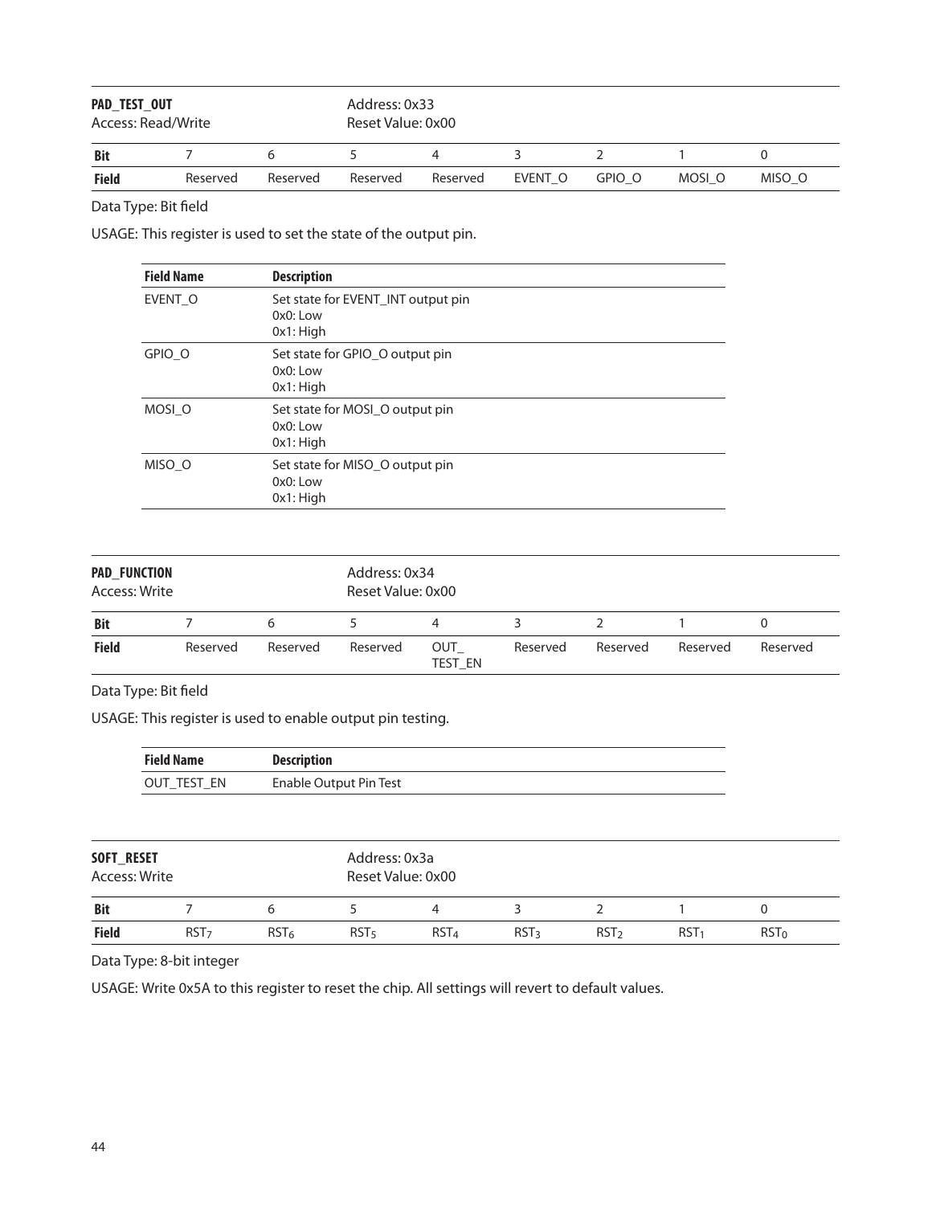**PAD_TEST_OUT**
Access: Read/Write

Address: 0x33
Reset Value: 0x00

| Bit | 7 | 6 | 5 | 4 | 3 | 2 | 1 | 0 |
|---|---|---|---|---|---|---|---|---|
| Field | Reserved | Reserved | Reserved | Reserved | EVENT_O | GPIO_O | MOSI_O | MISO_O |

Data Type: Bit field

USAGE: This register is used to set the state of the output pin.

| Field Name | Description |
|---|---|
| EVENT_O | Set state for EVENT_INT output pin<br>0x0: Low<br>0x1: High |
| GPIO_O | Set state for GPIO_O output pin<br>0x0: Low<br>0x1: High |
| MOSI_O | Set state for MOSI_O output pin<br>0x0: Low<br>0x1: High |
| MISO_O | Set state for MISO_O output pin<br>0x0: Low<br>0x1: High |

**PAD_FUNCTION**
Access: Write

Address: 0x34
Reset Value: 0x00

| Bit | 7 | 6 | 5 | 4 | 3 | 2 | 1 | 0 |
|---|---|---|---|---|---|---|---|---|
| Field | Reserved | Reserved | Reserved | OUT_ TEST_EN | Reserved | Reserved | Reserved | Reserved |

Data Type: Bit field

USAGE: This register is used to enable output pin testing.

| Field Name | Description |
|---|---|
| OUT_TEST_EN | Enable Output Pin Test |

**SOFT_RESET**
Access: Write

Address: 0x3a
Reset Value: 0x00

| Bit | 7 | 6 | 5 | 4 | 3 | 2 | 1 | 0 |
|---|---|---|---|---|---|---|---|---|
| Field | $RST_7$ | $RST_6$ | $RST_5$ | $RST_4$ | $RST_3$ | $RST_2$ | $RST_1$ | $RST_0$ |

Data Type: 8-bit integer

USAGE: Write 0x5A to this register to reset the chip. All settings will revert to default values.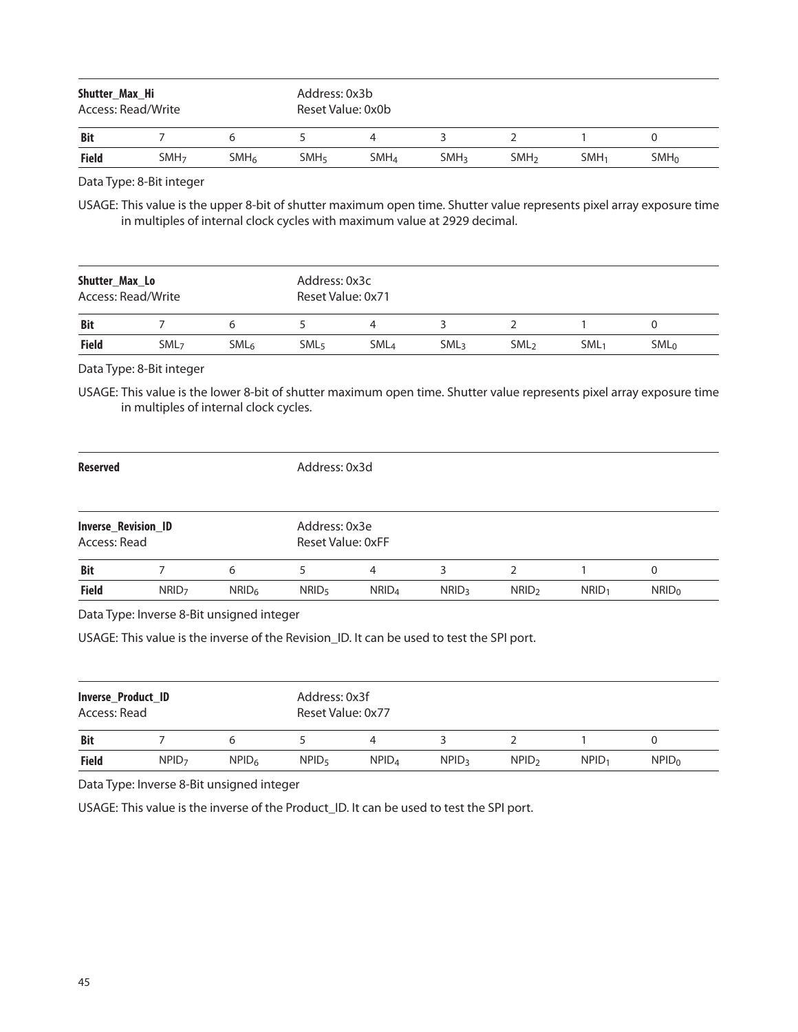| **Shutter_Max_Hi**<br>Access: Read/Write | | | Address: 0x3b<br>Reset Value: 0x0b | | | | | |
|---|---|---|---|---|---|---|---|---|
| **Bit** | 7 | 6 | 5 | 4 | 3 | 2 | 1 | 0 |
| **Field** | $SMH_7$ | $SMH_6$ | $SMH_5$ | $SMH_4$ | $SMH_3$ | $SMH_2$ | $SMH_1$ | $SMH_0$ |

Data Type: 8-Bit integer

USAGE: This value is the upper 8-bit of shutter maximum open time. Shutter value represents pixel array exposure time in multiples of internal clock cycles with maximum value at 2929 decimal.

| **Shutter_Max_Lo**<br>Access: Read/Write | | | Address: 0x3c<br>Reset Value: 0x71 | | | | | |
|---|---|---|---|---|---|---|---|---|
| **Bit** | 7 | 6 | 5 | 4 | 3 | 2 | 1 | 0 |
| **Field** | $SML_7$ | $SML_6$ | $SML_5$ | $SML_4$ | $SML_3$ | $SML_2$ | $SML_1$ | $SML_0$ |

Data Type: 8-Bit integer

USAGE: This value is the lower 8-bit of shutter maximum open time. Shutter value represents pixel array exposure time in multiples of internal clock cycles.

**Reserved** Address: 0x3d

| **Inverse_Revision_ID**<br>Access: Read | | | Address: 0x3e<br>Reset Value: 0xFF | | | | | |
|---|---|---|---|---|---|---|---|---|
| **Bit** | 7 | 6 | 5 | 4 | 3 | 2 | 1 | 0 |
| **Field** | $NRID_7$ | $NRID_6$ | $NRID_5$ | $NRID_4$ | $NRID_3$ | $NRID_2$ | $NRID_1$ | $NRID_0$ |

Data Type: Inverse 8-Bit unsigned integer

USAGE: This value is the inverse of the Revision_ID. It can be used to test the SPI port.

| **Inverse_Product_ID**<br>Access: Read | | | Address: 0x3f<br>Reset Value: 0x77 | | | | | |
|---|---|---|---|---|---|---|---|---|
| **Bit** | 7 | 6 | 5 | 4 | 3 | 2 | 1 | 0 |
| **Field** | $NPID_7$ | $NPID_6$ | $NPID_5$ | $NPID_4$ | $NPID_3$ | $NPID_2$ | $NPID_1$ | $NPID_0$ |

Data Type: Inverse 8-Bit unsigned integer

USAGE: This value is the inverse of the Product_ID. It can be used to test the SPI port.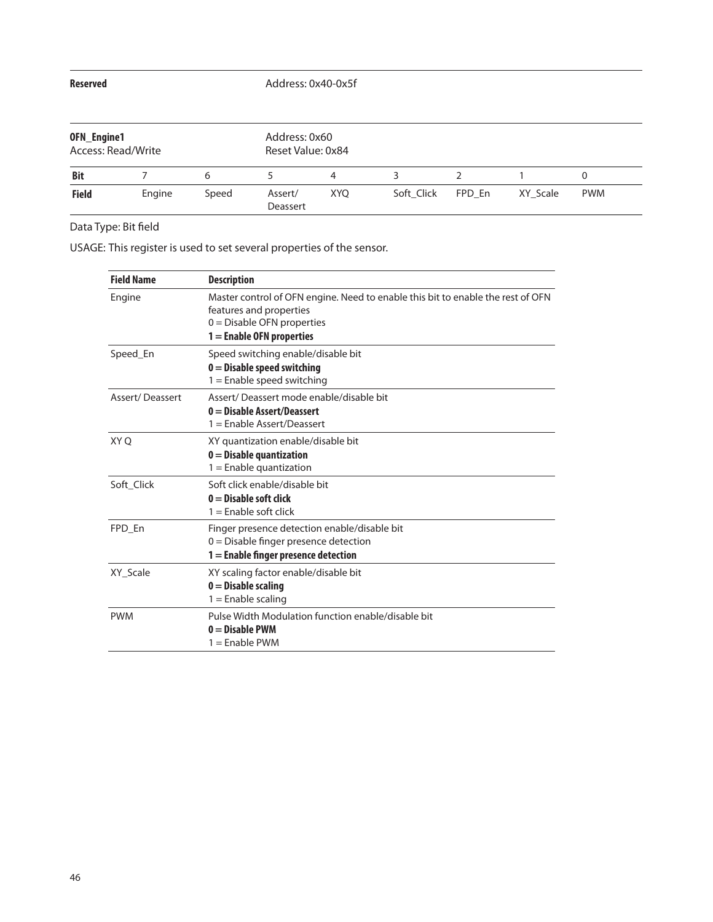**Reserved** Address: 0x40-0x5f

**OFN_Engine1** Address: 0x60
Access: Read/Write Reset Value: 0x84

| Bit | 7 | 6 | 5 | 4 | 3 | 2 | 1 | 0 |
|---|---|---|---|---|---|---|---|---|
| Field | Engine | Speed | Assert/ Deassert | XYQ | Soft_Click | FPD_En | XY_Scale | PWM |

Data Type: Bit field

USAGE: This register is used to set several properties of the sensor.

| Field Name | Description |
|---|---|
| Engine | Master control of OFN engine. Need to enable this bit to enable the rest of OFN features and properties<br>0 = Disable OFN properties<br>**1 = Enable OFN properties** |
| Speed_En | Speed switching enable/disable bit<br>**0 = Disable speed switching**<br>1 = Enable speed switching |
| Assert/ Deassert | Assert/ Deassert mode enable/disable bit<br>**0 = Disable Assert/Deassert**<br>1 = Enable Assert/Deassert |
| XY Q | XY quantization enable/disable bit<br>**0 = Disable quantization**<br>1 = Enable quantization |
| Soft_Click | Soft click enable/disable bit<br>**0 = Disable soft click**<br>1 = Enable soft click |
| FPD_En | Finger presence detection enable/disable bit<br>0 = Disable finger presence detection<br>**1 = Enable finger presence detection** |
| XY_Scale | XY scaling factor enable/disable bit<br>**0 = Disable scaling**<br>1 = Enable scaling |
| PWM | Pulse Width Modulation function enable/disable bit<br>**0 = Disable PWM**<br>1 = Enable PWM |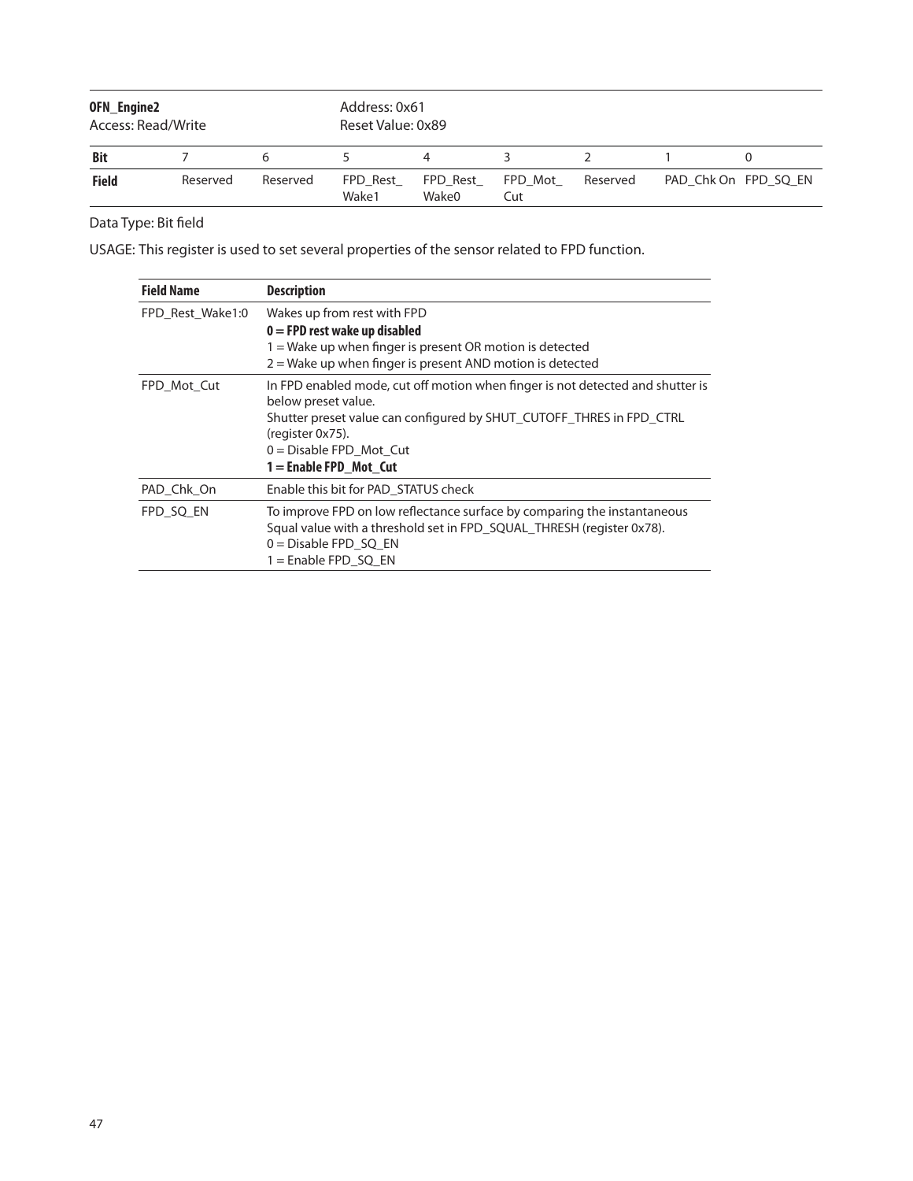| **OFN_Engine2**<br>Access: Read/Write | | | Address: 0x61<br>Reset Value: 0x89 | | | | | |
|---|---|---|---|---|---|---|---|---|
| **Bit** | 7 | 6 | 5 | 4 | 3 | 2 | 1 | 0 |
| **Field** | Reserved | Reserved | FPD_Rest_ Wake1 | FPD_Rest_ Wake0 | FPD_Mot_ Cut | Reserved | PAD_Chk On | FPD_SQ_EN |

Data Type: Bit field

USAGE: This register is used to set several properties of the sensor related to FPD function.

| **Field Name** | **Description** |
|---|---|
| FPD_Rest_Wake1:0 | Wakes up from rest with FPD<br>**0 = FPD rest wake up disabled**<br>1 = Wake up when finger is present OR motion is detected<br>2 = Wake up when finger is present AND motion is detected |
| FPD_Mot_Cut | In FPD enabled mode, cut off motion when finger is not detected and shutter is below preset value.<br>Shutter preset value can configured by SHUT_CUTOFF_THRES in FPD_CTRL (register 0x75).<br>0 = Disable FPD_Mot_Cut<br>**1 = Enable FPD_Mot_Cut** |
| PAD_Chk_On | Enable this bit for PAD_STATUS check |
| FPD_SQ_EN | To improve FPD on low reflectance surface by comparing the instantaneous Squal value with a threshold set in FPD_SQUAL_THRESH (register 0x78).<br>0 = Disable FPD_SQ_EN<br>1 = Enable FPD_SQ_EN |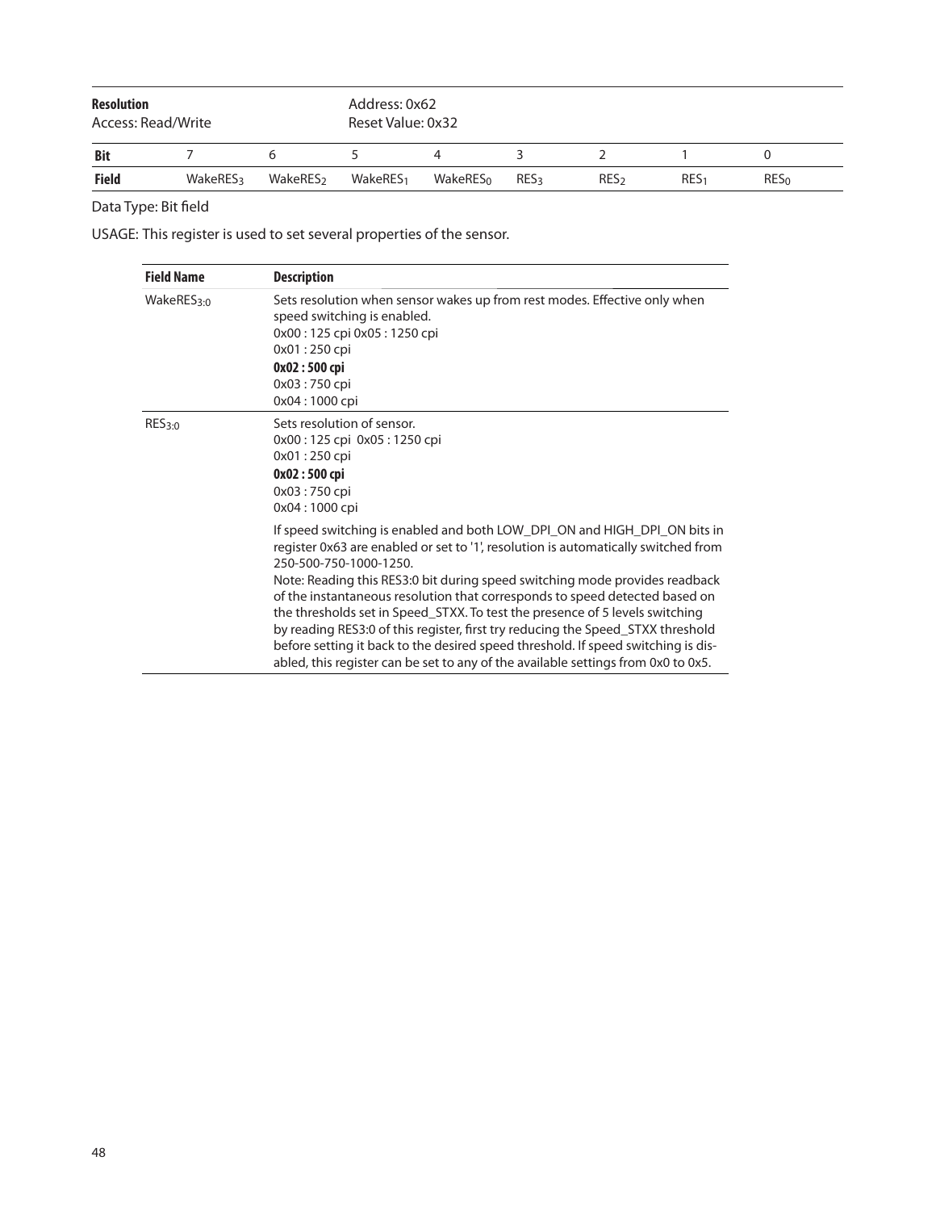| **Resolution** | | | Address: 0x62 | | | | | |
|---|---|---|---|---|---|---|---|---|
| Access: Read/Write | | | Reset Value: 0x32 | | | | | |
| **Bit** | 7 | 6 | 5 | 4 | 3 | 2 | 1 | 0 |
| **Field** | $WakeRES_3$ | $WakeRES_2$ | $WakeRES_1$ | $WakeRES_0$ | $RES_3$ | $RES_2$ | $RES_1$ | $RES_0$ |

Data Type: Bit field

USAGE: This register is used to set several properties of the sensor.

| **Field Name** | **Description** |
|---|---|
| $WakeRES_{3:0}$ | Sets resolution when sensor wakes up from rest modes. Effective only when speed switching is enabled.<br>0x00 : 125 cpi 0x05 : 1250 cpi<br>0x01 : 250 cpi<br>**0x02 : 500 cpi**<br>0x03 : 750 cpi<br>0x04 : 1000 cpi |
| $RES_{3:0}$ | Sets resolution of sensor.<br>0x00 : 125 cpi 0x05 : 1250 cpi<br>0x01 : 250 cpi<br>**0x02 : 500 cpi**<br>0x03 : 750 cpi<br>0x04 : 1000 cpi<br><br>If speed switching is enabled and both LOW_DPI_ON and HIGH_DPI_ON bits in register 0x63 are enabled or set to '1', resolution is automatically switched from 250-500-750-1000-1250.<br>Note: Reading this RES3:0 bit during speed switching mode provides readback of the instantaneous resolution that corresponds to speed detected based on the thresholds set in Speed_STXX. To test the presence of 5 levels switching by reading RES3:0 of this register, first try reducing the Speed_STXX threshold before setting it back to the desired speed threshold. If speed switching is disabled, this register can be set to any of the available settings from 0x0 to 0x5. |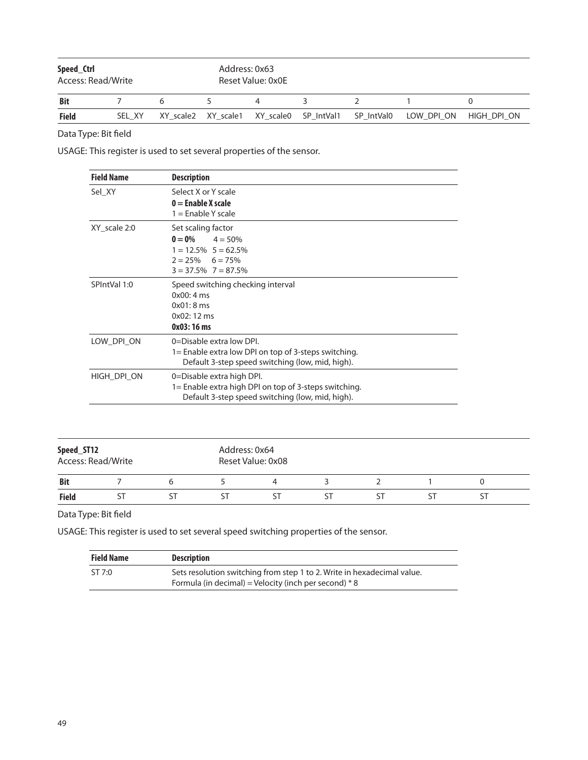**Speed_Ctrl** | Address: 0x63
Access: Read/Write | Reset Value: 0x0E

| Bit | 7 | 6 | 5 | 4 | 3 | 2 | 1 | 0 |
|---|---|---|---|---|---|---|---|---|
| Field | SEL_XY | XY_scale2 | XY_scale1 | XY_scale0 | SP_IntVal1 | SP_IntVal0 | LOW_DPI_ON | HIGH_DPI_ON |

Data Type: Bit field

USAGE: This register is used to set several properties of the sensor.

| Field Name | Description |
|---|---|
| Sel_XY | Select X or Y scale<br>**0 = Enable X scale**<br>1 = Enable Y scale |
| XY_scale 2:0 | Set scaling factor<br>**0 = 0%** 4 = 50%<br>1 = 12.5% 5 = 62.5%<br>2 = 25% 6 = 75%<br>3 = 37.5% 7 = 87.5% |
| SPIntVal 1:0 | Speed switching checking interval<br>0x00: 4 ms<br>0x01: 8 ms<br>0x02: 12 ms<br>**0x03: 16 ms** |
| LOW_DPI_ON | 0=Disable extra low DPI.<br>1= Enable extra low DPI on top of 3-steps switching.<br>Default 3-step speed switching (low, mid, high). |
| HIGH_DPI_ON | 0=Disable extra high DPI.<br>1= Enable extra high DPI on top of 3-steps switching.<br>Default 3-step speed switching (low, mid, high). |

**Speed_ST12** | Address: 0x64
Access: Read/Write | Reset Value: 0x08

| Bit | 7 | 6 | 5 | 4 | 3 | 2 | 1 | 0 |
|---|---|---|---|---|---|---|---|---|
| Field | ST | ST | ST | ST | ST | ST | ST | ST |

Data Type: Bit field

USAGE: This register is used to set several speed switching properties of the sensor.

| Field Name | Description |
|---|---|
| ST 7:0 | Sets resolution switching from step 1 to 2. Write in hexadecimal value.<br>Formula (in decimal) = Velocity (inch per second) * 8 |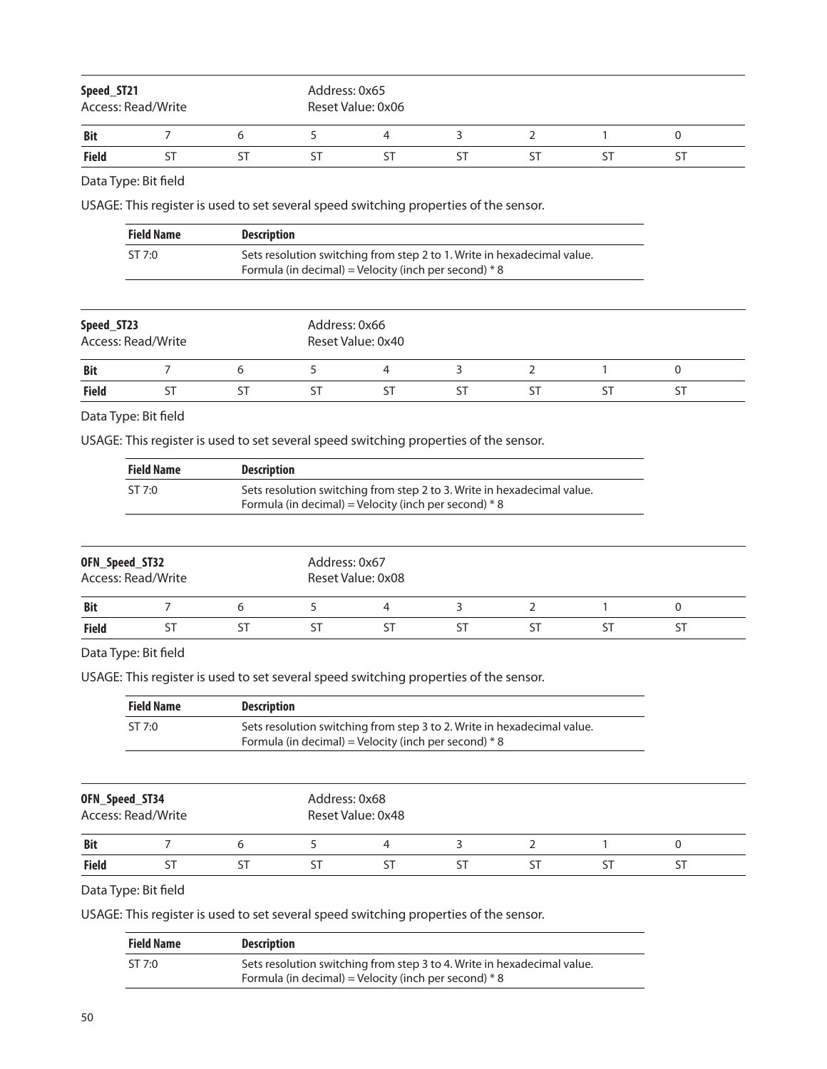**Speed_ST21**
Access: Read/Write

Address: 0x65
Reset Value: 0x06

| Bit | 7 | 6 | 5 | 4 | 3 | 2 | 1 | 0 |
|---|---|---|---|---|---|---|---|---|
| Field | ST | ST | ST | ST | ST | ST | ST | ST |

Data Type: Bit field

USAGE: This register is used to set several speed switching properties of the sensor.

| Field Name | Description |
|---|---|
| ST 7:0 | Sets resolution switching from step 2 to 1. Write in hexadecimal value. Formula (in decimal) = Velocity (inch per second) * 8 |

**Speed_ST23**
Access: Read/Write

Address: 0x66
Reset Value: 0x40

| Bit | 7 | 6 | 5 | 4 | 3 | 2 | 1 | 0 |
|---|---|---|---|---|---|---|---|---|
| Field | ST | ST | ST | ST | ST | ST | ST | ST |

Data Type: Bit field

USAGE: This register is used to set several speed switching properties of the sensor.

| Field Name | Description |
|---|---|
| ST 7:0 | Sets resolution switching from step 2 to 3. Write in hexadecimal value. Formula (in decimal) = Velocity (inch per second) * 8 |

**OFN_Speed_ST32**
Access: Read/Write

Address: 0x67
Reset Value: 0x08

| Bit | 7 | 6 | 5 | 4 | 3 | 2 | 1 | 0 |
|---|---|---|---|---|---|---|---|---|
| Field | ST | ST | ST | ST | ST | ST | ST | ST |

Data Type: Bit field

USAGE: This register is used to set several speed switching properties of the sensor.

| Field Name | Description |
|---|---|
| ST 7:0 | Sets resolution switching from step 3 to 2. Write in hexadecimal value. Formula (in decimal) = Velocity (inch per second) * 8 |

**OFN_Speed_ST34**
Access: Read/Write

Address: 0x68
Reset Value: 0x48

| Bit | 7 | 6 | 5 | 4 | 3 | 2 | 1 | 0 |
|---|---|---|---|---|---|---|---|---|
| Field | ST | ST | ST | ST | ST | ST | ST | ST |

Data Type: Bit field

USAGE: This register is used to set several speed switching properties of the sensor.

| Field Name | Description |
|---|---|
| ST 7:0 | Sets resolution switching from step 3 to 4. Write in hexadecimal value. Formula (in decimal) = Velocity (inch per second) * 8 |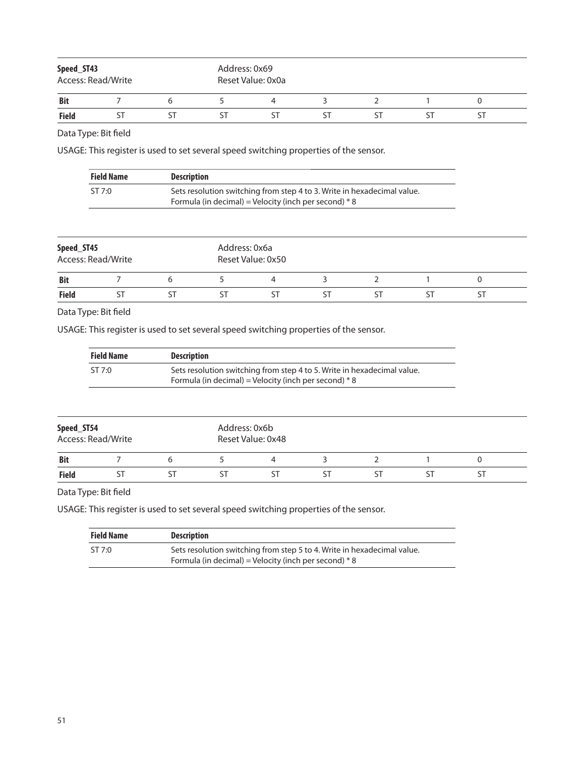**Speed_ST43**
Access: Read/Write

Address: 0x69
Reset Value: 0x0a

| Bit | 7 | 6 | 5 | 4 | 3 | 2 | 1 | 0 |
|---|---|---|---|---|---|---|---|---|
| Field | ST | ST | ST | ST | ST | ST | ST | ST |

Data Type: Bit field

USAGE: This register is used to set several speed switching properties of the sensor.

| Field Name | Description |
|---|---|
| ST 7:0 | Sets resolution switching from step 4 to 3. Write in hexadecimal value. Formula (in decimal) = Velocity (inch per second) * 8 |

**Speed_ST45**
Access: Read/Write

Address: 0x6a
Reset Value: 0x50

| Bit | 7 | 6 | 5 | 4 | 3 | 2 | 1 | 0 |
|---|---|---|---|---|---|---|---|---|
| Field | ST | ST | ST | ST | ST | ST | ST | ST |

Data Type: Bit field

USAGE: This register is used to set several speed switching properties of the sensor.

| Field Name | Description |
|---|---|
| ST 7:0 | Sets resolution switching from step 4 to 5. Write in hexadecimal value. Formula (in decimal) = Velocity (inch per second) * 8 |

**Speed_ST54**
Access: Read/Write

Address: 0x6b
Reset Value: 0x48

| Bit | 7 | 6 | 5 | 4 | 3 | 2 | 1 | 0 |
|---|---|---|---|---|---|---|---|---|
| Field | ST | ST | ST | ST | ST | ST | ST | ST |

Data Type: Bit field

USAGE: This register is used to set several speed switching properties of the sensor.

| Field Name | Description |
|---|---|
| ST 7:0 | Sets resolution switching from step 5 to 4. Write in hexadecimal value. Formula (in decimal) = Velocity (inch per second) * 8 |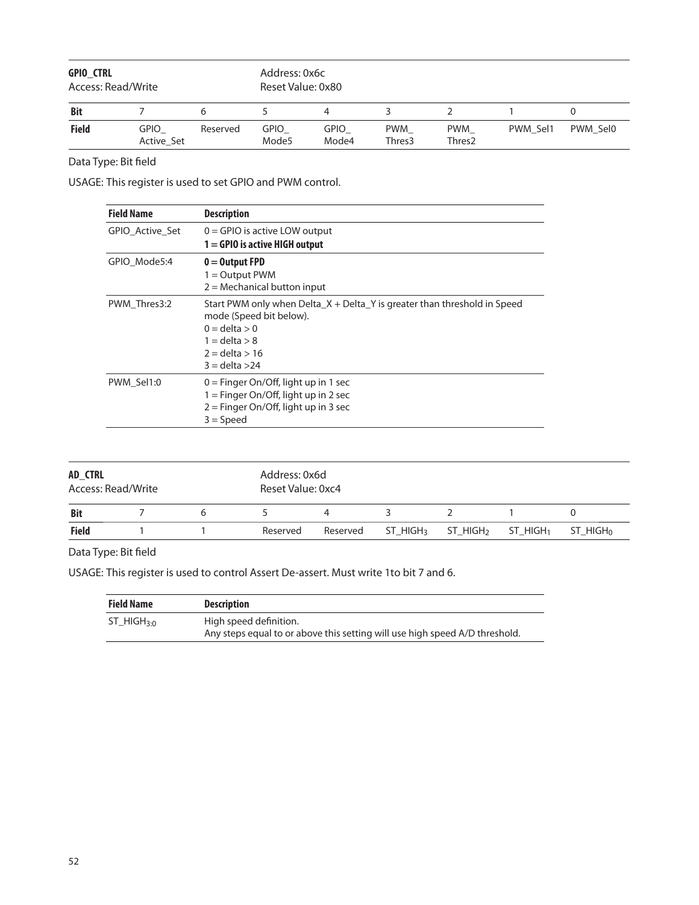**GPIO_CTRL**
Access: Read/Write

Address: 0x6c
Reset Value: 0x80

| Bit | 7 | 6 | 5 | 4 | 3 | 2 | 1 | 0 |
|---|---|---|---|---|---|---|---|---|
| Field | GPIO_ Active_Set | Reserved | GPIO_ Mode5 | GPIO_ Mode4 | PWM_ Thres3 | PWM_ Thres2 | PWM_Sel1 | PWM_Sel0 |

Data Type: Bit field

USAGE: This register is used to set GPIO and PWM control.

| Field Name | Description |
|---|---|
| GPIO_Active_Set | 0 = GPIO is active LOW output<br>**1 = GPIO is active HIGH output** |
| GPIO_Mode5:4 | **0 = Output FPD**<br>1 = Output PWM<br>2 = Mechanical button input |
| PWM_Thres3:2 | Start PWM only when Delta_X + Delta_Y is greater than threshold in Speed mode (Speed bit below).<br>0 = delta > 0<br>1 = delta > 8<br>2 = delta > 16<br>3 = delta >24 |
| PWM_Sel1:0 | 0 = Finger On/Off, light up in 1 sec<br>1 = Finger On/Off, light up in 2 sec<br>2 = Finger On/Off, light up in 3 sec<br>3 = Speed |

**AD_CTRL**
Access: Read/Write

Address: 0x6d
Reset Value: 0xc4

| Bit | 7 | 6 | 5 | 4 | 3 | 2 | 1 | 0 |
|---|---|---|---|---|---|---|---|---|
| Field | 1 | 1 | Reserved | Reserved | $ST\_HIGH_3$ | $ST\_HIGH_2$ | $ST\_HIGH_1$ | $ST\_HIGH_0$ |

Data Type: Bit field

USAGE: This register is used to control Assert De-assert. Must write 1to bit 7 and 6.

| Field Name | Description |
|---|---|
| $ST\_HIGH_{3:0}$ | High speed definition.<br>Any steps equal to or above this setting will use high speed A/D threshold. |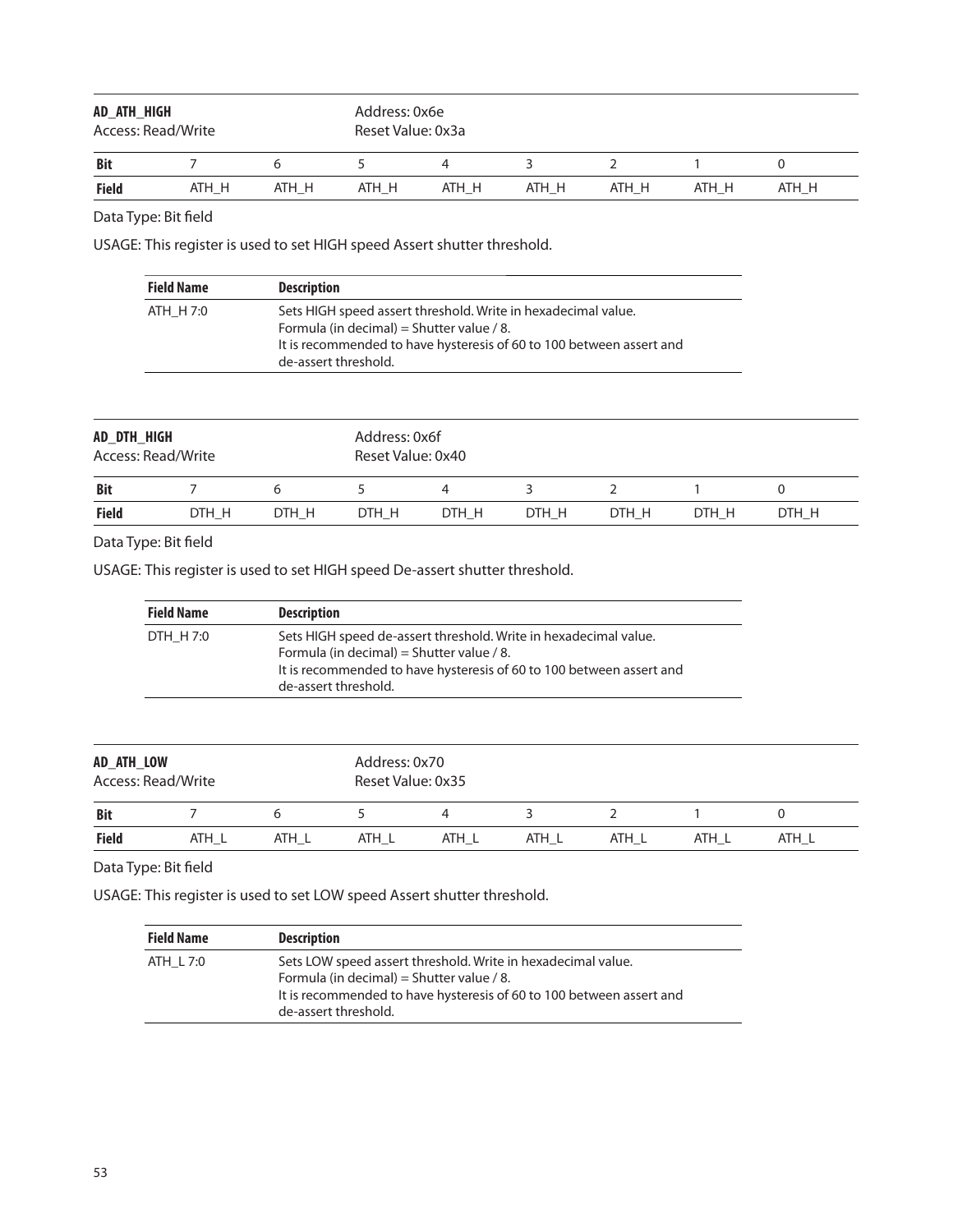**AD_ATH_HIGH**
Access: Read/Write

Address: 0x6e
Reset Value: 0x3a

| Bit | 7 | 6 | 5 | 4 | 3 | 2 | 1 | 0 |
|---|---|---|---|---|---|---|---|---|
| Field | ATH_H | ATH_H | ATH_H | ATH_H | ATH_H | ATH_H | ATH_H | ATH_H |

Data Type: Bit field

USAGE: This register is used to set HIGH speed Assert shutter threshold.

| Field Name | Description |
|---|---|
| ATH_H 7:0 | Sets HIGH speed assert threshold. Write in hexadecimal value.<br>Formula (in decimal) = Shutter value / 8.<br>It is recommended to have hysteresis of 60 to 100 between assert and de-assert threshold. |

**AD_DTH_HIGH**
Access: Read/Write

Address: 0x6f
Reset Value: 0x40

| Bit | 7 | 6 | 5 | 4 | 3 | 2 | 1 | 0 |
|---|---|---|---|---|---|---|---|---|
| Field | DTH_H | DTH_H | DTH_H | DTH_H | DTH_H | DTH_H | DTH_H | DTH_H |

Data Type: Bit field

USAGE: This register is used to set HIGH speed De-assert shutter threshold.

| Field Name | Description |
|---|---|
| DTH_H 7:0 | Sets HIGH speed de-assert threshold. Write in hexadecimal value.<br>Formula (in decimal) = Shutter value / 8.<br>It is recommended to have hysteresis of 60 to 100 between assert and de-assert threshold. |

**AD_ATH_LOW**
Access: Read/Write

Address: 0x70
Reset Value: 0x35

| Bit | 7 | 6 | 5 | 4 | 3 | 2 | 1 | 0 |
|---|---|---|---|---|---|---|---|---|
| Field | ATH_L | ATH_L | ATH_L | ATH_L | ATH_L | ATH_L | ATH_L | ATH_L |

Data Type: Bit field

USAGE: This register is used to set LOW speed Assert shutter threshold.

| Field Name | Description |
|---|---|
| ATH_L 7:0 | Sets LOW speed assert threshold. Write in hexadecimal value.<br>Formula (in decimal) = Shutter value / 8.<br>It is recommended to have hysteresis of 60 to 100 between assert and de-assert threshold. |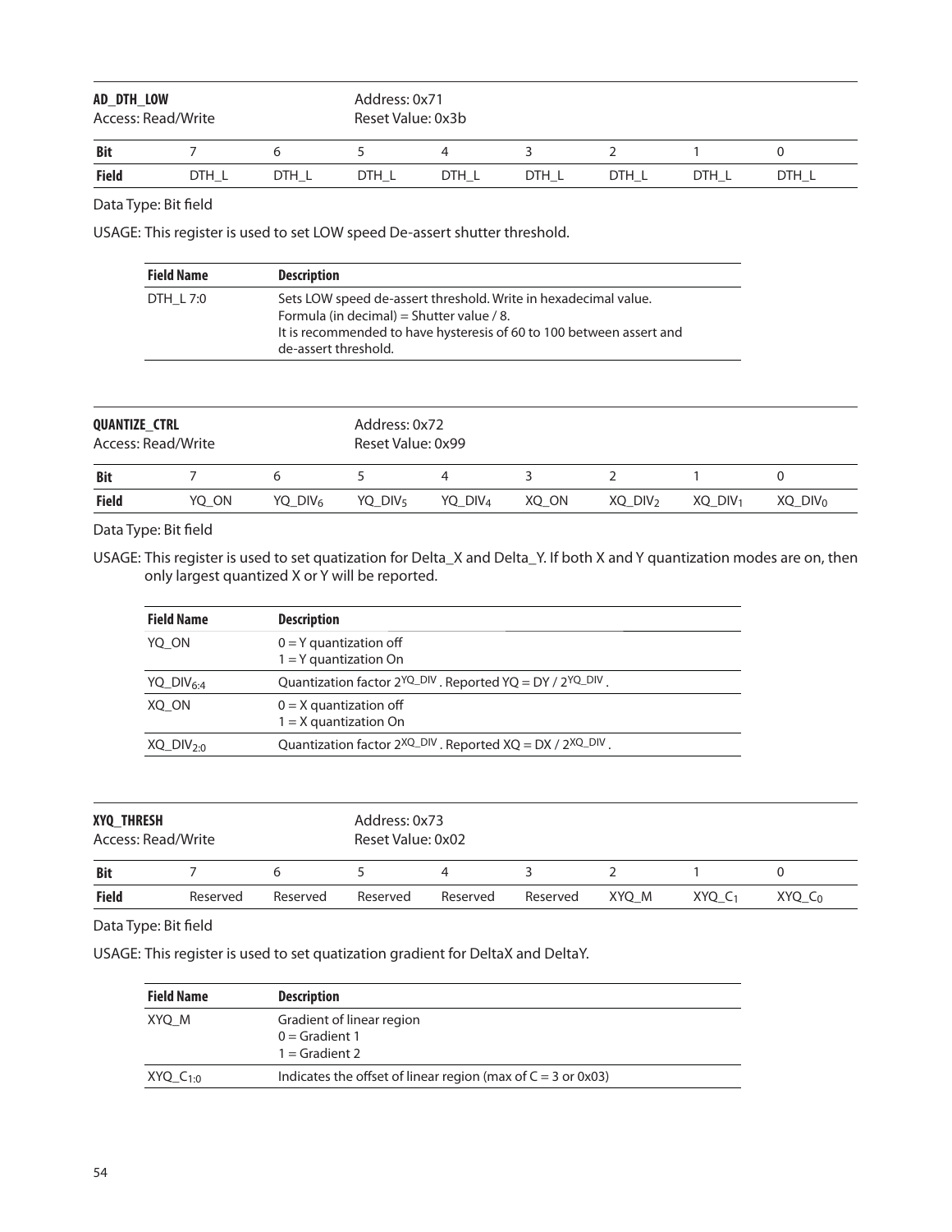**AD_DTH_LOW**
Access: Read/Write

Address: 0x71
Reset Value: 0x3b

| Bit | 7 | 6 | 5 | 4 | 3 | 2 | 1 | 0 |
|---|---|---|---|---|---|---|---|---|
| Field | DTH_L | DTH_L | DTH_L | DTH_L | DTH_L | DTH_L | DTH_L | DTH_L |

Data Type: Bit field

USAGE: This register is used to set LOW speed De-assert shutter threshold.

| Field Name | Description |
|---|---|
| DTH_L 7:0 | Sets LOW speed de-assert threshold. Write in hexadecimal value. Formula (in decimal) = Shutter value / 8. It is recommended to have hysteresis of 60 to 100 between assert and de-assert threshold. |

**QUANTIZE_CTRL**
Access: Read/Write

Address: 0x72
Reset Value: 0x99

| Bit | 7 | 6 | 5 | 4 | 3 | 2 | 1 | 0 |
|---|---|---|---|---|---|---|---|---|
| Field | YQ_ON | $YQ\_DIV_6$ | $YQ\_DIV_5$ | $YQ\_DIV_4$ | XQ_ON | $XQ\_DIV_2$ | $XQ\_DIV_1$ | $XQ\_DIV_0$ |

Data Type: Bit field

USAGE: This register is used to set quatization for Delta_X and Delta_Y. If both X and Y quantization modes are on, then only largest quantized X or Y will be reported.

| Field Name | Description |
|---|---|
| YQ_ON | 0 = Y quantization off<br>1 = Y quantization On |
| $YQ\_DIV_{6:4}$ | Quantization factor $2^{YQ\_DIV}$. Reported YQ = DY / $2^{YQ\_DIV}$. |
| XQ_ON | 0 = X quantization off<br>1 = X quantization On |
| $XQ\_DIV_{2:0}$ | Quantization factor $2^{XQ\_DIV}$. Reported XQ = DX / $2^{XQ\_DIV}$. |

**XYQ_THRESH**
Access: Read/Write

Address: 0x73
Reset Value: 0x02

| Bit | 7 | 6 | 5 | 4 | 3 | 2 | 1 | 0 |
|---|---|---|---|---|---|---|---|---|
| Field | Reserved | Reserved | Reserved | Reserved | Reserved | XYQ_M | $XYQ\_C_1$ | $XYQ\_C_0$ |

Data Type: Bit field

USAGE: This register is used to set quatization gradient for DeltaX and DeltaY.

| Field Name | Description |
|---|---|
| XYQ_M | Gradient of linear region<br>0 = Gradient 1<br>1 = Gradient 2 |
| $XYQ\_C_{1:0}$ | Indicates the offset of linear region (max of C = 3 or 0x03) |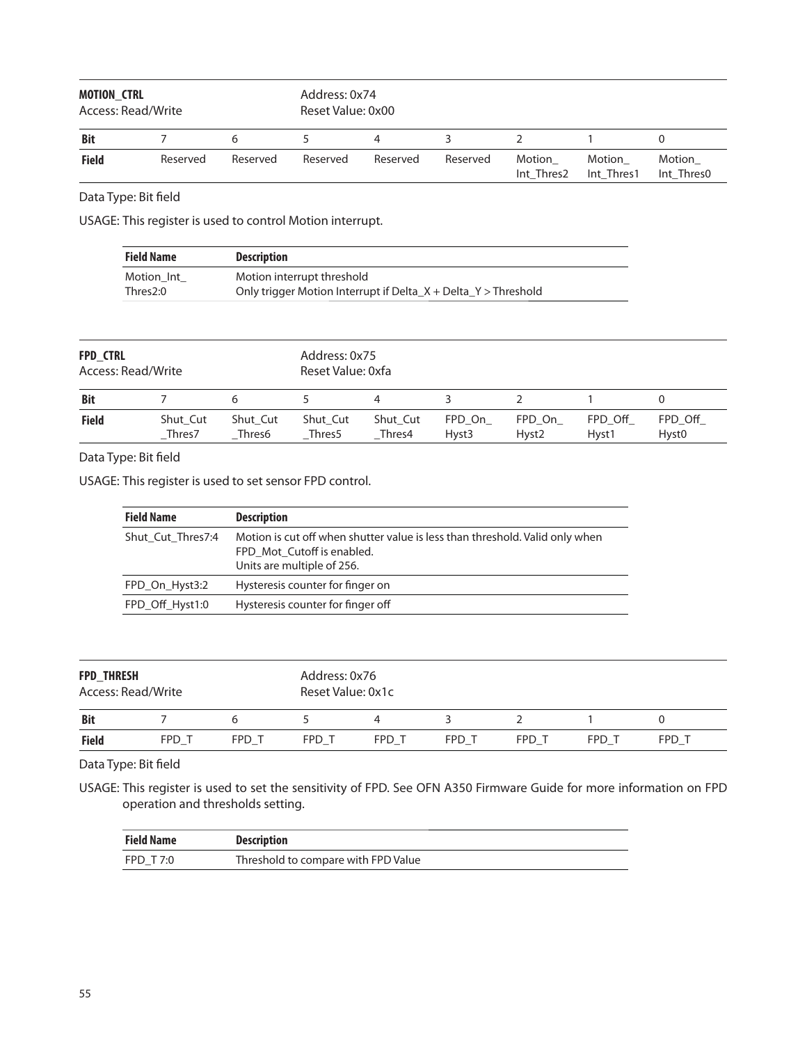**MOTION_CTRL**
Access: Read/Write

Address: 0x74
Reset Value: 0x00

| Bit | 7 | 6 | 5 | 4 | 3 | 2 | 1 | 0 |
|---|---|---|---|---|---|---|---|---|
| Field | Reserved | Reserved | Reserved | Reserved | Reserved | Motion_ Int_Thres2 | Motion_ Int_Thres1 | Motion_ Int_Thres0 |

Data Type: Bit field

USAGE: This register is used to control Motion interrupt.

| Field Name | Description |
|---|---|
| Motion_Int_ Thres2:0 | Motion interrupt threshold<br>Only trigger Motion Interrupt if Delta_X + Delta_Y > Threshold |

**FPD_CTRL**
Access: Read/Write

Address: 0x75
Reset Value: 0xfa

| Bit | 7 | 6 | 5 | 4 | 3 | 2 | 1 | 0 |
|---|---|---|---|---|---|---|---|---|
| Field | Shut_Cut _Thres7 | Shut_Cut _Thres6 | Shut_Cut _Thres5 | Shut_Cut _Thres4 | FPD_On_ Hyst3 | FPD_On_ Hyst2 | FPD_Off_ Hyst1 | FPD_Off_ Hyst0 |

Data Type: Bit field

USAGE: This register is used to set sensor FPD control.

| Field Name | Description |
|---|---|
| Shut_Cut_Thres7:4 | Motion is cut off when shutter value is less than threshold. Valid only when FPD_Mot_Cutoff is enabled.<br>Units are multiple of 256. |
| FPD_On_Hyst3:2 | Hysteresis counter for finger on |
| FPD_Off_Hyst1:0 | Hysteresis counter for finger off |

**FPD_THRESH**
Access: Read/Write

Address: 0x76
Reset Value: 0x1c

| Bit | 7 | 6 | 5 | 4 | 3 | 2 | 1 | 0 |
|---|---|---|---|---|---|---|---|---|
| Field | FPD_T | FPD_T | FPD_T | FPD_T | FPD_T | FPD_T | FPD_T | FPD_T |

Data Type: Bit field

USAGE: This register is used to set the sensitivity of FPD. See OFN A350 Firmware Guide for more information on FPD operation and thresholds setting.

| Field Name | Description |
|---|---|
| FPD_T 7:0 | Threshold to compare with FPD Value |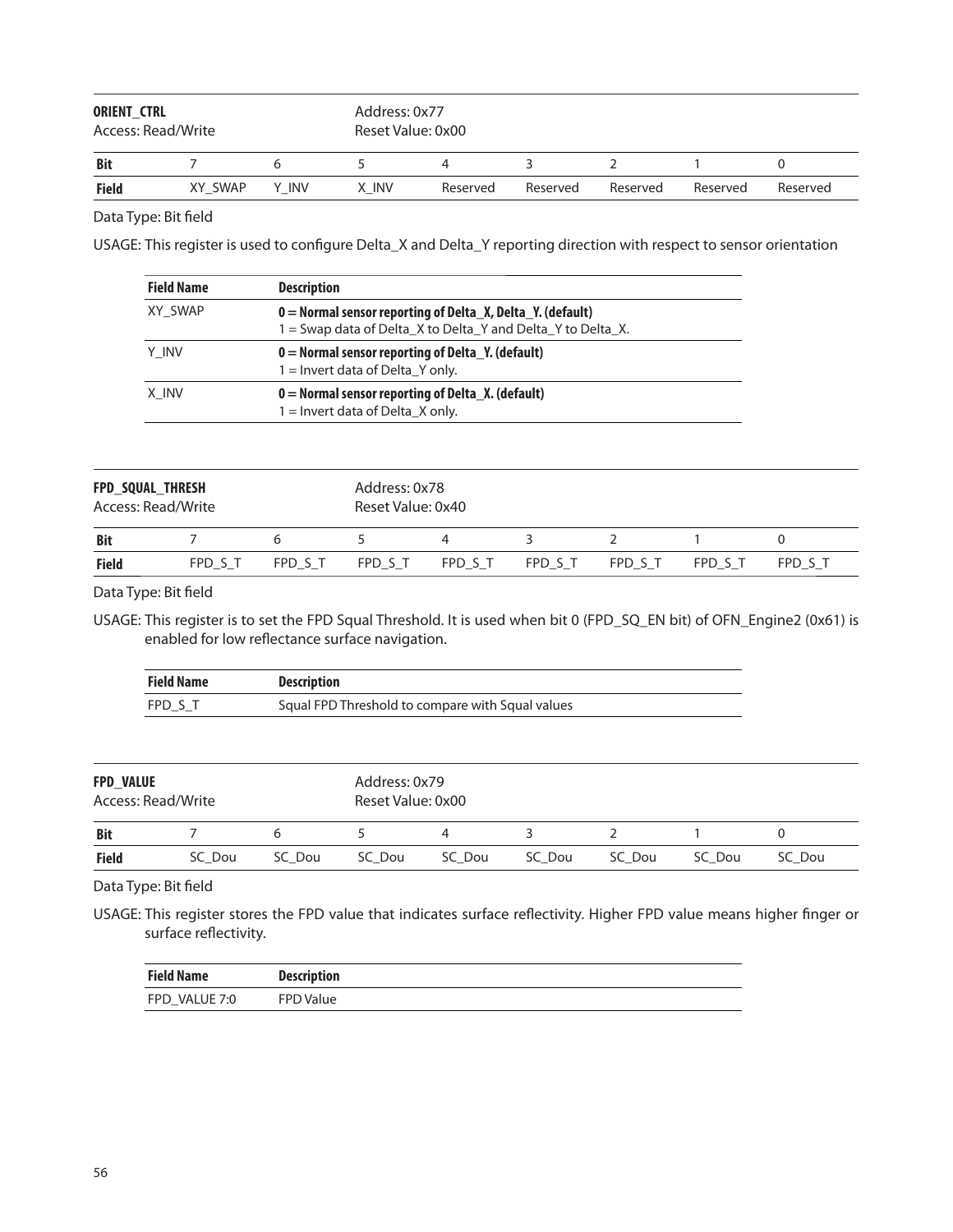**ORIENT_CTRL**
Access: Read/Write

Address: 0x77
Reset Value: 0x00

| Bit | 7 | 6 | 5 | 4 | 3 | 2 | 1 | 0 |
|---|---|---|---|---|---|---|---|---|
| Field | XY_SWAP | Y_INV | X_INV | Reserved | Reserved | Reserved | Reserved | Reserved |

Data Type: Bit field

USAGE: This register is used to configure Delta_X and Delta_Y reporting direction with respect to sensor orientation

| Field Name | Description |
|---|---|
| XY_SWAP | **0 = Normal sensor reporting of Delta_X, Delta_Y. (default)**<br>1 = Swap data of Delta_X to Delta_Y and Delta_Y to Delta_X. |
| Y_INV | **0 = Normal sensor reporting of Delta_Y. (default)**<br>1 = Invert data of Delta_Y only. |
| X_INV | **0 = Normal sensor reporting of Delta_X. (default)**<br>1 = Invert data of Delta_X only. |

**FPD_SQUAL_THRESH**
Access: Read/Write

Address: 0x78
Reset Value: 0x40

| Bit | 7 | 6 | 5 | 4 | 3 | 2 | 1 | 0 |
|---|---|---|---|---|---|---|---|---|
| Field | FPD_S_T | FPD_S_T | FPD_S_T | FPD_S_T | FPD_S_T | FPD_S_T | FPD_S_T | FPD_S_T |

Data Type: Bit field

USAGE: This register is to set the FPD Squal Threshold. It is used when bit 0 (FPD_SQ_EN bit) of OFN_Engine2 (0x61) is enabled for low reflectance surface navigation.

| Field Name | Description |
|---|---|
| FPD_S_T | Squal FPD Threshold to compare with Squal values |

**FPD_VALUE**
Access: Read/Write

Address: 0x79
Reset Value: 0x00

| Bit | 7 | 6 | 5 | 4 | 3 | 2 | 1 | 0 |
|---|---|---|---|---|---|---|---|---|
| Field | SC_Dou | SC_Dou | SC_Dou | SC_Dou | SC_Dou | SC_Dou | SC_Dou | SC_Dou |

Data Type: Bit field

USAGE: This register stores the FPD value that indicates surface reflectivity. Higher FPD value means higher finger or surface reflectivity.

| Field Name | Description |
|---|---|
| FPD_VALUE 7:0 | FPD Value |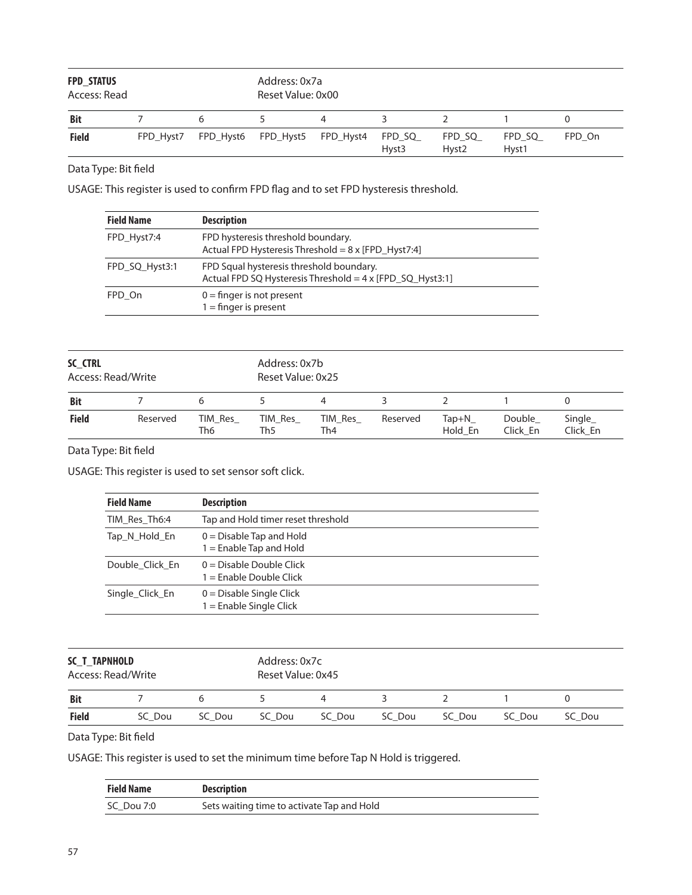| **FPD_STATUS** | | | | Address: 0x7a | | | |
|---|---|---|---|---|---|---|---|
| Access: Read | | | | Reset Value: 0x00 | | | |

| Bit | 7 | 6 | 5 | 4 | 3 | 2 | 1 | 0 |
|---|---|---|---|---|---|---|---|---|
| **Field** | FPD_Hyst7 | FPD_Hyst6 | FPD_Hyst5 | FPD_Hyst4 | FPD_SQ_ Hyst3 | FPD_SQ_ Hyst2 | FPD_SQ_ Hyst1 | FPD_On |

Data Type: Bit field

USAGE: This register is used to confirm FPD flag and to set FPD hysteresis threshold.

| Field Name | Description |
|---|---|
| FPD_Hyst7:4 | FPD hysteresis threshold boundary.<br>Actual FPD Hysteresis Threshold = 8 x [FPD_Hyst7:4] |
| FPD_SQ_Hyst3:1 | FPD Squal hysteresis threshold boundary.<br>Actual FPD SQ Hysteresis Threshold = 4 x [FPD_SQ_Hyst3:1] |
| FPD_On | 0 = finger is not present<br>1 = finger is present |

| **SC_CTRL** | | | | Address: 0x7b | | | |
|---|---|---|---|---|---|---|---|
| Access: Read/Write | | | | Reset Value: 0x25 | | | |

| Bit | 7 | 6 | 5 | 4 | 3 | 2 | 1 | 0 |
|---|---|---|---|---|---|---|---|---|
| **Field** | Reserved | TIM_Res_ Th6 | TIM_Res_ Th5 | TIM_Res_ Th4 | Reserved | Tap+N_ Hold_En | Double_ Click_En | Single_ Click_En |

Data Type: Bit field

USAGE: This register is used to set sensor soft click.

| Field Name | Description |
|---|---|
| TIM_Res_Th6:4 | Tap and Hold timer reset threshold |
| Tap_N_Hold_En | 0 = Disable Tap and Hold<br>1 = Enable Tap and Hold |
| Double_Click_En | 0 = Disable Double Click<br>1 = Enable Double Click |
| Single_Click_En | 0 = Disable Single Click<br>1 = Enable Single Click |

| **SC_T_TAPNHOLD** | | | | Address: 0x7c | | | |
|---|---|---|---|---|---|---|---|
| Access: Read/Write | | | | Reset Value: 0x45 | | | |

| Bit | 7 | 6 | 5 | 4 | 3 | 2 | 1 | 0 |
|---|---|---|---|---|---|---|---|---|
| **Field** | SC_Dou | SC_Dou | SC_Dou | SC_Dou | SC_Dou | SC_Dou | SC_Dou | SC_Dou |

Data Type: Bit field

USAGE: This register is used to set the minimum time before Tap N Hold is triggered.

| Field Name | Description |
|---|---|
| SC_Dou 7:0 | Sets waiting time to activate Tap and Hold |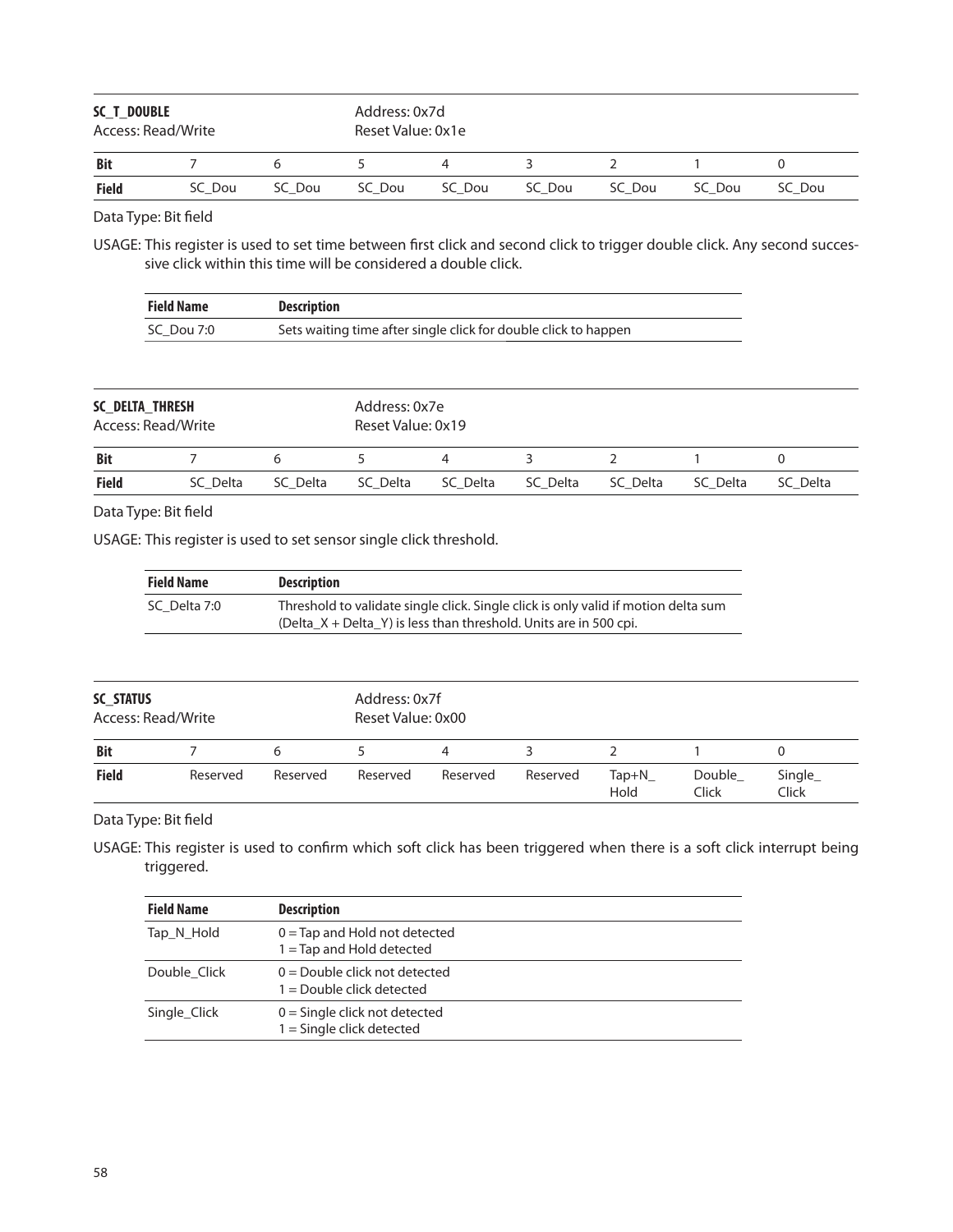**SC_T_DOUBLE**
Access: Read/Write

Address: 0x7d
Reset Value: 0x1e

| Bit | 7 | 6 | 5 | 4 | 3 | 2 | 1 | 0 |
|---|---|---|---|---|---|---|---|---|
| Field | SC_Dou | SC_Dou | SC_Dou | SC_Dou | SC_Dou | SC_Dou | SC_Dou | SC_Dou |

Data Type: Bit field

USAGE: This register is used to set time between first click and second click to trigger double click. Any second successive click within this time will be considered a double click.

| Field Name | Description |
|---|---|
| SC_Dou 7:0 | Sets waiting time after single click for double click to happen |

**SC_DELTA_THRESH**
Access: Read/Write

Address: 0x7e
Reset Value: 0x19

| Bit | 7 | 6 | 5 | 4 | 3 | 2 | 1 | 0 |
|---|---|---|---|---|---|---|---|---|
| Field | SC_Delta | SC_Delta | SC_Delta | SC_Delta | SC_Delta | SC_Delta | SC_Delta | SC_Delta |

Data Type: Bit field

USAGE: This register is used to set sensor single click threshold.

| Field Name | Description |
|---|---|
| SC_Delta 7:0 | Threshold to validate single click. Single click is only valid if motion delta sum (Delta_X + Delta_Y) is less than threshold. Units are in 500 cpi. |

**SC_STATUS**
Access: Read/Write

Address: 0x7f
Reset Value: 0x00

| Bit | 7 | 6 | 5 | 4 | 3 | 2 | 1 | 0 |
|---|---|---|---|---|---|---|---|---|
| Field | Reserved | Reserved | Reserved | Reserved | Reserved | Tap+N_ Hold | Double_ Click | Single_ Click |

Data Type: Bit field

USAGE: This register is used to confirm which soft click has been triggered when there is a soft click interrupt being triggered.

| Field Name | Description |
|---|---|
| Tap_N_Hold | 0 = Tap and Hold not detected<br>1 = Tap and Hold detected |
| Double_Click | 0 = Double click not detected<br>1 = Double click detected |
| Single_Click | 0 = Single click not detected<br>1 = Single click detected |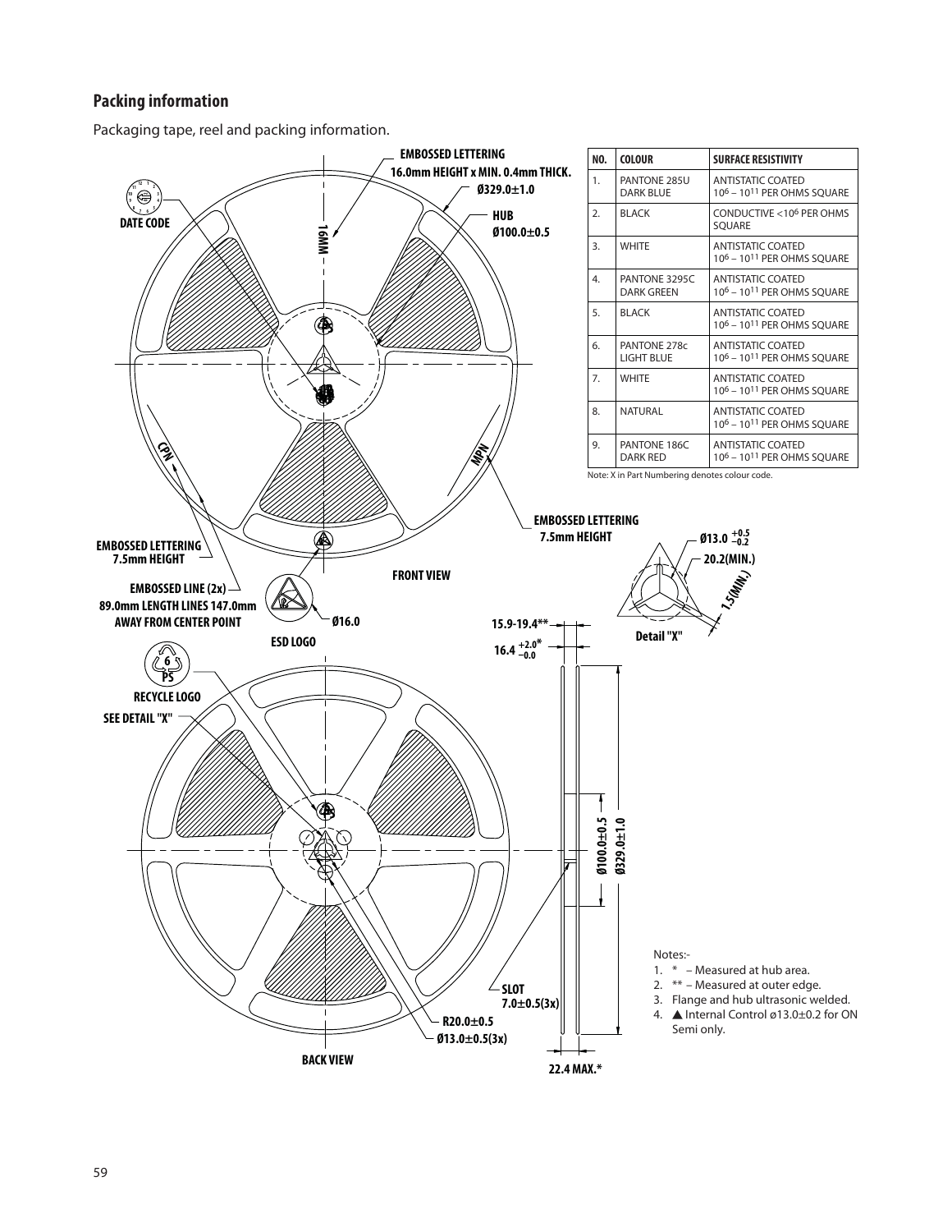## Packing information

Packaging tape, reel and packing information.

EMBOSSED LETTERING
16.0mm HEIGHT x MIN. 0.4mm THICK.

Ø329.0±1.0

HUB
Ø100.0±0.5

DATE CODE

16MM

CPN

MPN

EMBOSSED LETTERING
7.5mm HEIGHT

EMBOSSED LETTERING
7.5mm HEIGHT

FRONT VIEW

EMBOSSED LINE (2x)
89.0mm LENGTH LINES 147.0mm
AWAY FROM CENTER POINT

Ø16.0

ESD LOGO

RECYCLE LOGO

SEE DETAIL "X"

| NO. | COLOUR | SURFACE RESISTIVITY |
|---|---|---|
| 1. | PANTONE 285U DARK BLUE | ANTISTATIC COATED $10^6 – 10^{11}$ PER OHMS SQUARE |
| 2. | BLACK | CONDUCTIVE $<10^6$ PER OHMS SQUARE |
| 3. | WHITE | ANTISTATIC COATED $10^6 – 10^{11}$ PER OHMS SQUARE |
| 4. | PANTONE 3295C DARK GREEN | ANTISTATIC COATED $10^6 – 10^{11}$ PER OHMS SQUARE |
| 5. | BLACK | ANTISTATIC COATED $10^6 – 10^{11}$ PER OHMS SQUARE |
| 6. | PANTONE 278c LIGHT BLUE | ANTISTATIC COATED $10^6 – 10^{11}$ PER OHMS SQUARE |
| 7. | WHITE | ANTISTATIC COATED $10^6 – 10^{11}$ PER OHMS SQUARE |
| 8. | NATURAL | ANTISTATIC COATED $10^6 – 10^{11}$ PER OHMS SQUARE |
| 9. | PANTONE 186C DARK RED | ANTISTATIC COATED $10^6 – 10^{11}$ PER OHMS SQUARE |

Note: X in Part Numbering denotes colour code.

Ø13.0 $^{+0.5}_{-0.2}$

20.2(MIN.)

1.5(MIN.)

Detail "X"

15.9-19.4**

16.4 $^{+2.0}_{-0.0}$*

Ø100.0±0.5

Ø329.0±1.0

SLOT
7.0±0.5(3x)

R20.0±0.5

Ø13.0±0.5(3x)

BACK VIEW

22.4 MAX.*

Notes:-

1. * – Measured at hub area.
2. ** – Measured at outer edge.
3. Flange and hub ultrasonic welded.
4. ▲ Internal Control ø13.0±0.2 for ON Semi only.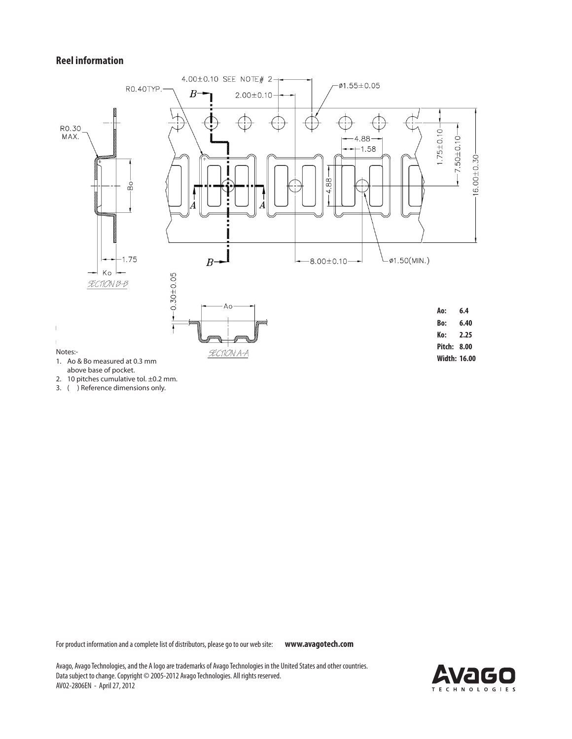## Reel information

4.00±0.10 SEE NOTE# 2

R0.40TYP.

2.00±0.10

ø1.55±0.05

R0.30 MAX.

4.88

1.58

1.75±0.10

7.50±0.10

16.00±0.30

4.88

Bo

1.75

Ko

SECTION B-B

8.00±0.10

ø1.50(MIN.)

0.30±0.05

Ao

SECTION A-A

**Ao: 6.4**

**Bo: 6.40**

**Ko: 2.25**

**Pitch: 8.00**

**Width: 16.00**

Notes:-

1. Ao & Bo measured at 0.3 mm above base of pocket.
2. 10 pitches cumulative tol. ±0.2 mm.
3. ( ) Reference dimensions only.

For product information and a complete list of distributors, please go to our web site: **www.avagotech.com**

Avago, Avago Technologies, and the A logo are trademarks of Avago Technologies in the United States and other countries.
Data subject to change. Copyright © 2005-2012 Avago Technologies. All rights reserved.
AV02-2806EN - April 27, 2012